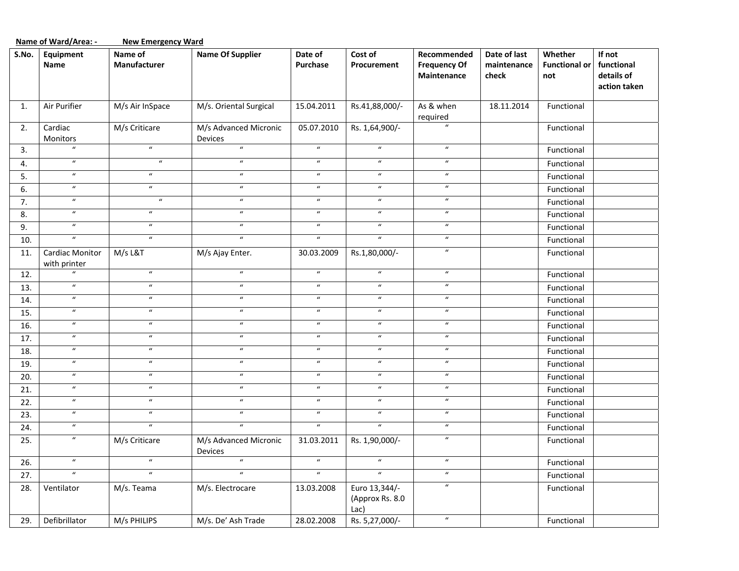**Name of Ward/Area: -** **New Emergency Ward**

| S.No. | Equipment Name | Name of Manufacturer | Name Of Supplier | Date of Purchase | Cost of Procurement | Recommended Frequency Of Maintenance | Date of last maintenance check | Whether Functional or not | If not functional details of action taken |
|---|---|---|---|---|---|---|---|---|---|
| 1. | Air Purifier | M/s Air InSpace | M/s. Oriental Surgical | 15.04.2011 | Rs.41,88,000/- | As & when required | 18.11.2014 | Functional | |
| 2. | Cardiac Monitors | M/s Criticare | M/s Advanced Micronic Devices | 05.07.2010 | Rs. 1,64,900/- | " | | Functional | |
| 3. | " | " | " | " | " | " | | Functional | |
| 4. | " | " | " | " | " | " | | Functional | |
| 5. | " | " | " | " | " | " | | Functional | |
| 6. | " | " | " | " | " | " | | Functional | |
| 7. | " | " | " | " | " | " | | Functional | |
| 8. | " | " | " | " | " | " | | Functional | |
| 9. | " | " | " | " | " | " | | Functional | |
| 10. | " | " | " | " | " | " | | Functional | |
| 11. | Cardiac Monitor with printer | M/s L&T | M/s Ajay Enter. | 30.03.2009 | Rs.1,80,000/- | " | | Functional | |
| 12. | " | " | " | " | " | " | | Functional | |
| 13. | " | " | " | " | " | " | | Functional | |
| 14. | " | " | " | " | " | " | | Functional | |
| 15. | " | " | " | " | " | " | | Functional | |
| 16. | " | " | " | " | " | " | | Functional | |
| 17. | " | " | " | " | " | " | | Functional | |
| 18. | " | " | " | " | " | " | | Functional | |
| 19. | " | " | " | " | " | " | | Functional | |
| 20. | " | " | " | " | " | " | | Functional | |
| 21. | " | " | " | " | " | " | | Functional | |
| 22. | " | " | " | " | " | " | | Functional | |
| 23. | " | " | " | " | " | " | | Functional | |
| 24. | " | " | " | " | " | " | | Functional | |
| 25. | " | M/s Criticare | M/s Advanced Micronic Devices | 31.03.2011 | Rs. 1,90,000/- | " | | Functional | |
| 26. | " | " | " | " | " | " | | Functional | |
| 27. | " | " | " | " | " | " | | Functional | |
| 28. | Ventilator | M/s. Teama | M/s. Electrocare | 13.03.2008 | Euro 13,344/- (Approx Rs. 8.0 Lac) | " | | Functional | |
| 29. | Defibrillator | M/s PHILIPS | M/s. De' Ash Trade | 28.02.2008 | Rs. 5,27,000/- | " | | Functional | |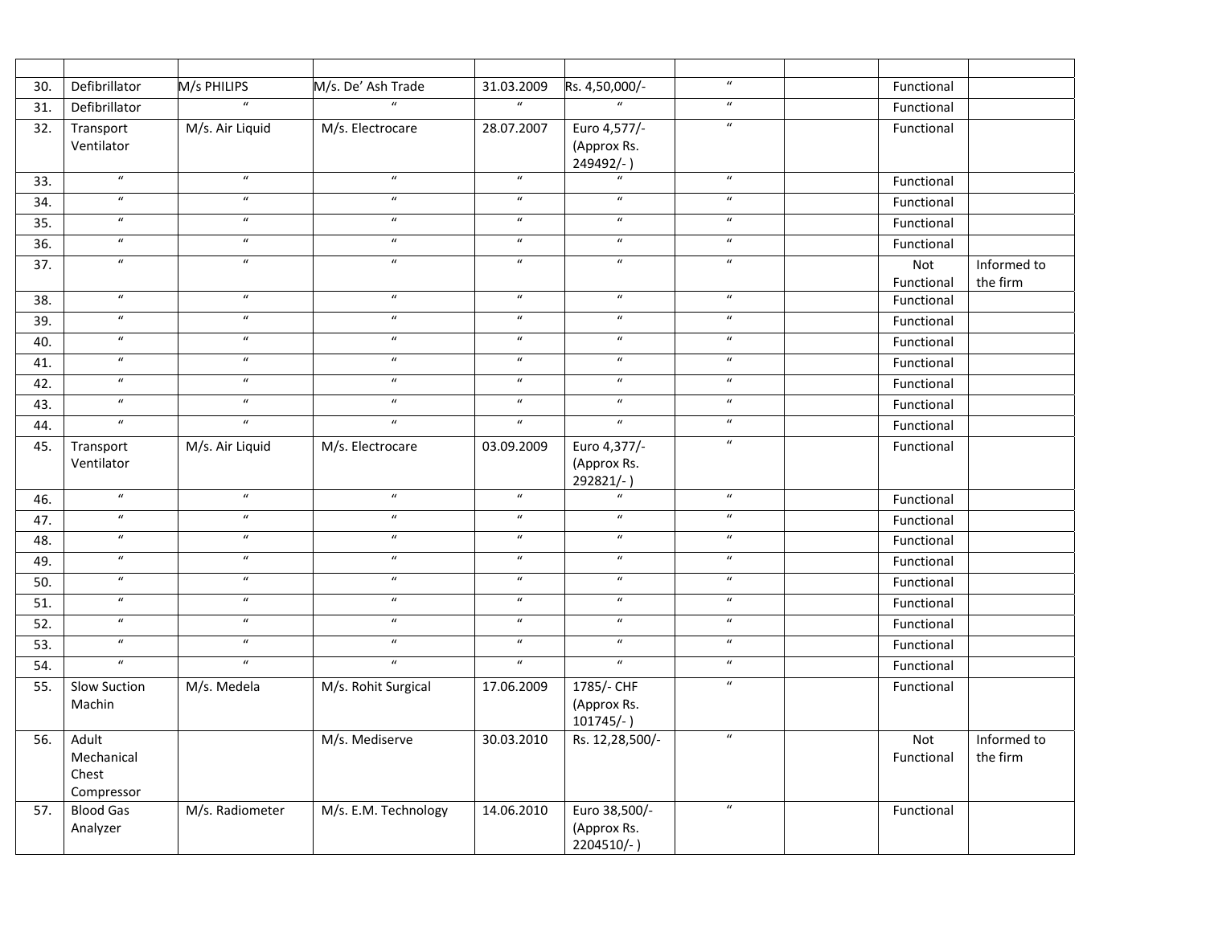| | | | | | | | | | |
|---|---|---|---|---|---|---|---|---|---|
| 30. | Defibrillator | M/s PHILIPS | M/s. De' Ash Trade | 31.03.2009 | Rs. 4,50,000/- | " | | Functional | |
| 31. | Defibrillator | " | " | " | " | " | | Functional | |
| 32. | Transport Ventilator | M/s. Air Liquid | M/s. Electrocare | 28.07.2007 | Euro 4,577/- (Approx Rs. 249492/- ) | " | | Functional | |
| 33. | " | " | " | " | " | " | | Functional | |
| 34. | " | " | " | " | " | " | | Functional | |
| 35. | " | " | " | " | " | " | | Functional | |
| 36. | " | " | " | " | " | " | | Functional | |
| 37. | " | " | " | " | " | " | | Not Functional | Informed to the firm |
| 38. | " | " | " | " | " | " | | Functional | |
| 39. | " | " | " | " | " | " | | Functional | |
| 40. | " | " | " | " | " | " | | Functional | |
| 41. | " | " | " | " | " | " | | Functional | |
| 42. | " | " | " | " | " | " | | Functional | |
| 43. | " | " | " | " | " | " | | Functional | |
| 44. | " | " | " | " | " | " | | Functional | |
| 45. | Transport Ventilator | M/s. Air Liquid | M/s. Electrocare | 03.09.2009 | Euro 4,377/- (Approx Rs. 292821/- ) | " | | Functional | |
| 46. | " | " | " | " | " | " | | Functional | |
| 47. | " | " | " | " | " | " | | Functional | |
| 48. | " | " | " | " | " | " | | Functional | |
| 49. | " | " | " | " | " | " | | Functional | |
| 50. | " | " | " | " | " | " | | Functional | |
| 51. | " | " | " | " | " | " | | Functional | |
| 52. | " | " | " | " | " | " | | Functional | |
| 53. | " | " | " | " | " | " | | Functional | |
| 54. | " | " | " | " | " | " | | Functional | |
| 55. | Slow Suction Machin | M/s. Medela | M/s. Rohit Surgical | 17.06.2009 | 1785/- CHF (Approx Rs. 101745/- ) | " | | Functional | |
| 56. | Adult Mechanical Chest Compressor | | M/s. Mediserve | 30.03.2010 | Rs. 12,28,500/- | " | | Not Functional | Informed to the firm |
| 57. | Blood Gas Analyzer | M/s. Radiometer | M/s. E.M. Technology | 14.06.2010 | Euro 38,500/- (Approx Rs. 2204510/- ) | " | | Functional | |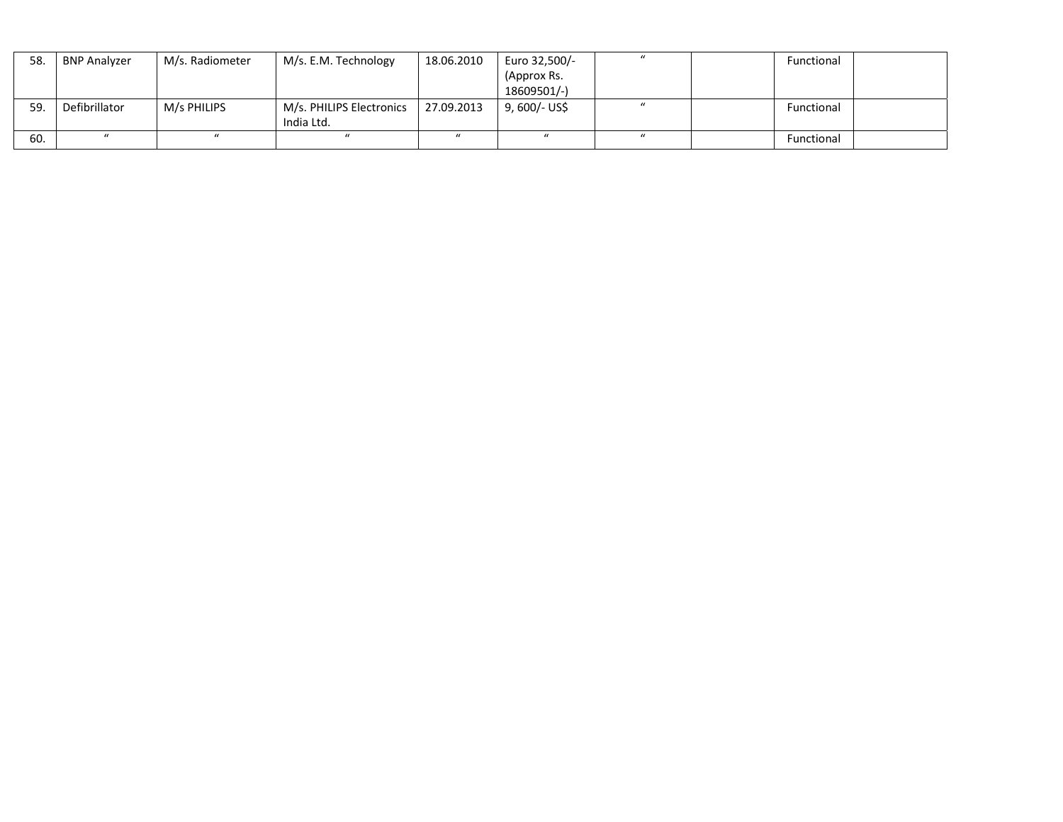| | | | | | | | | | |
|---|---|---|---|---|---|---|---|---|---|
| 58. | BNP Analyzer | M/s. Radiometer | M/s. E.M. Technology | 18.06.2010 | Euro 32,500/- (Approx Rs. 18609501/-) | " | | Functional | |
| 59. | Defibrillator | M/s PHILIPS | M/s. PHILIPS Electronics India Ltd. | 27.09.2013 | 9, 600/- US$ | " | | Functional | |
| 60. | " | " | " | " | " | " | | Functional | |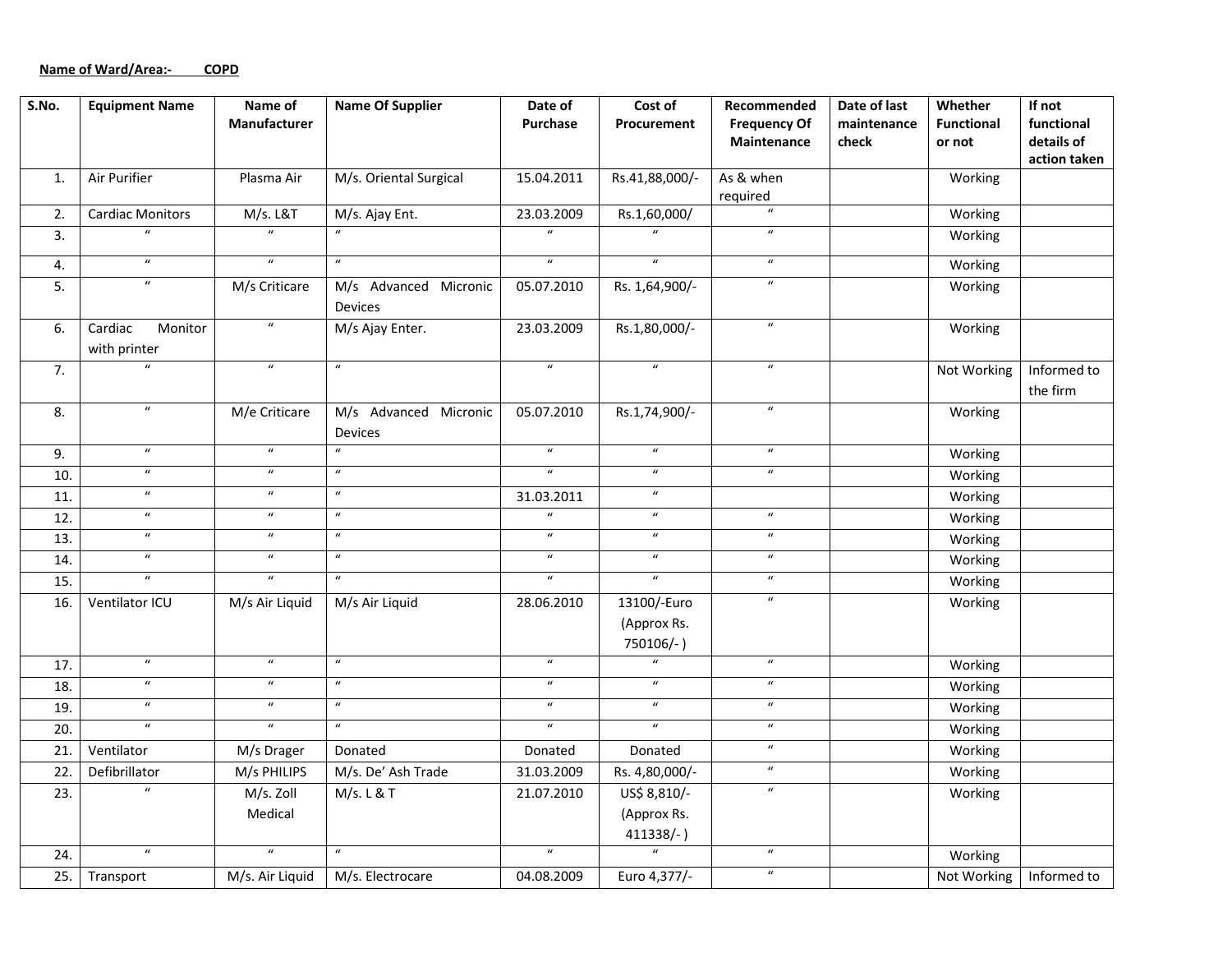**Name of Ward/Area:-        COPD**

| S.No. | Equipment Name | Name of Manufacturer | Name Of Supplier | Date of Purchase | Cost of Procurement | Recommended Frequency Of Maintenance | Date of last maintenance check | Whether Functional or not | If not functional details of action taken |
|---|---|---|---|---|---|---|---|---|---|
| 1. | Air Purifier | Plasma Air | M/s. Oriental Surgical | 15.04.2011 | Rs.41,88,000/- | As & when required | | Working | |
| 2. | Cardiac Monitors | M/s. L&T | M/s. Ajay Ent. | 23.03.2009 | Rs.1,60,000/ | " | | Working | |
| 3. | " | " | " | " | " | " | | Working | |
| 4. | " | " | " | " | " | " | | Working | |
| 5. | " | M/s Criticare | M/s Advanced Micronic Devices | 05.07.2010 | Rs. 1,64,900/- | " | | Working | |
| 6. | Cardiac Monitor with printer | " | M/s Ajay Enter. | 23.03.2009 | Rs.1,80,000/- | " | | Working | |
| 7. | " | " | " | " | " | " | | Not Working | Informed to the firm |
| 8. | " | M/e Criticare | M/s Advanced Micronic Devices | 05.07.2010 | Rs.1,74,900/- | " | | Working | |
| 9. | " | " | " | " | " | " | | Working | |
| 10. | " | " | " | " | " | " | | Working | |
| 11. | " | " | " | 31.03.2011 | " | | | Working | |
| 12. | " | " | " | " | " | " | | Working | |
| 13. | " | " | " | " | " | " | | Working | |
| 14. | " | " | " | " | " | " | | Working | |
| 15. | " | " | " | " | " | " | | Working | |
| 16. | Ventilator ICU | M/s Air Liquid | M/s Air Liquid | 28.06.2010 | 13100/-Euro (Approx Rs. 750106/- ) | " | | Working | |
| 17. | " | " | " | " | " | " | | Working | |
| 18. | " | " | " | " | " | " | | Working | |
| 19. | " | " | " | " | " | " | | Working | |
| 20. | " | " | " | " | " | " | | Working | |
| 21. | Ventilator | M/s Drager | Donated | Donated | Donated | " | | Working | |
| 22. | Defibrillator | M/s PHILIPS | M/s. De' Ash Trade | 31.03.2009 | Rs. 4,80,000/- | " | | Working | |
| 23. | " | M/s. Zoll Medical | M/s. L & T | 21.07.2010 | US$ 8,810/- (Approx Rs. 411338/- ) | " | | Working | |
| 24. | " | " | " | " | " | " | | Working | |
| 25. | Transport | M/s. Air Liquid | M/s. Electrocare | 04.08.2009 | Euro 4,377/- | " | | Not Working | Informed to |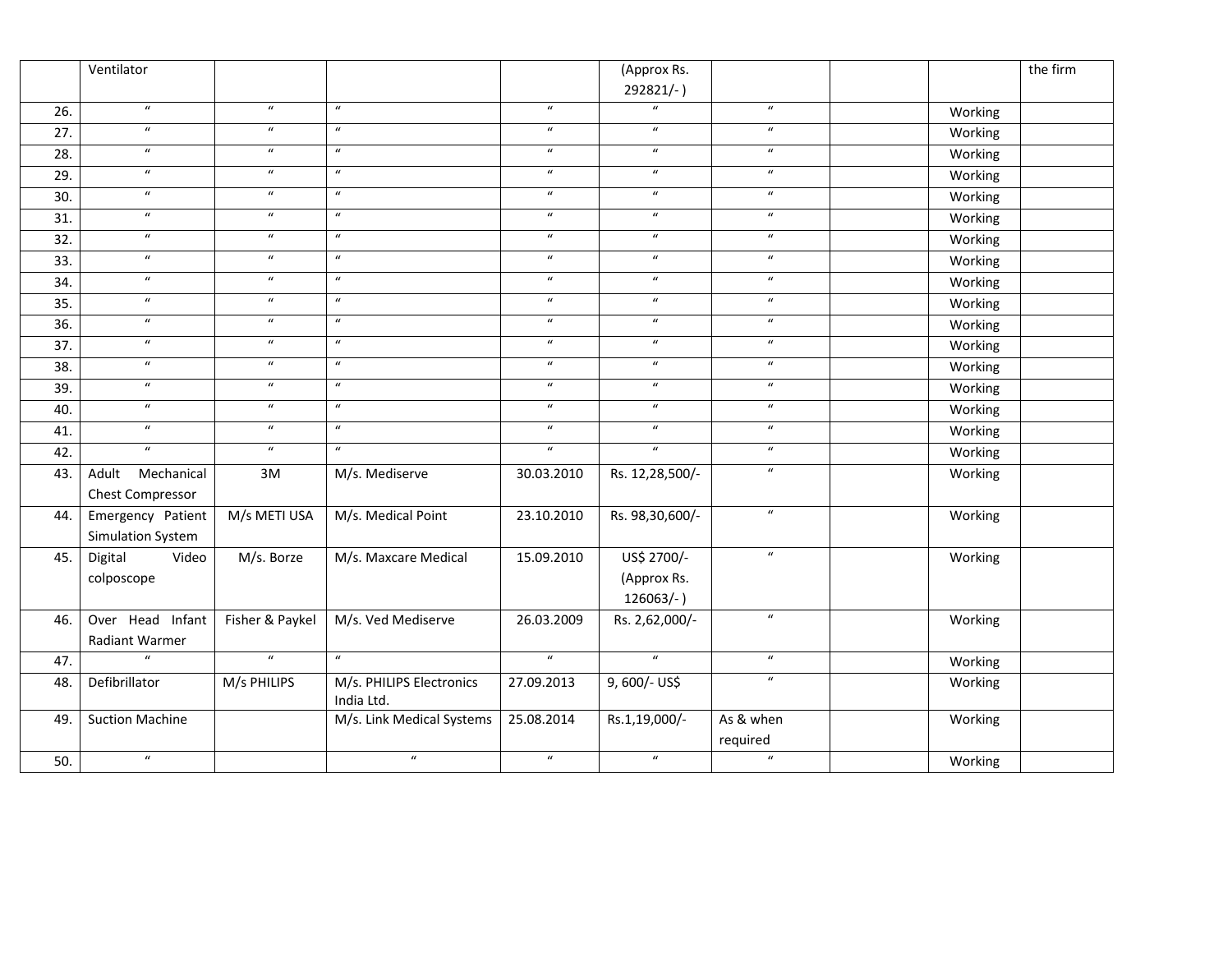| | | | | | | | | | |
|---|---|---|---|---|---|---|---|---|---|
| | Ventilator | | | | (Approx Rs. 292821/- ) | | | | the firm |
| 26. | " | " | " | " | " | " | | Working | |
| 27. | " | " | " | " | " | " | | Working | |
| 28. | " | " | " | " | " | " | | Working | |
| 29. | " | " | " | " | " | " | | Working | |
| 30. | " | " | " | " | " | " | | Working | |
| 31. | " | " | " | " | " | " | | Working | |
| 32. | " | " | " | " | " | " | | Working | |
| 33. | " | " | " | " | " | " | | Working | |
| 34. | " | " | " | " | " | " | | Working | |
| 35. | " | " | " | " | " | " | | Working | |
| 36. | " | " | " | " | " | " | | Working | |
| 37. | " | " | " | " | " | " | | Working | |
| 38. | " | " | " | " | " | " | | Working | |
| 39. | " | " | " | " | " | " | | Working | |
| 40. | " | " | " | " | " | " | | Working | |
| 41. | " | " | " | " | " | " | | Working | |
| 42. | " | " | " | " | " | " | | Working | |
| 43. | Adult Mechanical Chest Compressor | 3M | M/s. Mediserve | 30.03.2010 | Rs. 12,28,500/- | " | | Working | |
| 44. | Emergency Patient Simulation System | M/s METI USA | M/s. Medical Point | 23.10.2010 | Rs. 98,30,600/- | " | | Working | |
| 45. | Digital Video colposcope | M/s. Borze | M/s. Maxcare Medical | 15.09.2010 | US$ 2700/- (Approx Rs. 126063/- ) | " | | Working | |
| 46. | Over Head Infant Radiant Warmer | Fisher & Paykel | M/s. Ved Mediserve | 26.03.2009 | Rs. 2,62,000/- | " | | Working | |
| 47. | " | " | " | " | " | " | | Working | |
| 48. | Defibrillator | M/s PHILIPS | M/s. PHILIPS Electronics India Ltd. | 27.09.2013 | 9, 600/- US$ | " | | Working | |
| 49. | Suction Machine | | M/s. Link Medical Systems | 25.08.2014 | Rs.1,19,000/- | As & when required | | Working | |
| 50. | " | | " | " | " | " | | Working | |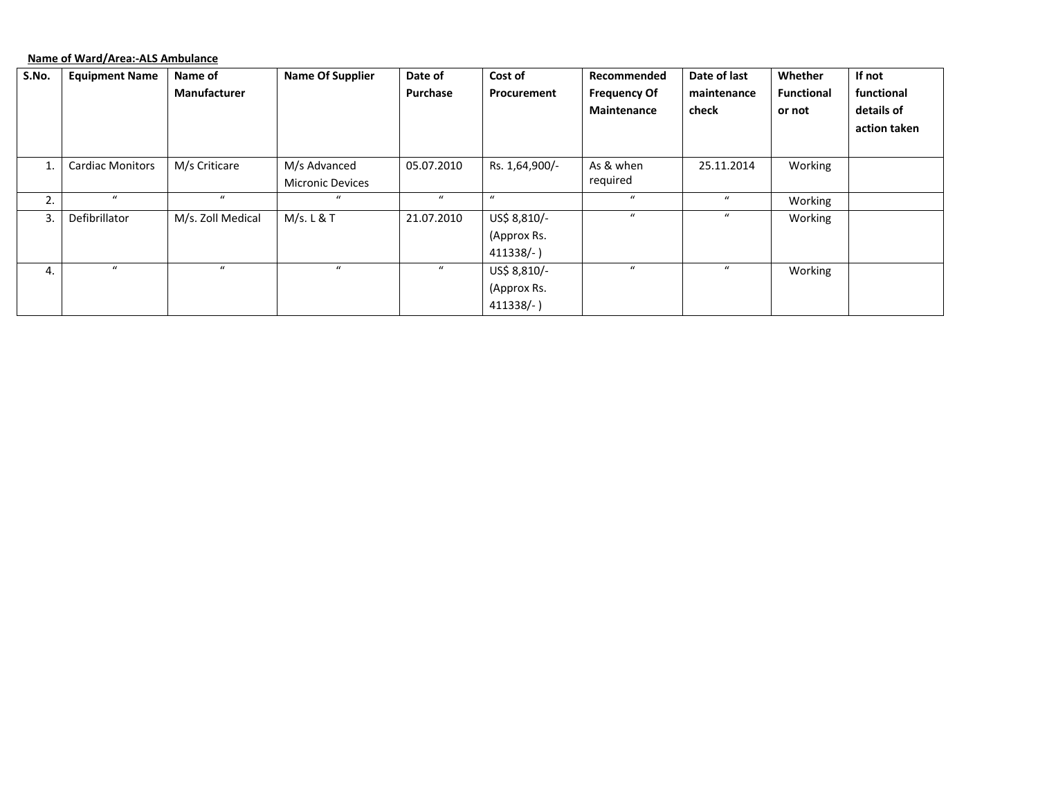**Name of Ward/Area:-ALS Ambulance**

| S.No. | Equipment Name | Name of Manufacturer | Name Of Supplier | Date of Purchase | Cost of Procurement | Recommended Frequency Of Maintenance | Date of last maintenance check | Whether Functional or not | If not functional details of action taken |
|---|---|---|---|---|---|---|---|---|---|
| 1. | Cardiac Monitors | M/s Criticare | M/s Advanced Micronic Devices | 05.07.2010 | Rs. 1,64,900/- | As & when required | 25.11.2014 | Working | |
| 2. | " | " | " | " | " | " | " | Working | |
| 3. | Defibrillator | M/s. Zoll Medical | M/s. L & T | 21.07.2010 | US$ 8,810/- (Approx Rs. 411338/- ) | " | " | Working | |
| 4. | " | " | " | " | US$ 8,810/- (Approx Rs. 411338/- ) | " | " | Working | |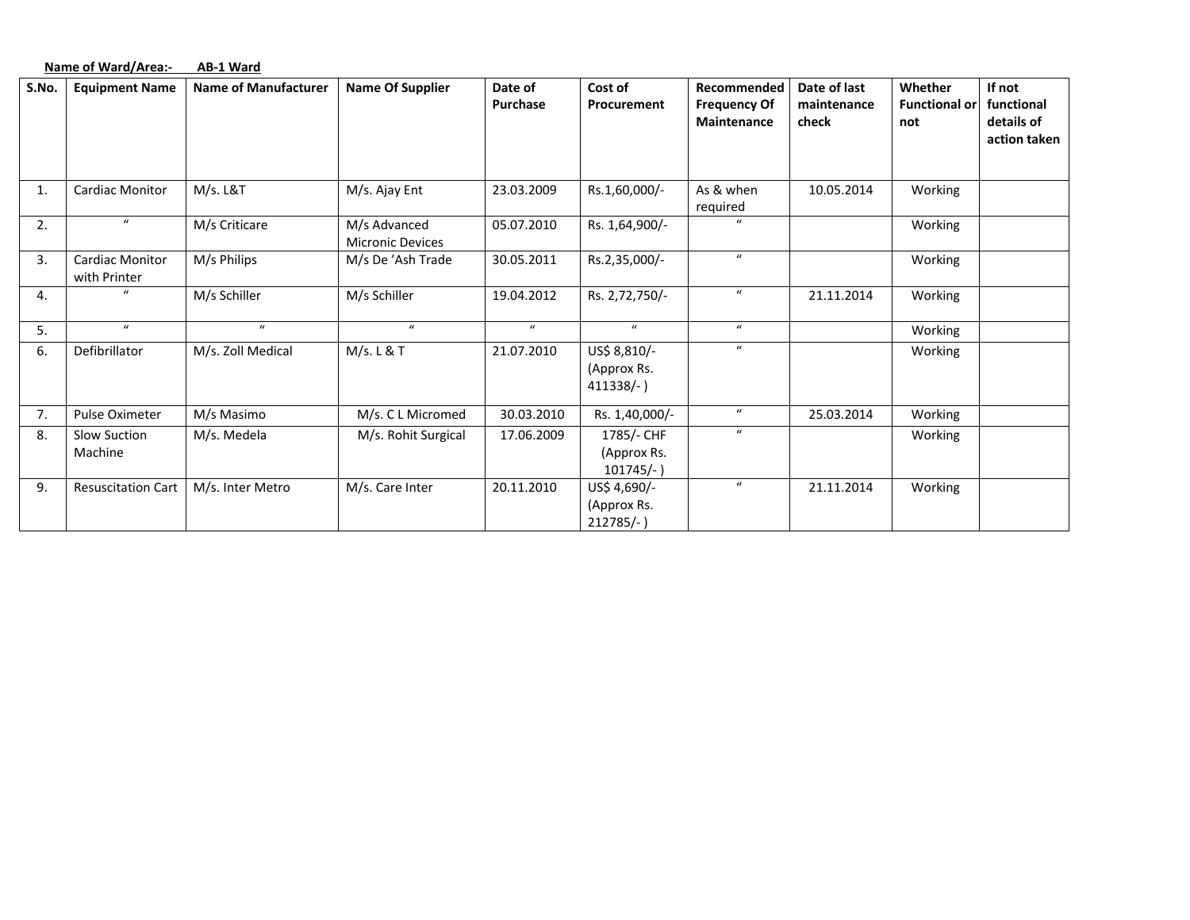**Name of Ward/Area:- AB-1 Ward**

| S.No. | Equipment Name | Name of Manufacturer | Name Of Supplier | Date of Purchase | Cost of Procurement | Recommended Frequency Of Maintenance | Date of last maintenance check | Whether Functional or not | If not functional details of action taken |
|---|---|---|---|---|---|---|---|---|---|
| 1. | Cardiac Monitor | M/s. L&T | M/s. Ajay Ent | 23.03.2009 | Rs.1,60,000/- | As & when required | 10.05.2014 | Working | |
| 2. | " | M/s Criticare | M/s Advanced Micronic Devices | 05.07.2010 | Rs. 1,64,900/- | " | | Working | |
| 3. | Cardiac Monitor with Printer | M/s Philips | M/s De 'Ash Trade | 30.05.2011 | Rs.2,35,000/- | " | | Working | |
| 4. | " | M/s Schiller | M/s Schiller | 19.04.2012 | Rs. 2,72,750/- | " | 21.11.2014 | Working | |
| 5. | " | " | " | " | " | " | | Working | |
| 6. | Defibrillator | M/s. Zoll Medical | M/s. L & T | 21.07.2010 | US$ 8,810/- (Approx Rs. 411338/- ) | " | | Working | |
| 7. | Pulse Oximeter | M/s Masimo | M/s. C L Micromed | 30.03.2010 | Rs. 1,40,000/- | " | 25.03.2014 | Working | |
| 8. | Slow Suction Machine | M/s. Medela | M/s. Rohit Surgical | 17.06.2009 | 1785/- CHF (Approx Rs. 101745/- ) | " | | Working | |
| 9. | Resuscitation Cart | M/s. Inter Metro | M/s. Care Inter | 20.11.2010 | US$ 4,690/- (Approx Rs. 212785/- ) | " | 21.11.2014 | Working | |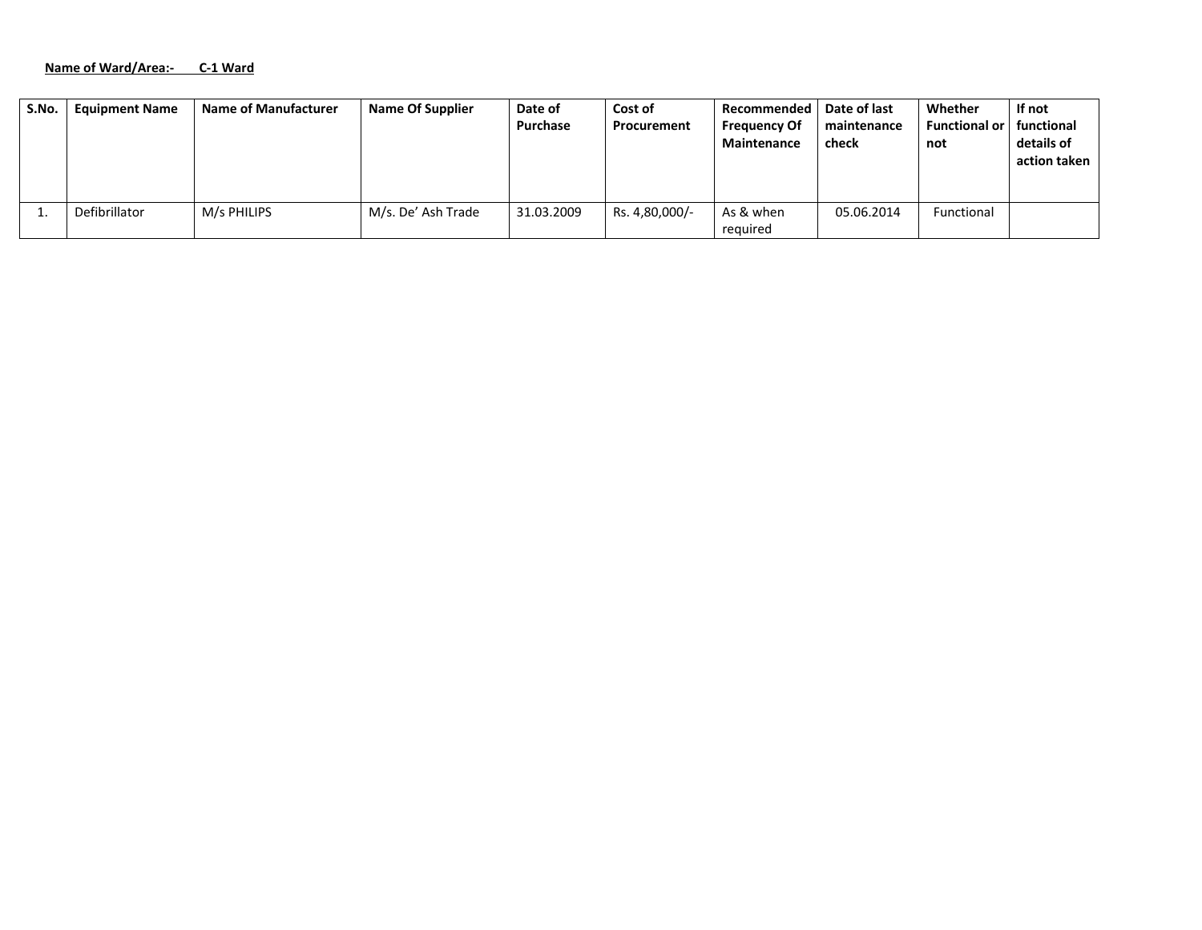**Name of Ward/Area:- C-1 Ward**

| S.No. | Equipment Name | Name of Manufacturer | Name Of Supplier | Date of Purchase | Cost of Procurement | Recommended Frequency Of Maintenance | Date of last maintenance check | Whether Functional or not | If not functional details of action taken |
|---|---|---|---|---|---|---|---|---|---|
| 1. | Defibrillator | M/s PHILIPS | M/s. De' Ash Trade | 31.03.2009 | Rs. 4,80,000/- | As & when required | 05.06.2014 | Functional | |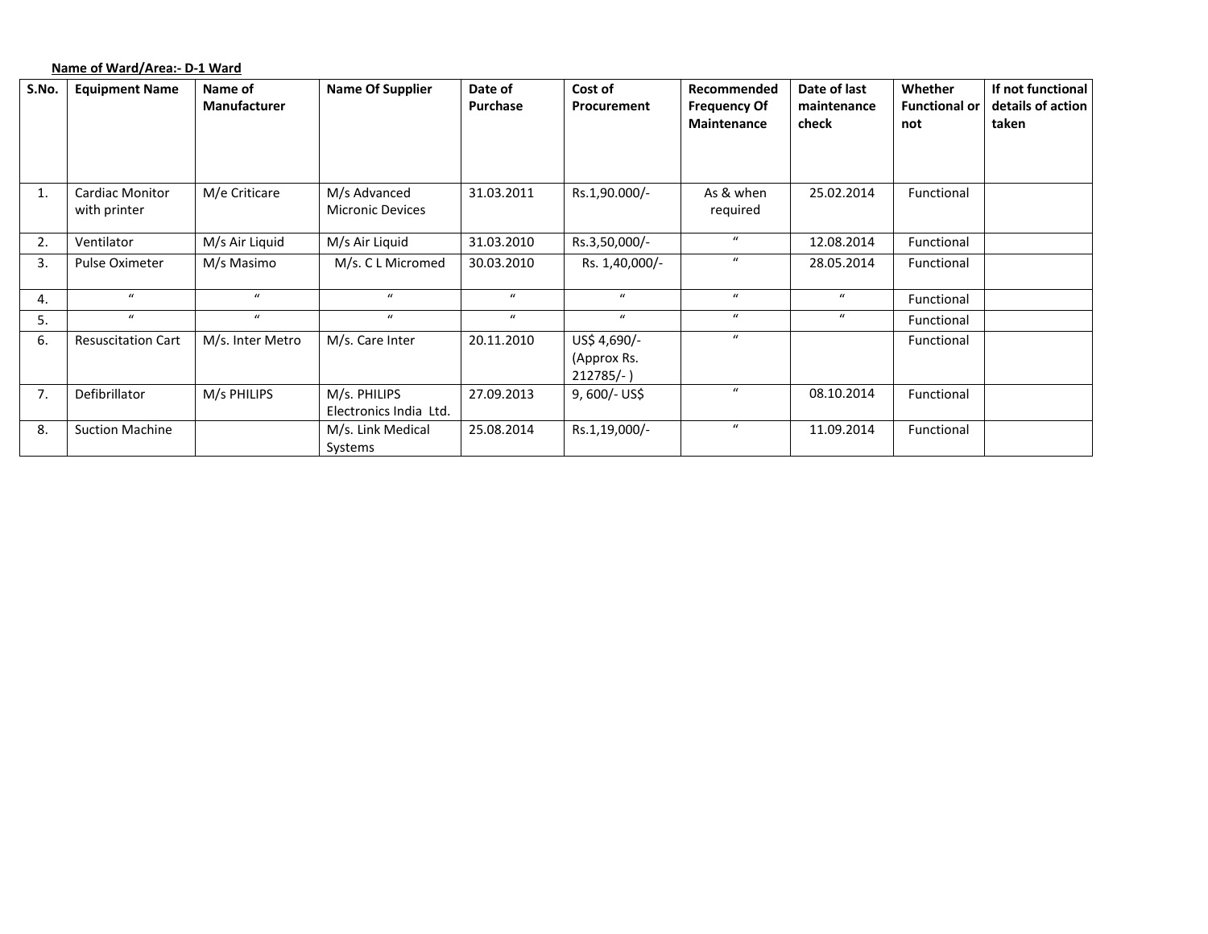**Name of Ward/Area:- D-1 Ward**

| S.No. | Equipment Name | Name of Manufacturer | Name Of Supplier | Date of Purchase | Cost of Procurement | Recommended Frequency Of Maintenance | Date of last maintenance check | Whether Functional or not | If not functional details of action taken |
|---|---|---|---|---|---|---|---|---|---|
| 1. | Cardiac Monitor with printer | M/e Criticare | M/s Advanced Micronic Devices | 31.03.2011 | Rs.1,90.000/- | As & when required | 25.02.2014 | Functional | |
| 2. | Ventilator | M/s Air Liquid | M/s Air Liquid | 31.03.2010 | Rs.3,50,000/- | " | 12.08.2014 | Functional | |
| 3. | Pulse Oximeter | M/s Masimo | M/s. C L Micromed | 30.03.2010 | Rs. 1,40,000/- | " | 28.05.2014 | Functional | |
| 4. | " | " | " | " | " | " | " | Functional | |
| 5. | " | " | " | " | " | " | " | Functional | |
| 6. | Resuscitation Cart | M/s. Inter Metro | M/s. Care Inter | 20.11.2010 | US$ 4,690/- (Approx Rs. 212785/- ) | " | | Functional | |
| 7. | Defibrillator | M/s PHILIPS | M/s. PHILIPS Electronics India Ltd. | 27.09.2013 | 9, 600/- US$ | " | 08.10.2014 | Functional | |
| 8. | Suction Machine | | M/s. Link Medical Systems | 25.08.2014 | Rs.1,19,000/- | " | 11.09.2014 | Functional | |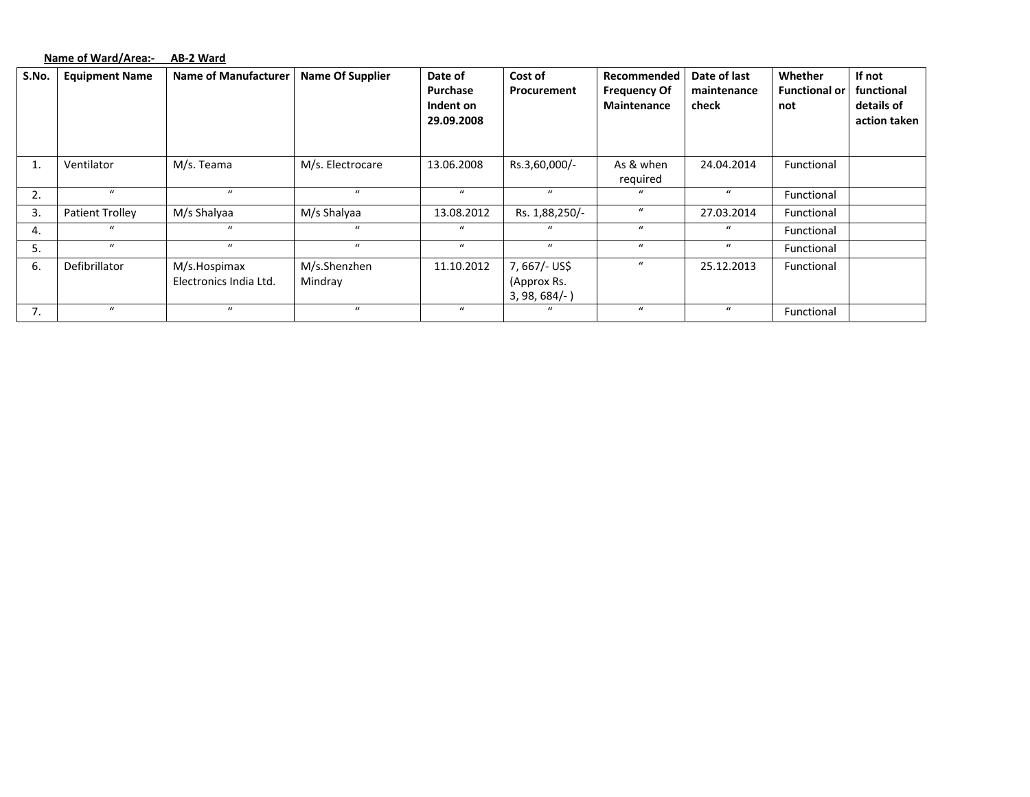**Name of Ward/Area:- AB-2 Ward**

| S.No. | Equipment Name | Name of Manufacturer | Name Of Supplier | Date of Purchase Indent on 29.09.2008 | Cost of Procurement | Recommended Frequency Of Maintenance | Date of last maintenance check | Whether Functional or not | If not functional details of action taken |
|---|---|---|---|---|---|---|---|---|---|
| 1. | Ventilator | M/s. Teama | M/s. Electrocare | 13.06.2008 | Rs.3,60,000/- | As & when required | 24.04.2014 | Functional | |
| 2. | “ | “ | “ | “ | “ | “ | “ | Functional | |
| 3. | Patient Trolley | M/s Shalyaa | M/s Shalyaa | 13.08.2012 | Rs. 1,88,250/- | “ | 27.03.2014 | Functional | |
| 4. | “ | “ | “ | “ | “ | “ | “ | Functional | |
| 5. | “ | “ | “ | “ | “ | “ | “ | Functional | |
| 6. | Defibrillator | M/s.Hospimax Electronics India Ltd. | M/s.Shenzhen Mindray | 11.10.2012 | 7, 667/- US$ (Approx Rs. 3, 98, 684/- ) | “ | 25.12.2013 | Functional | |
| 7. | “ | “ | “ | “ | “ | “ | “ | Functional | |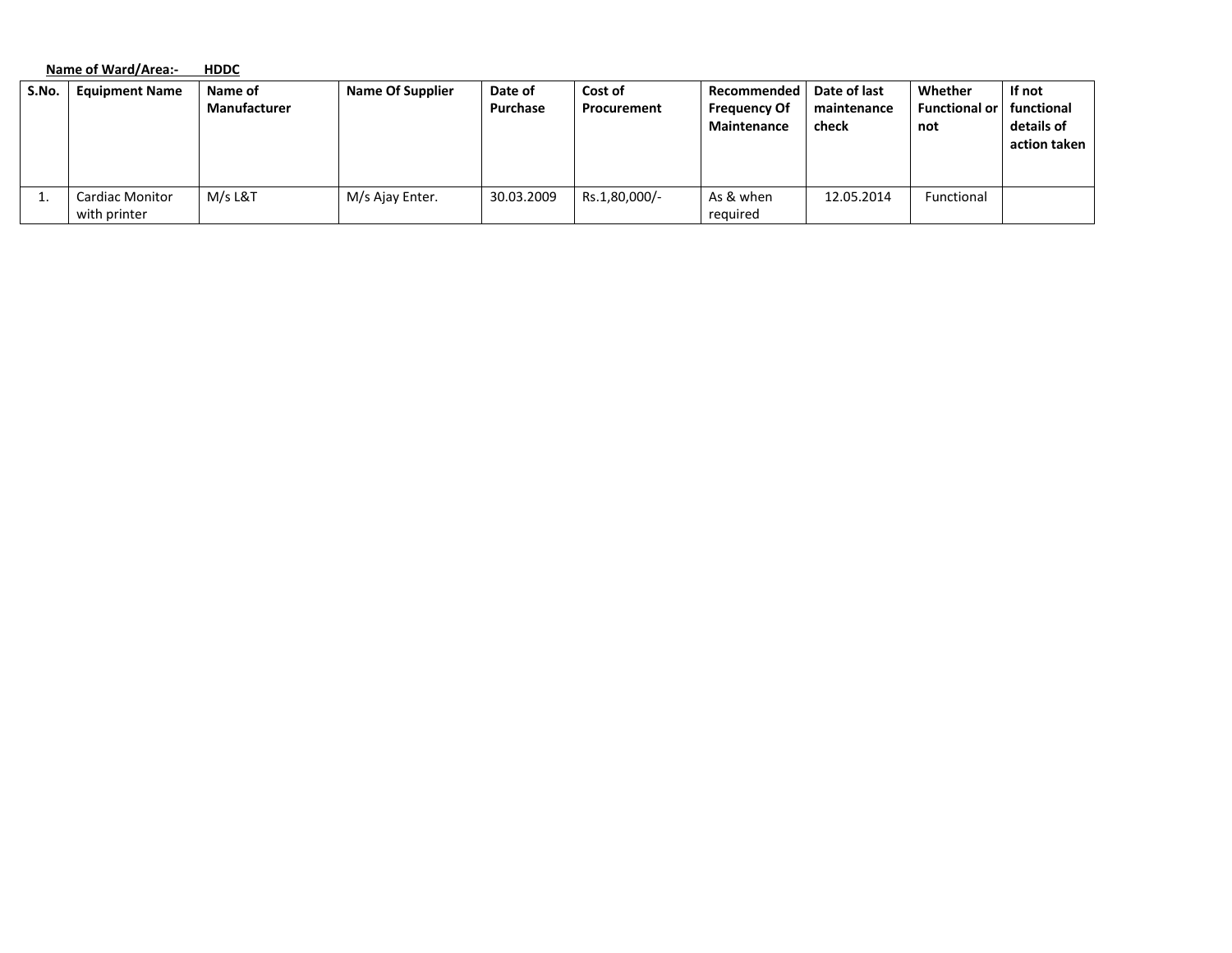**Name of Ward/Area:-  HDDC**

| S.No. | Equipment Name | Name of Manufacturer | Name Of Supplier | Date of Purchase | Cost of Procurement | Recommended Frequency Of Maintenance | Date of last maintenance check | Whether Functional or not | If not functional details of action taken |
|---|---|---|---|---|---|---|---|---|---|
| 1. | Cardiac Monitor with printer | M/s L&T | M/s Ajay Enter. | 30.03.2009 | Rs.1,80,000/- | As & when required | 12.05.2014 | Functional | |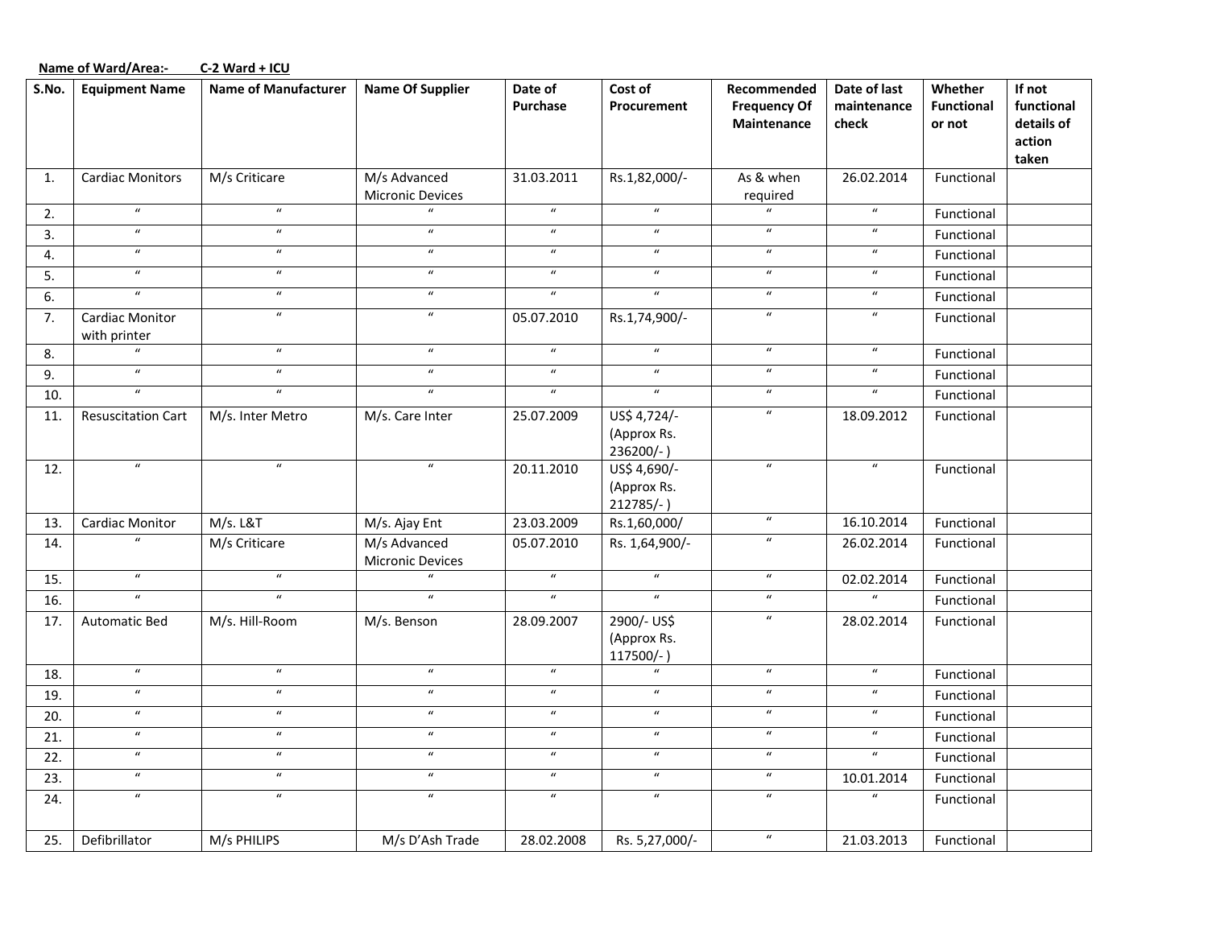**Name of Ward/Area:- C-2 Ward + ICU**

| S.No. | Equipment Name | Name of Manufacturer | Name Of Supplier | Date of Purchase | Cost of Procurement | Recommended Frequency Of Maintenance | Date of last maintenance check | Whether Functional or not | If not functional details of action taken |
|---|---|---|---|---|---|---|---|---|---|
| 1. | Cardiac Monitors | M/s Criticare | M/s Advanced Micronic Devices | 31.03.2011 | Rs.1,82,000/- | As & when required | 26.02.2014 | Functional | |
| 2. | " | " | " | " | " | " | " | Functional | |
| 3. | " | " | " | " | " | " | " | Functional | |
| 4. | " | " | " | " | " | " | " | Functional | |
| 5. | " | " | " | " | " | " | " | Functional | |
| 6. | " | " | " | " | " | " | " | Functional | |
| 7. | Cardiac Monitor with printer | " | " | 05.07.2010 | Rs.1,74,900/- | " | " | Functional | |
| 8. | " | " | " | " | " | " | " | Functional | |
| 9. | " | " | " | " | " | " | " | Functional | |
| 10. | " | " | " | " | " | " | " | Functional | |
| 11. | Resuscitation Cart | M/s. Inter Metro | M/s. Care Inter | 25.07.2009 | US$ 4,724/- (Approx Rs. 236200/- ) | " | 18.09.2012 | Functional | |
| 12. | " | " | " | 20.11.2010 | US$ 4,690/- (Approx Rs. 212785/- ) | " | " | Functional | |
| 13. | Cardiac Monitor | M/s. L&T | M/s. Ajay Ent | 23.03.2009 | Rs.1,60,000/ | " | 16.10.2014 | Functional | |
| 14. | " | M/s Criticare | M/s Advanced Micronic Devices | 05.07.2010 | Rs. 1,64,900/- | " | 26.02.2014 | Functional | |
| 15. | " | " | " | " | " | " | 02.02.2014 | Functional | |
| 16. | " | " | " | " | " | " | " | Functional | |
| 17. | Automatic Bed | M/s. Hill-Room | M/s. Benson | 28.09.2007 | 2900/- US$ (Approx Rs. 117500/- ) | " | 28.02.2014 | Functional | |
| 18. | " | " | " | " | " | " | " | Functional | |
| 19. | " | " | " | " | " | " | " | Functional | |
| 20. | " | " | " | " | " | " | " | Functional | |
| 21. | " | " | " | " | " | " | " | Functional | |
| 22. | " | " | " | " | " | " | " | Functional | |
| 23. | " | " | " | " | " | " | 10.01.2014 | Functional | |
| 24. | " | " | " | " | " | " | " | Functional | |
| 25. | Defibrillator | M/s PHILIPS | M/s D'Ash Trade | 28.02.2008 | Rs. 5,27,000/- | " | 21.03.2013 | Functional | |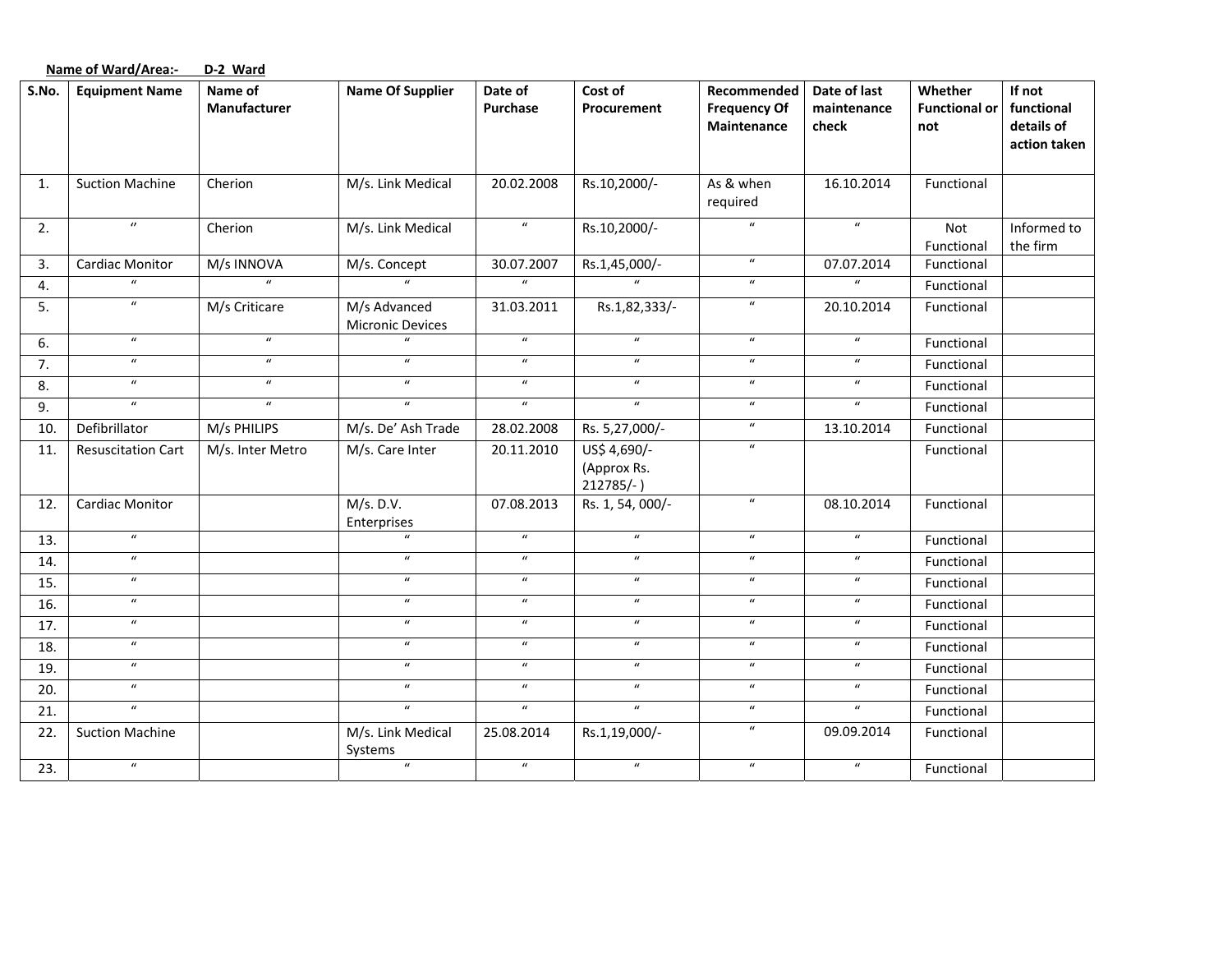**Name of Ward/Area:- D-2 Ward**

| S.No. | Equipment Name | Name of Manufacturer | Name Of Supplier | Date of Purchase | Cost of Procurement | Recommended Frequency Of Maintenance | Date of last maintenance check | Whether Functional or not | If not functional details of action taken |
|---|---|---|---|---|---|---|---|---|---|
| 1. | Suction Machine | Cherion | M/s. Link Medical | 20.02.2008 | Rs.10,2000/- | As & when required | 16.10.2014 | Functional | |
| 2. | " | Cherion | M/s. Link Medical | " | Rs.10,2000/- | " | " | Not Functional | Informed to the firm |
| 3. | Cardiac Monitor | M/s INNOVA | M/s. Concept | 30.07.2007 | Rs.1,45,000/- | " | 07.07.2014 | Functional | |
| 4. | " | " | " | " | " | " | " | Functional | |
| 5. | " | M/s Criticare | M/s Advanced Micronic Devices | 31.03.2011 | Rs.1,82,333/- | " | 20.10.2014 | Functional | |
| 6. | " | " | " | " | " | " | " | Functional | |
| 7. | " | " | " | " | " | " | " | Functional | |
| 8. | " | " | " | " | " | " | " | Functional | |
| 9. | " | " | " | " | " | " | " | Functional | |
| 10. | Defibrillator | M/s PHILIPS | M/s. De' Ash Trade | 28.02.2008 | Rs. 5,27,000/- | " | 13.10.2014 | Functional | |
| 11. | Resuscitation Cart | M/s. Inter Metro | M/s. Care Inter | 20.11.2010 | US$ 4,690/- (Approx Rs. 212785/- ) | " | | Functional | |
| 12. | Cardiac Monitor | | M/s. D.V. Enterprises | 07.08.2013 | Rs. 1, 54, 000/- | " | 08.10.2014 | Functional | |
| 13. | " | | " | " | " | " | " | Functional | |
| 14. | " | | " | " | " | " | " | Functional | |
| 15. | " | | " | " | " | " | " | Functional | |
| 16. | " | | " | " | " | " | " | Functional | |
| 17. | " | | " | " | " | " | " | Functional | |
| 18. | " | | " | " | " | " | " | Functional | |
| 19. | " | | " | " | " | " | " | Functional | |
| 20. | " | | " | " | " | " | " | Functional | |
| 21. | " | | " | " | " | " | " | Functional | |
| 22. | Suction Machine | | M/s. Link Medical Systems | 25.08.2014 | Rs.1,19,000/- | " | 09.09.2014 | Functional | |
| 23. | " | | " | " | " | " | " | Functional | |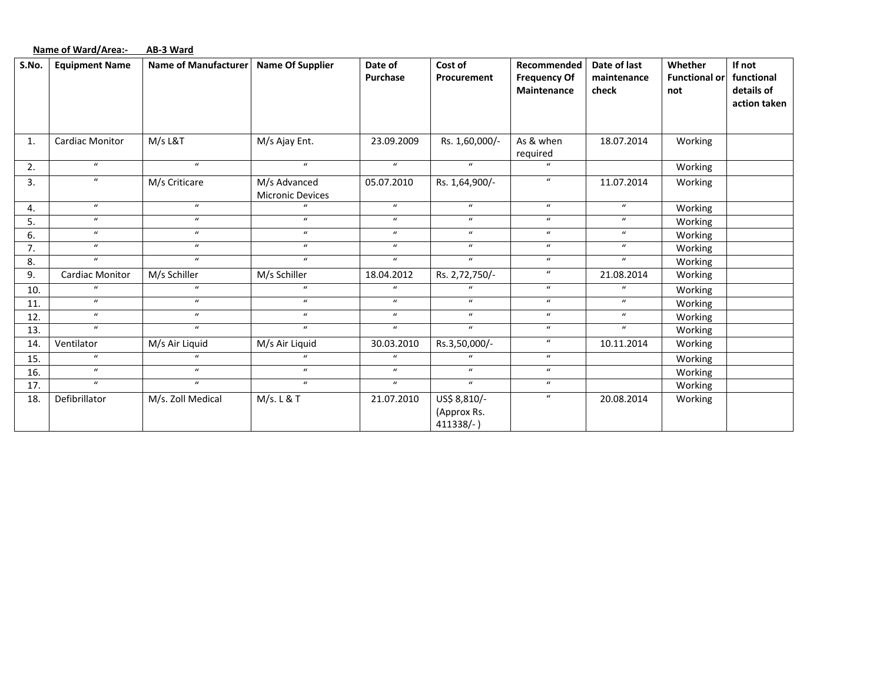**Name of Ward/Area:- AB-3 Ward**

| S.No. | Equipment Name | Name of Manufacturer | Name Of Supplier | Date of Purchase | Cost of Procurement | Recommended Frequency Of Maintenance | Date of last maintenance check | Whether Functional or not | If not functional details of action taken |
|---|---|---|---|---|---|---|---|---|---|
| 1. | Cardiac Monitor | M/s L&T | M/s Ajay Ent. | 23.09.2009 | Rs. 1,60,000/- | As & when required | 18.07.2014 | Working | |
| 2. | " | " | " | " | " | " | | Working | |
| 3. | " | M/s Criticare | M/s Advanced Micronic Devices | 05.07.2010 | Rs. 1,64,900/- | " | 11.07.2014 | Working | |
| 4. | " | " | " | " | " | " | " | Working | |
| 5. | " | " | " | " | " | " | " | Working | |
| 6. | " | " | " | " | " | " | " | Working | |
| 7. | " | " | " | " | " | " | " | Working | |
| 8. | " | " | " | " | " | " | " | Working | |
| 9. | Cardiac Monitor | M/s Schiller | M/s Schiller | 18.04.2012 | Rs. 2,72,750/- | " | 21.08.2014 | Working | |
| 10. | " | " | " | " | " | " | " | Working | |
| 11. | " | " | " | " | " | " | " | Working | |
| 12. | " | " | " | " | " | " | " | Working | |
| 13. | " | " | " | " | " | " | " | Working | |
| 14. | Ventilator | M/s Air Liquid | M/s Air Liquid | 30.03.2010 | Rs.3,50,000/- | " | 10.11.2014 | Working | |
| 15. | " | " | " | " | " | " | | Working | |
| 16. | " | " | " | " | " | " | | Working | |
| 17. | " | " | " | " | " | " | | Working | |
| 18. | Defibrillator | M/s. Zoll Medical | M/s. L & T | 21.07.2010 | US$ 8,810/- (Approx Rs. 411338/- ) | " | 20.08.2014 | Working | |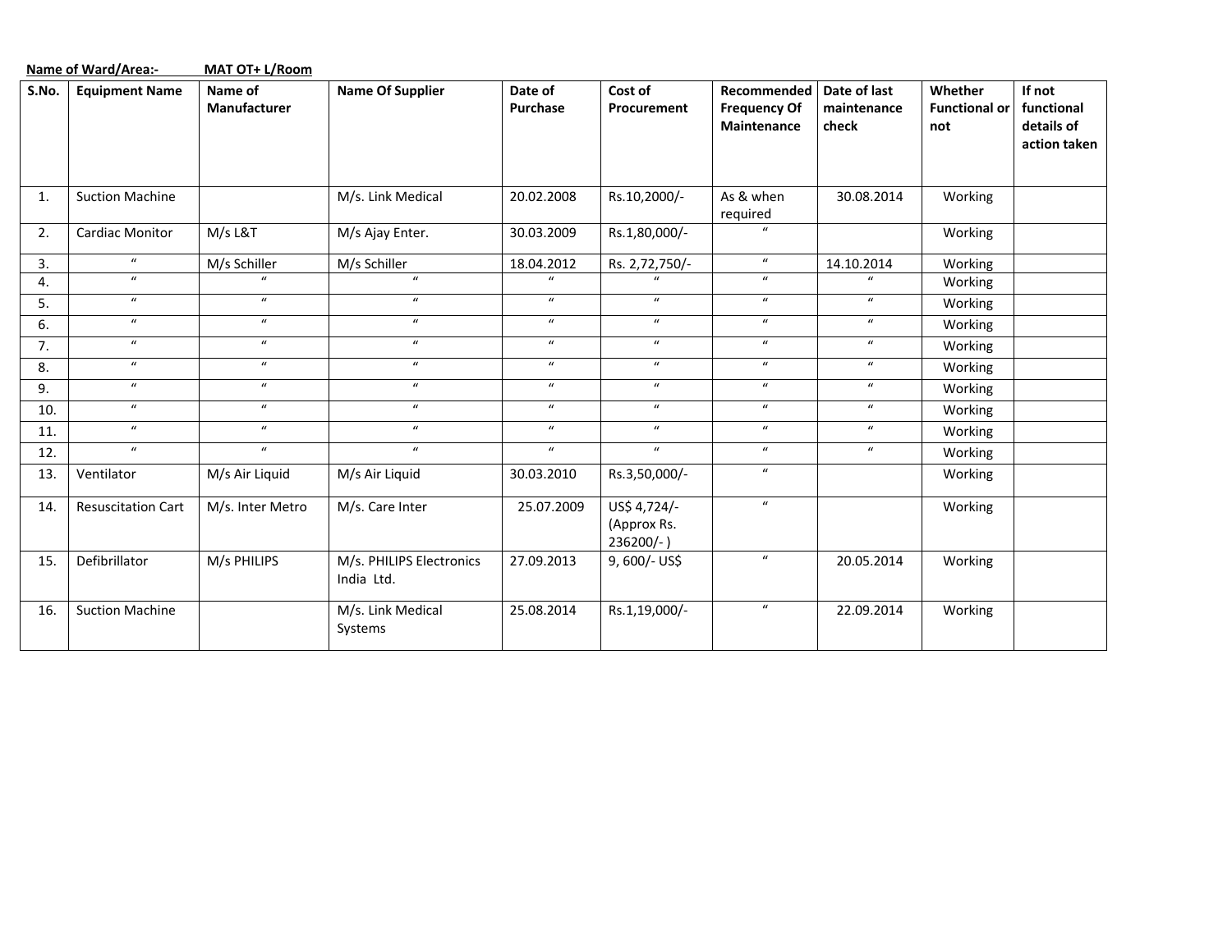**Name of Ward/Area:-** **MAT OT+ L/Room**

| S.No. | Equipment Name | Name of Manufacturer | Name Of Supplier | Date of Purchase | Cost of Procurement | Recommended Frequency Of Maintenance | Date of last maintenance check | Whether Functional or not | If not functional details of action taken |
|---|---|---|---|---|---|---|---|---|---|
| 1. | Suction Machine | | M/s. Link Medical | 20.02.2008 | Rs.10,2000/- | As & when required | 30.08.2014 | Working | |
| 2. | Cardiac Monitor | M/s L&T | M/s Ajay Enter. | 30.03.2009 | Rs.1,80,000/- | " | | Working | |
| 3. | " | M/s Schiller | M/s Schiller | 18.04.2012 | Rs. 2,72,750/- | " | 14.10.2014 | Working | |
| 4. | " | " | " | " | " | " | " | Working | |
| 5. | " | " | " | " | " | " | " | Working | |
| 6. | " | " | " | " | " | " | " | Working | |
| 7. | " | " | " | " | " | " | " | Working | |
| 8. | " | " | " | " | " | " | " | Working | |
| 9. | " | " | " | " | " | " | " | Working | |
| 10. | " | " | " | " | " | " | " | Working | |
| 11. | " | " | " | " | " | " | " | Working | |
| 12. | " | " | " | " | " | " | " | Working | |
| 13. | Ventilator | M/s Air Liquid | M/s Air Liquid | 30.03.2010 | Rs.3,50,000/- | " | | Working | |
| 14. | Resuscitation Cart | M/s. Inter Metro | M/s. Care Inter | 25.07.2009 | US$ 4,724/- (Approx Rs. 236200/- ) | " | | Working | |
| 15. | Defibrillator | M/s PHILIPS | M/s. PHILIPS Electronics India Ltd. | 27.09.2013 | 9, 600/- US$ | " | 20.05.2014 | Working | |
| 16. | Suction Machine | | M/s. Link Medical Systems | 25.08.2014 | Rs.1,19,000/- | " | 22.09.2014 | Working | |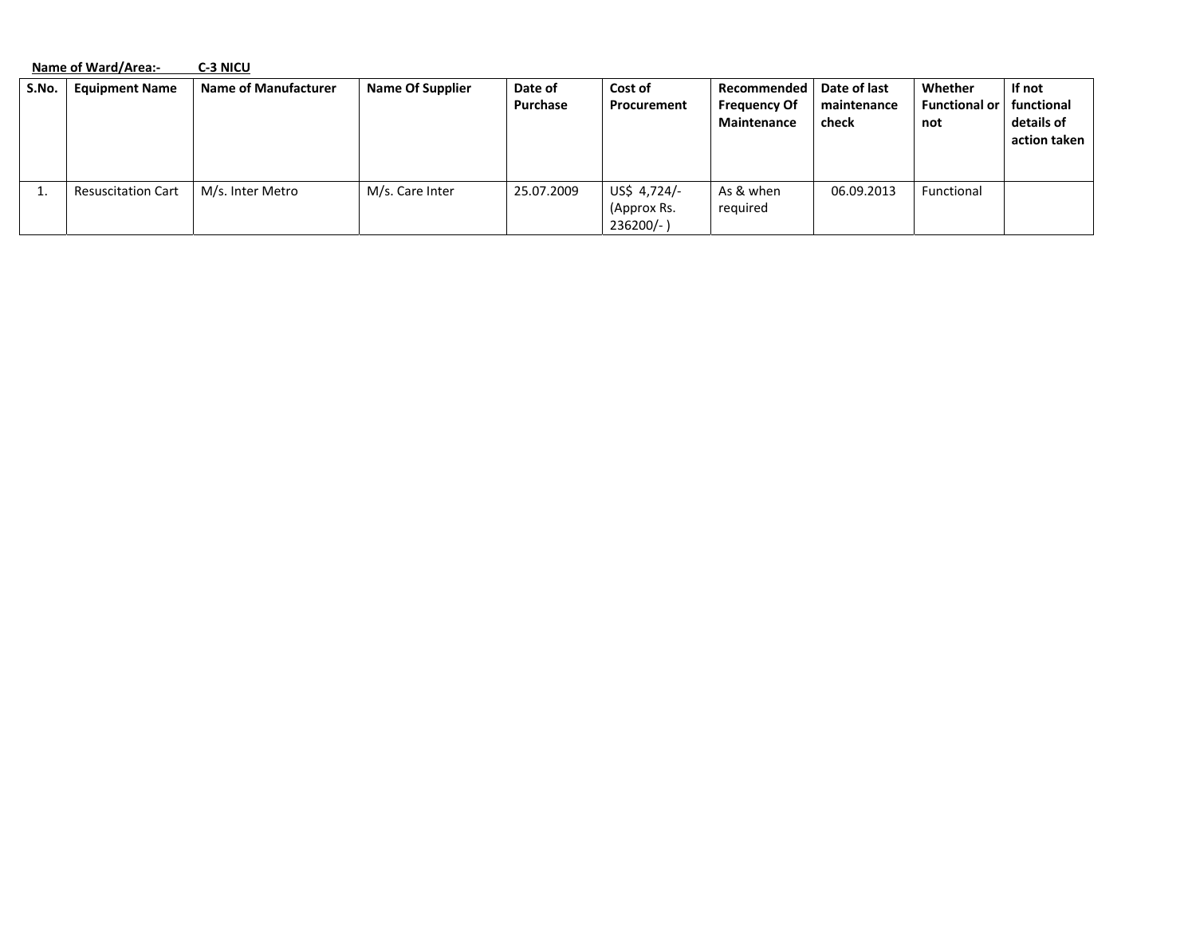**Name of Ward/Area:-  C-3 NICU**

| S.No. | Equipment Name | Name of Manufacturer | Name Of Supplier | Date of Purchase | Cost of Procurement | Recommended Frequency Of Maintenance | Date of last maintenance check | Whether Functional or not | If not functional details of action taken |
|---|---|---|---|---|---|---|---|---|---|
| 1. | Resuscitation Cart | M/s. Inter Metro | M/s. Care Inter | 25.07.2009 | US$ 4,724/- (Approx Rs. 236200/- ) | As & when required | 06.09.2013 | Functional | |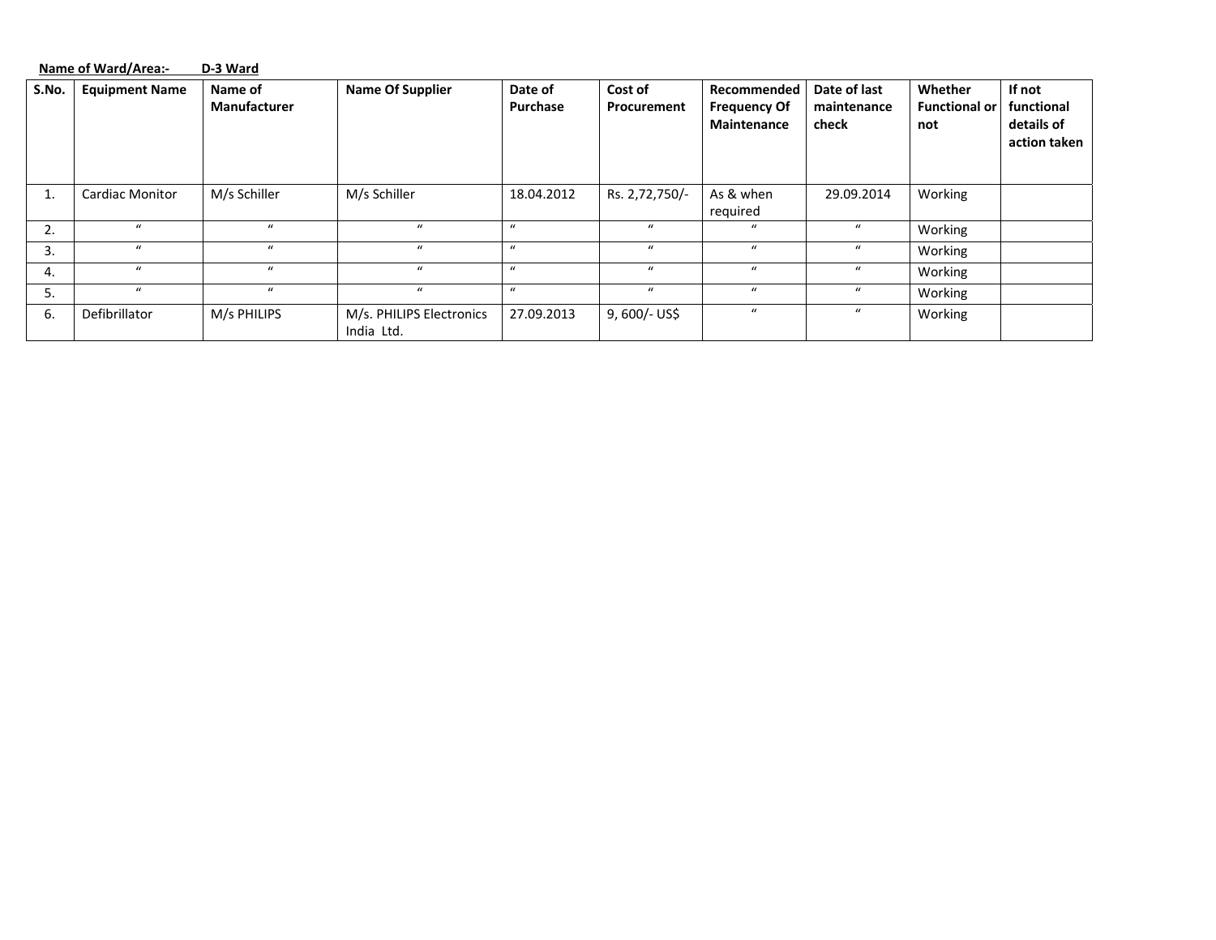**Name of Ward/Area:- D-3 Ward**

| S.No. | Equipment Name | Name of Manufacturer | Name Of Supplier | Date of Purchase | Cost of Procurement | Recommended Frequency Of Maintenance | Date of last maintenance check | Whether Functional or not | If not functional details of action taken |
|---|---|---|---|---|---|---|---|---|---|
| 1. | Cardiac Monitor | M/s Schiller | M/s Schiller | 18.04.2012 | Rs. 2,72,750/- | As & when required | 29.09.2014 | Working | |
| 2. | " | " | " | " | " | " | " | Working | |
| 3. | " | " | " | " | " | " | " | Working | |
| 4. | " | " | " | " | " | " | " | Working | |
| 5. | " | " | " | " | " | " | " | Working | |
| 6. | Defibrillator | M/s PHILIPS | M/s. PHILIPS Electronics India Ltd. | 27.09.2013 | 9, 600/- US$ | " | " | Working | |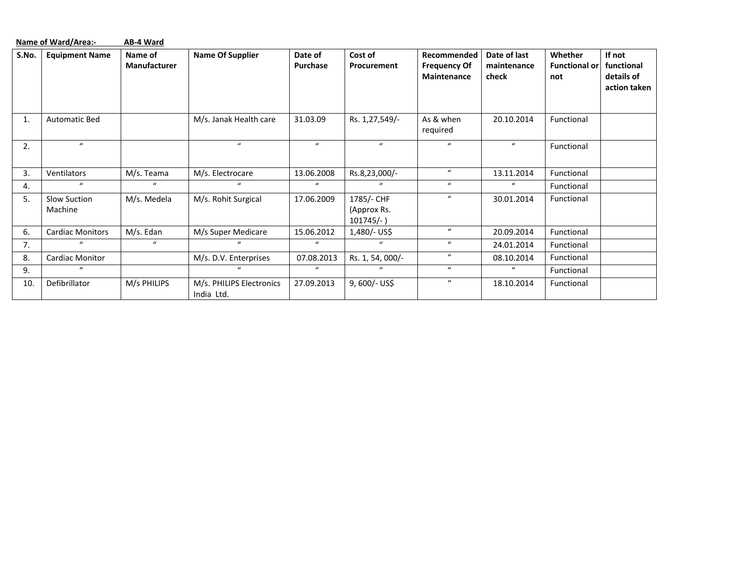**Name of Ward/Area:- AB-4 Ward**

| S.No. | Equipment Name | Name of Manufacturer | Name Of Supplier | Date of Purchase | Cost of Procurement | Recommended Frequency Of Maintenance | Date of last maintenance check | Whether Functional or not | If not functional details of action taken |
|---|---|---|---|---|---|---|---|---|---|
| 1. | Automatic Bed | | M/s. Janak Health care | 31.03.09 | Rs. 1,27,549/- | As & when required | 20.10.2014 | Functional | |
| 2. | " | | " | " | " | " | " | Functional | |
| 3. | Ventilators | M/s. Teama | M/s. Electrocare | 13.06.2008 | Rs.8,23,000/- | " | 13.11.2014 | Functional | |
| 4. | " | " | " | " | " | " | " | Functional | |
| 5. | Slow Suction Machine | M/s. Medela | M/s. Rohit Surgical | 17.06.2009 | 1785/- CHF (Approx Rs. 101745/- ) | " | 30.01.2014 | Functional | |
| 6. | Cardiac Monitors | M/s. Edan | M/s Super Medicare | 15.06.2012 | 1,480/- US$ | " | 20.09.2014 | Functional | |
| 7. | " | " | " | " | " | " | 24.01.2014 | Functional | |
| 8. | Cardiac Monitor | | M/s. D.V. Enterprises | 07.08.2013 | Rs. 1, 54, 000/- | " | 08.10.2014 | Functional | |
| 9. | " | | " | " | " | " | " | Functional | |
| 10. | Defibrillator | M/s PHILIPS | M/s. PHILIPS Electronics India Ltd. | 27.09.2013 | 9, 600/- US$ | " | 18.10.2014 | Functional | |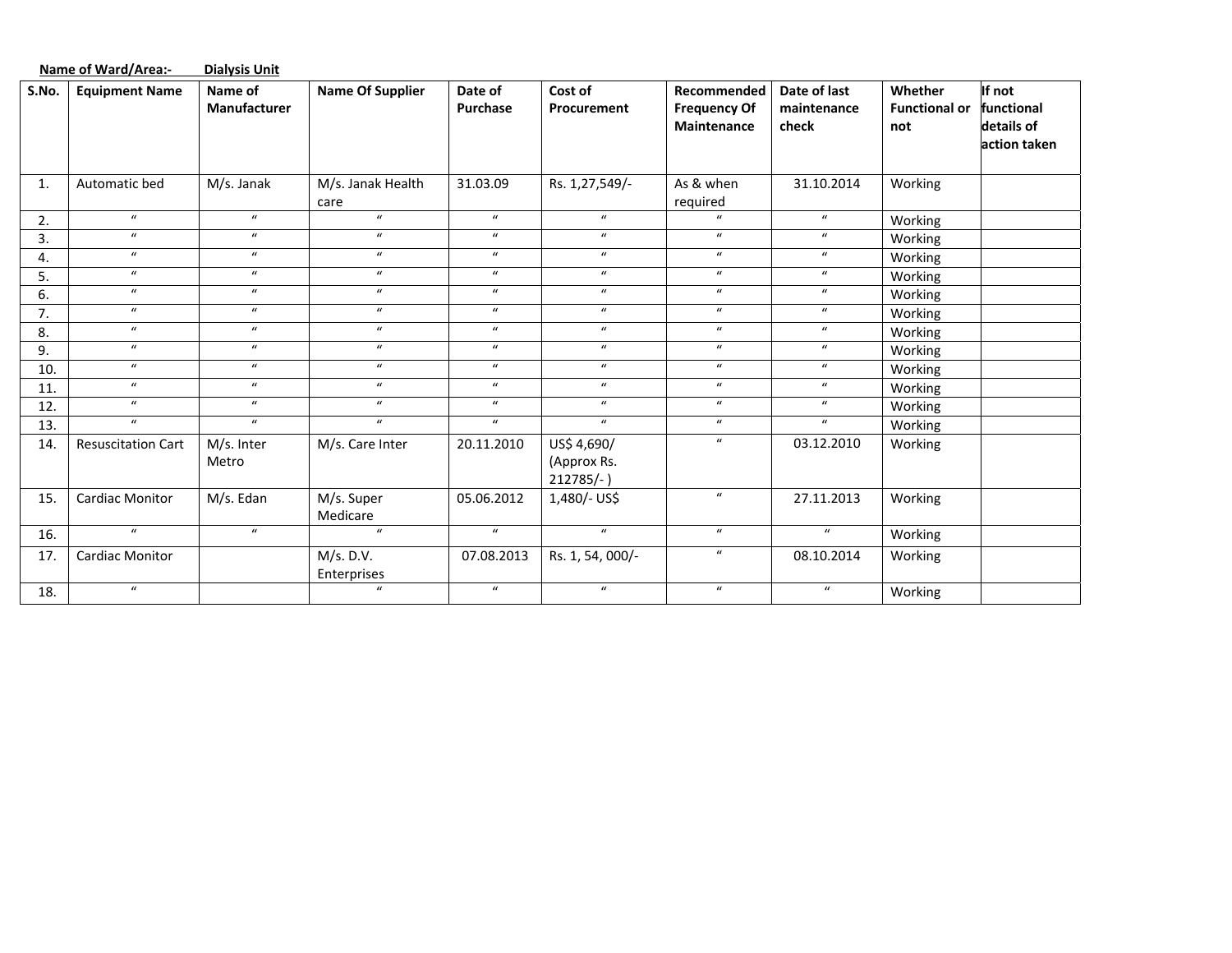**Name of Ward/Area:- Dialysis Unit**

| S.No. | Equipment Name | Name of Manufacturer | Name Of Supplier | Date of Purchase | Cost of Procurement | Recommended Frequency Of Maintenance | Date of last maintenance check | Whether Functional or not | If not functional details of action taken |
|---|---|---|---|---|---|---|---|---|---|
| 1. | Automatic bed | M/s. Janak | M/s. Janak Health care | 31.03.09 | Rs. 1,27,549/- | As & when required | 31.10.2014 | Working | |
| 2. | " | " | " | " | " | " | " | Working | |
| 3. | " | " | " | " | " | " | " | Working | |
| 4. | " | " | " | " | " | " | " | Working | |
| 5. | " | " | " | " | " | " | " | Working | |
| 6. | " | " | " | " | " | " | " | Working | |
| 7. | " | " | " | " | " | " | " | Working | |
| 8. | " | " | " | " | " | " | " | Working | |
| 9. | " | " | " | " | " | " | " | Working | |
| 10. | " | " | " | " | " | " | " | Working | |
| 11. | " | " | " | " | " | " | " | Working | |
| 12. | " | " | " | " | " | " | " | Working | |
| 13. | " | " | " | " | " | " | " | Working | |
| 14. | Resuscitation Cart | M/s. Inter Metro | M/s. Care Inter | 20.11.2010 | US$ 4,690/ (Approx Rs. 212785/- ) | " | 03.12.2010 | Working | |
| 15. | Cardiac Monitor | M/s. Edan | M/s. Super Medicare | 05.06.2012 | 1,480/- US$ | " | 27.11.2013 | Working | |
| 16. | " | " | " | " | " | " | " | Working | |
| 17. | Cardiac Monitor | | M/s. D.V. Enterprises | 07.08.2013 | Rs. 1, 54, 000/- | " | 08.10.2014 | Working | |
| 18. | " | | " | " | " | " | " | Working | |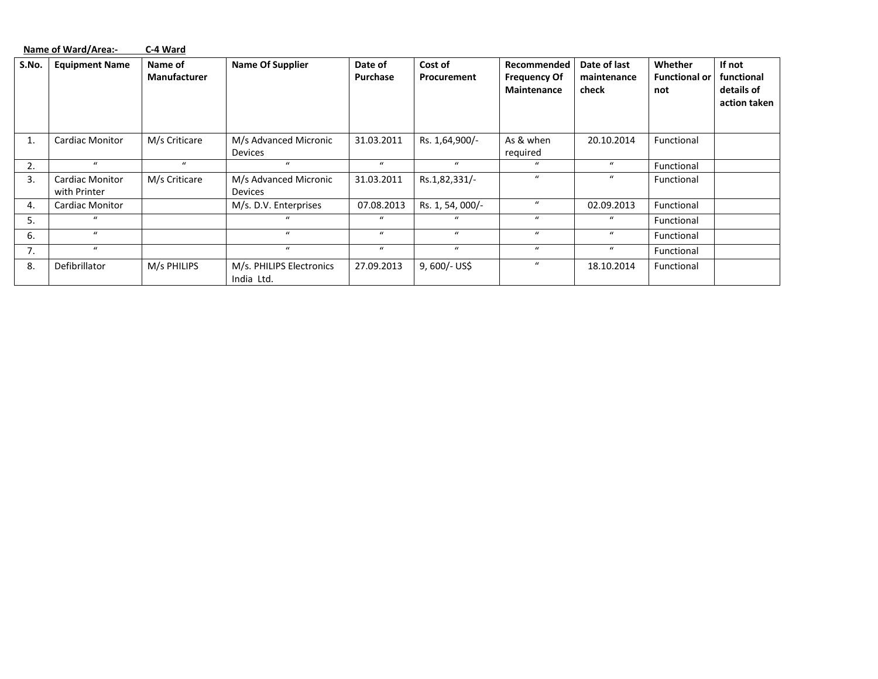**Name of Ward/Area:-** **C-4 Ward**

| S.No. | Equipment Name | Name of Manufacturer | Name Of Supplier | Date of Purchase | Cost of Procurement | Recommended Frequency Of Maintenance | Date of last maintenance check | Whether Functional or not | If not functional details of action taken |
|---|---|---|---|---|---|---|---|---|---|
| 1. | Cardiac Monitor | M/s Criticare | M/s Advanced Micronic Devices | 31.03.2011 | Rs. 1,64,900/- | As & when required | 20.10.2014 | Functional | |
| 2. | " | " | " | " | " | " | " | Functional | |
| 3. | Cardiac Monitor with Printer | M/s Criticare | M/s Advanced Micronic Devices | 31.03.2011 | Rs.1,82,331/- | " | " | Functional | |
| 4. | Cardiac Monitor | | M/s. D.V. Enterprises | 07.08.2013 | Rs. 1, 54, 000/- | " | 02.09.2013 | Functional | |
| 5. | " | | " | " | " | " | " | Functional | |
| 6. | " | | " | " | " | " | " | Functional | |
| 7. | " | | " | " | " | " | " | Functional | |
| 8. | Defibrillator | M/s PHILIPS | M/s. PHILIPS Electronics India Ltd. | 27.09.2013 | 9, 600/- US$ | " | 18.10.2014 | Functional | |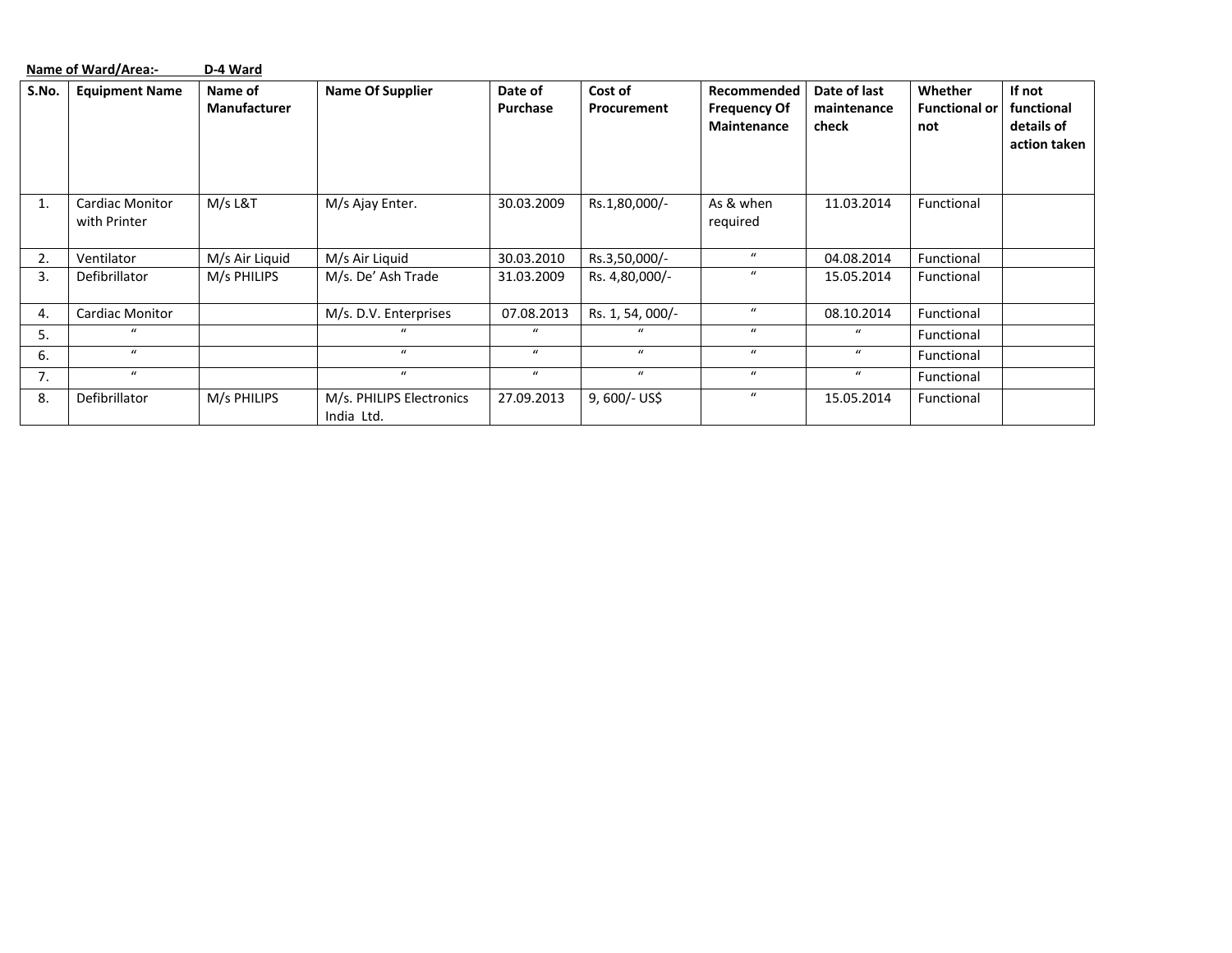**<u>Name of Ward/Area:-</u>** **<u>D-4 Ward</u>**

| S.No. | Equipment Name | Name of Manufacturer | Name Of Supplier | Date of Purchase | Cost of Procurement | Recommended Frequency Of Maintenance | Date of last maintenance check | Whether Functional or not | If not functional details of action taken |
|---|---|---|---|---|---|---|---|---|---|
| 1. | Cardiac Monitor with Printer | M/s L&T | M/s Ajay Enter. | 30.03.2009 | Rs.1,80,000/- | As & when required | 11.03.2014 | Functional | |
| 2. | Ventilator | M/s Air Liquid | M/s Air Liquid | 30.03.2010 | Rs.3,50,000/- | " | 04.08.2014 | Functional | |
| 3. | Defibrillator | M/s PHILIPS | M/s. De' Ash Trade | 31.03.2009 | Rs. 4,80,000/- | " | 15.05.2014 | Functional | |
| 4. | Cardiac Monitor | | M/s. D.V. Enterprises | 07.08.2013 | Rs. 1, 54, 000/- | " | 08.10.2014 | Functional | |
| 5. | " | | " | " | " | " | " | Functional | |
| 6. | " | | " | " | " | " | " | Functional | |
| 7. | " | | " | " | " | " | " | Functional | |
| 8. | Defibrillator | M/s PHILIPS | M/s. PHILIPS Electronics India Ltd. | 27.09.2013 | 9, 600/- US$ | " | 15.05.2014 | Functional | |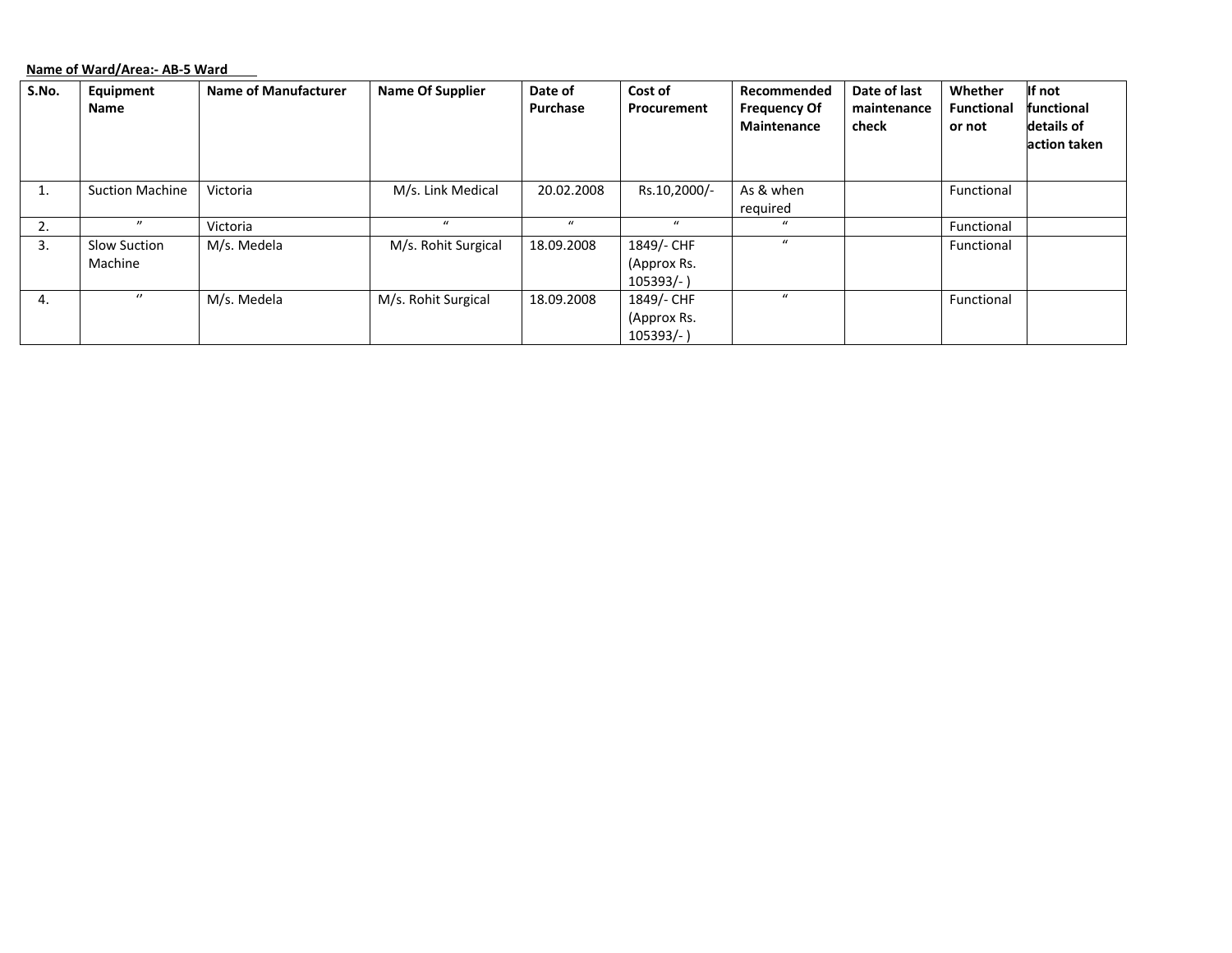**Name of Ward/Area:- AB-5 Ward**

| S.No. | Equipment Name | Name of Manufacturer | Name Of Supplier | Date of Purchase | Cost of Procurement | Recommended Frequency Of Maintenance | Date of last maintenance check | Whether Functional or not | If not functional details of action taken |
|---|---|---|---|---|---|---|---|---|---|
| 1. | Suction Machine | Victoria | M/s. Link Medical | 20.02.2008 | Rs.10,2000/- | As & when required | | Functional | |
| 2. | " | Victoria | " | " | " | " | | Functional | |
| 3. | Slow Suction Machine | M/s. Medela | M/s. Rohit Surgical | 18.09.2008 | 1849/- CHF (Approx Rs. 105393/- ) | " | | Functional | |
| 4. | " | M/s. Medela | M/s. Rohit Surgical | 18.09.2008 | 1849/- CHF (Approx Rs. 105393/- ) | " | | Functional | |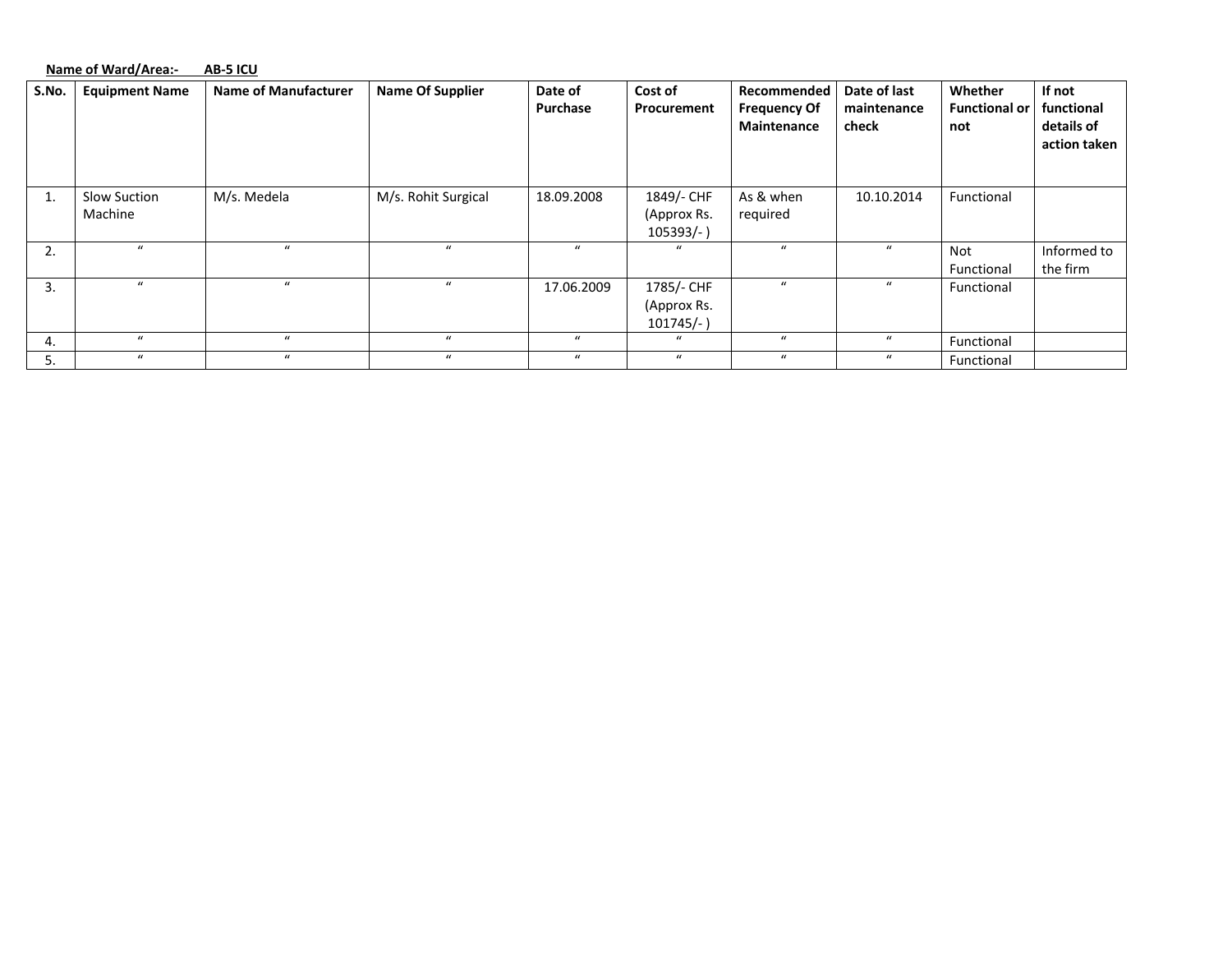**Name of Ward/Area:- AB-5 ICU**

| S.No. | Equipment Name | Name of Manufacturer | Name Of Supplier | Date of Purchase | Cost of Procurement | Recommended Frequency Of Maintenance | Date of last maintenance check | Whether Functional or not | If not functional details of action taken |
|---|---|---|---|---|---|---|---|---|---|
| 1. | Slow Suction Machine | M/s. Medela | M/s. Rohit Surgical | 18.09.2008 | 1849/- CHF (Approx Rs. 105393/- ) | As & when required | 10.10.2014 | Functional | |
| 2. | " | " | " | " | " | " | " | Not Functional | Informed to the firm |
| 3. | " | " | " | 17.06.2009 | 1785/- CHF (Approx Rs. 101745/- ) | " | " | Functional | |
| 4. | " | " | " | " | " | " | " | Functional | |
| 5. | " | " | " | " | " | " | " | Functional | |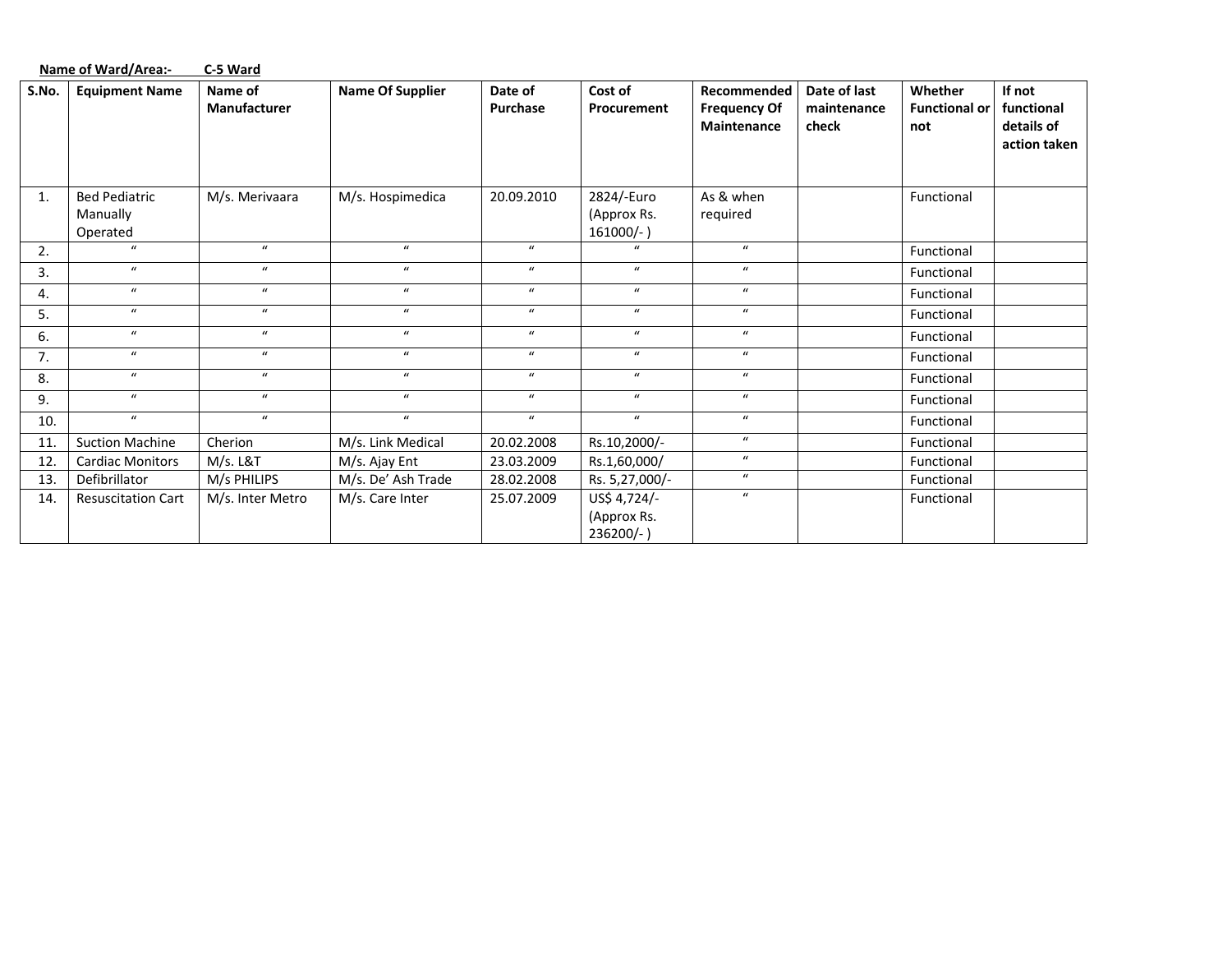**Name of Ward/Area:- C-5 Ward**

| S.No. | Equipment Name | Name of Manufacturer | Name Of Supplier | Date of Purchase | Cost of Procurement | Recommended Frequency Of Maintenance | Date of last maintenance check | Whether Functional or not | If not functional details of action taken |
|---|---|---|---|---|---|---|---|---|---|
| 1. | Bed Pediatric Manually Operated | M/s. Merivaara | M/s. Hospimedica | 20.09.2010 | 2824/-Euro (Approx Rs. 161000/- ) | As & when required | | Functional | |
| 2. | " | " | " | " | " | " | | Functional | |
| 3. | " | " | " | " | " | " | | Functional | |
| 4. | " | " | " | " | " | " | | Functional | |
| 5. | " | " | " | " | " | " | | Functional | |
| 6. | " | " | " | " | " | " | | Functional | |
| 7. | " | " | " | " | " | " | | Functional | |
| 8. | " | " | " | " | " | " | | Functional | |
| 9. | " | " | " | " | " | " | | Functional | |
| 10. | " | " | " | " | " | " | | Functional | |
| 11. | Suction Machine | Cherion | M/s. Link Medical | 20.02.2008 | Rs.10,2000/- | " | | Functional | |
| 12. | Cardiac Monitors | M/s. L&T | M/s. Ajay Ent | 23.03.2009 | Rs.1,60,000/ | " | | Functional | |
| 13. | Defibrillator | M/s PHILIPS | M/s. De' Ash Trade | 28.02.2008 | Rs. 5,27,000/- | " | | Functional | |
| 14. | Resuscitation Cart | M/s. Inter Metro | M/s. Care Inter | 25.07.2009 | US$ 4,724/- (Approx Rs. 236200/- ) | " | | Functional | |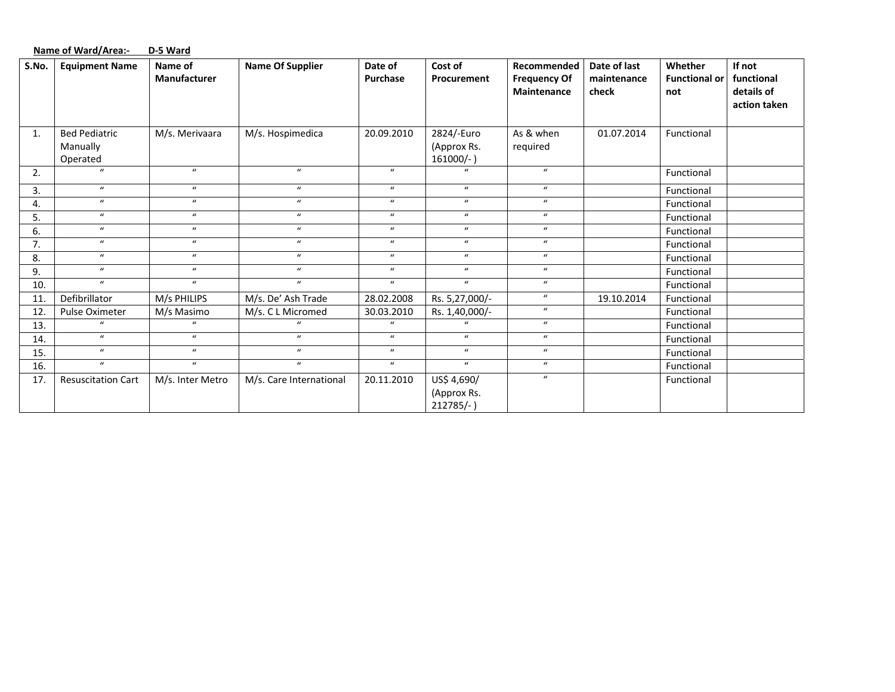**Name of Ward/Area:-  D-5 Ward**

| S.No. | Equipment Name | Name of Manufacturer | Name Of Supplier | Date of Purchase | Cost of Procurement | Recommended Frequency Of Maintenance | Date of last maintenance check | Whether Functional or not | If not functional details of action taken |
|---|---|---|---|---|---|---|---|---|---|
| 1. | Bed Pediatric Manually Operated | M/s. Merivaara | M/s. Hospimedica | 20.09.2010 | 2824/-Euro (Approx Rs. 161000/- ) | As & when required | 01.07.2014 | Functional | |
| 2. | " | " | " | " | " | " | | Functional | |
| 3. | " | " | " | " | " | " | | Functional | |
| 4. | " | " | " | " | " | " | | Functional | |
| 5. | " | " | " | " | " | " | | Functional | |
| 6. | " | " | " | " | " | " | | Functional | |
| 7. | " | " | " | " | " | " | | Functional | |
| 8. | " | " | " | " | " | " | | Functional | |
| 9. | " | " | " | " | " | " | | Functional | |
| 10. | " | " | " | " | " | " | | Functional | |
| 11. | Defibrillator | M/s PHILIPS | M/s. De' Ash Trade | 28.02.2008 | Rs. 5,27,000/- | " | 19.10.2014 | Functional | |
| 12. | Pulse Oximeter | M/s Masimo | M/s. C L Micromed | 30.03.2010 | Rs. 1,40,000/- | " | | Functional | |
| 13. | " | " | " | " | " | " | | Functional | |
| 14. | " | " | " | " | " | " | | Functional | |
| 15. | " | " | " | " | " | " | | Functional | |
| 16. | " | " | " | " | " | " | | Functional | |
| 17. | Resuscitation Cart | M/s. Inter Metro | M/s. Care International | 20.11.2010 | US$ 4,690/ (Approx Rs. 212785/- ) | " | | Functional | |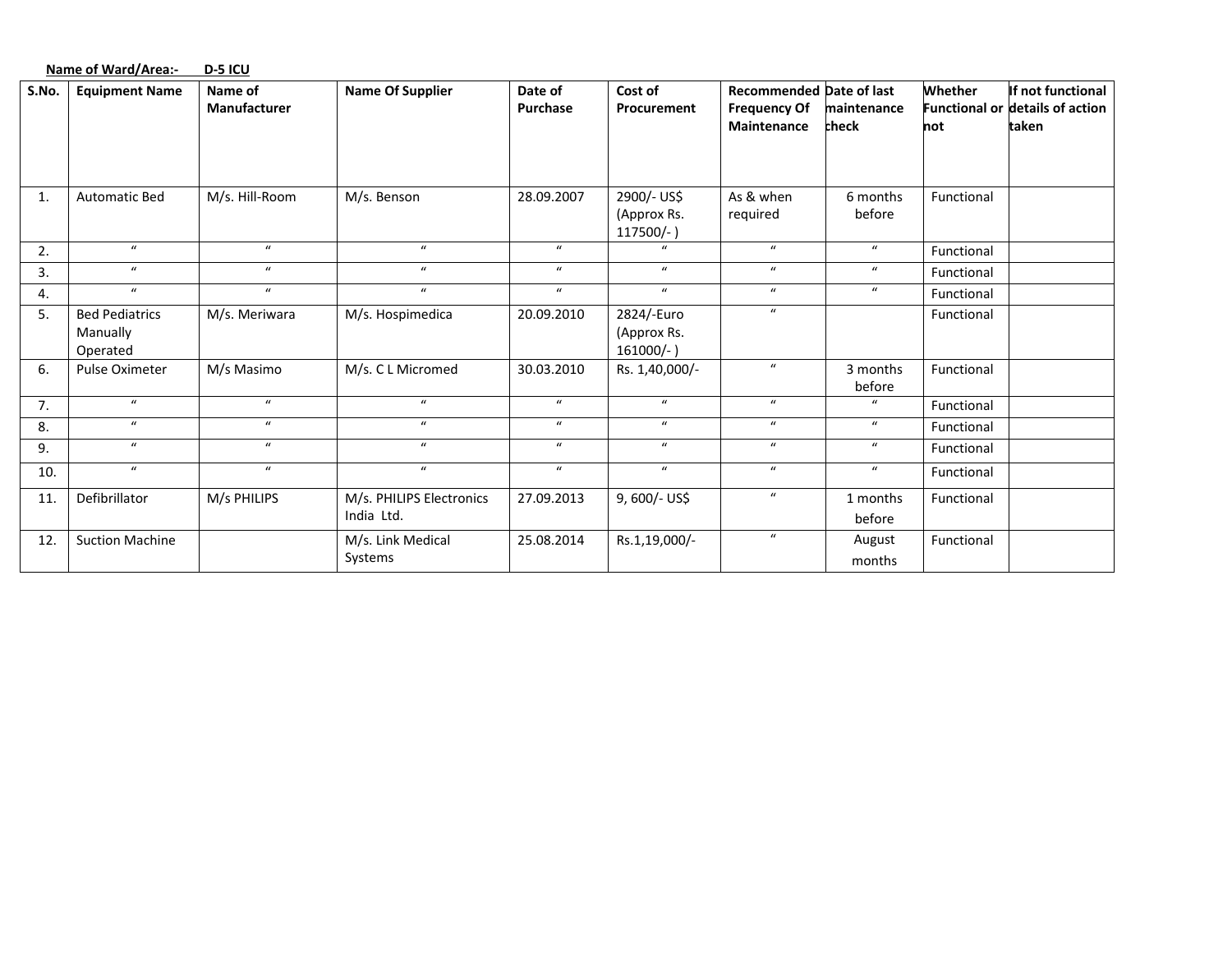**Name of Ward/Area:- D-5 ICU**

| S.No. | Equipment Name | Name of Manufacturer | Name Of Supplier | Date of Purchase | Cost of Procurement | Recommended Frequency Of Maintenance | Date of last maintenance check | Whether Functional or not | If not functional details of action taken |
|---|---|---|---|---|---|---|---|---|---|
| 1. | Automatic Bed | M/s. Hill-Room | M/s. Benson | 28.09.2007 | 2900/- US$ (Approx Rs. 117500/- ) | As & when required | 6 months before | Functional | |
| 2. | " | " | " | " | " | " | " | Functional | |
| 3. | " | " | " | " | " | " | " | Functional | |
| 4. | " | " | " | " | " | " | " | Functional | |
| 5. | Bed Pediatrics Manually Operated | M/s. Meriwara | M/s. Hospimedica | 20.09.2010 | 2824/-Euro (Approx Rs. 161000/- ) | " | | Functional | |
| 6. | Pulse Oximeter | M/s Masimo | M/s. C L Micromed | 30.03.2010 | Rs. 1,40,000/- | " | 3 months before | Functional | |
| 7. | " | " | " | " | " | " | " | Functional | |
| 8. | " | " | " | " | " | " | " | Functional | |
| 9. | " | " | " | " | " | " | " | Functional | |
| 10. | " | " | " | " | " | " | " | Functional | |
| 11. | Defibrillator | M/s PHILIPS | M/s. PHILIPS Electronics India Ltd. | 27.09.2013 | 9, 600/- US$ | " | 1 months before | Functional | |
| 12. | Suction Machine | | M/s. Link Medical Systems | 25.08.2014 | Rs.1,19,000/- | " | August months | Functional | |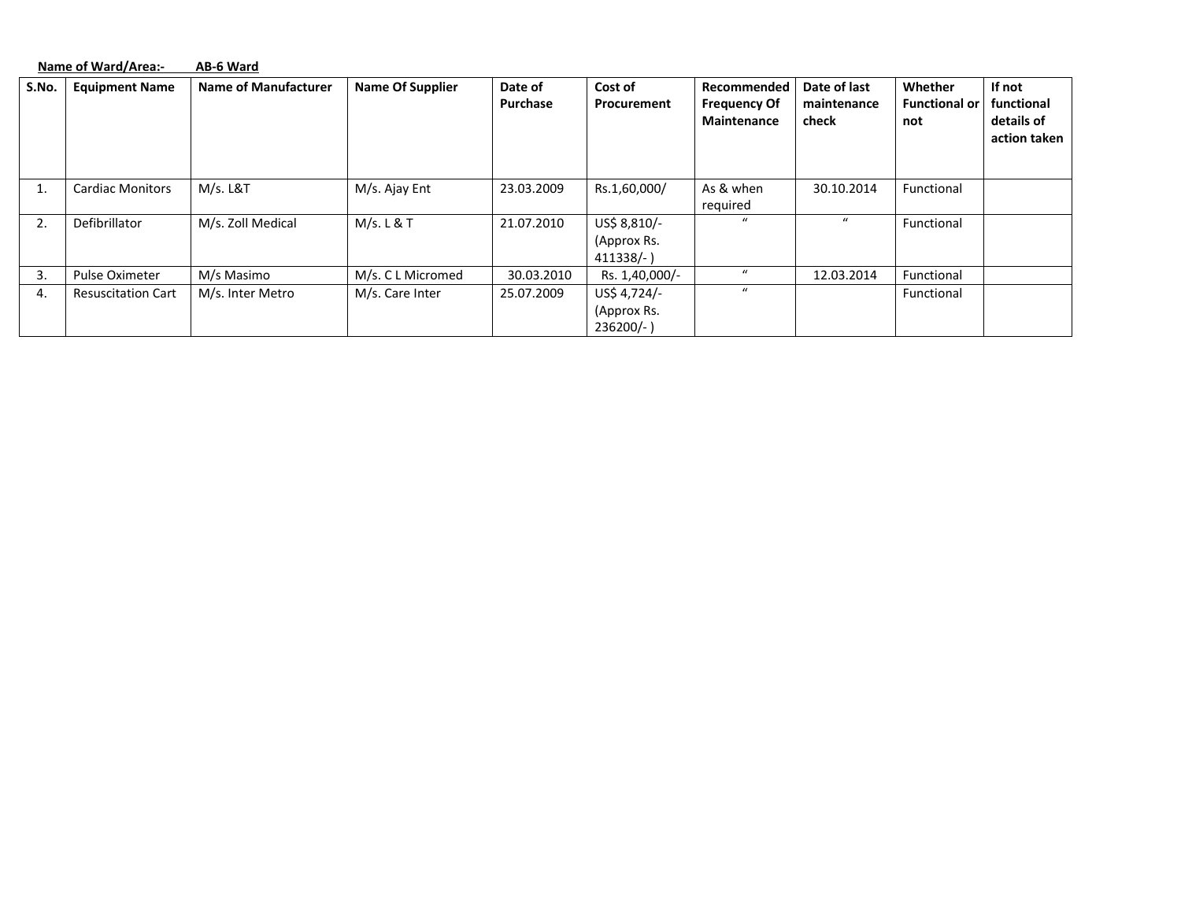**Name of Ward/Area:- AB-6 Ward**

| S.No. | Equipment Name | Name of Manufacturer | Name Of Supplier | Date of Purchase | Cost of Procurement | Recommended Frequency Of Maintenance | Date of last maintenance check | Whether Functional or not | If not functional details of action taken |
|---|---|---|---|---|---|---|---|---|---|
| 1. | Cardiac Monitors | M/s. L&T | M/s. Ajay Ent | 23.03.2009 | Rs.1,60,000/ | As & when required | 30.10.2014 | Functional | |
| 2. | Defibrillator | M/s. Zoll Medical | M/s. L & T | 21.07.2010 | US$ 8,810/- (Approx Rs. 411338/- ) | " | " | Functional | |
| 3. | Pulse Oximeter | M/s Masimo | M/s. C L Micromed | 30.03.2010 | Rs. 1,40,000/- | " | 12.03.2014 | Functional | |
| 4. | Resuscitation Cart | M/s. Inter Metro | M/s. Care Inter | 25.07.2009 | US$ 4,724/- (Approx Rs. 236200/- ) | " | | Functional | |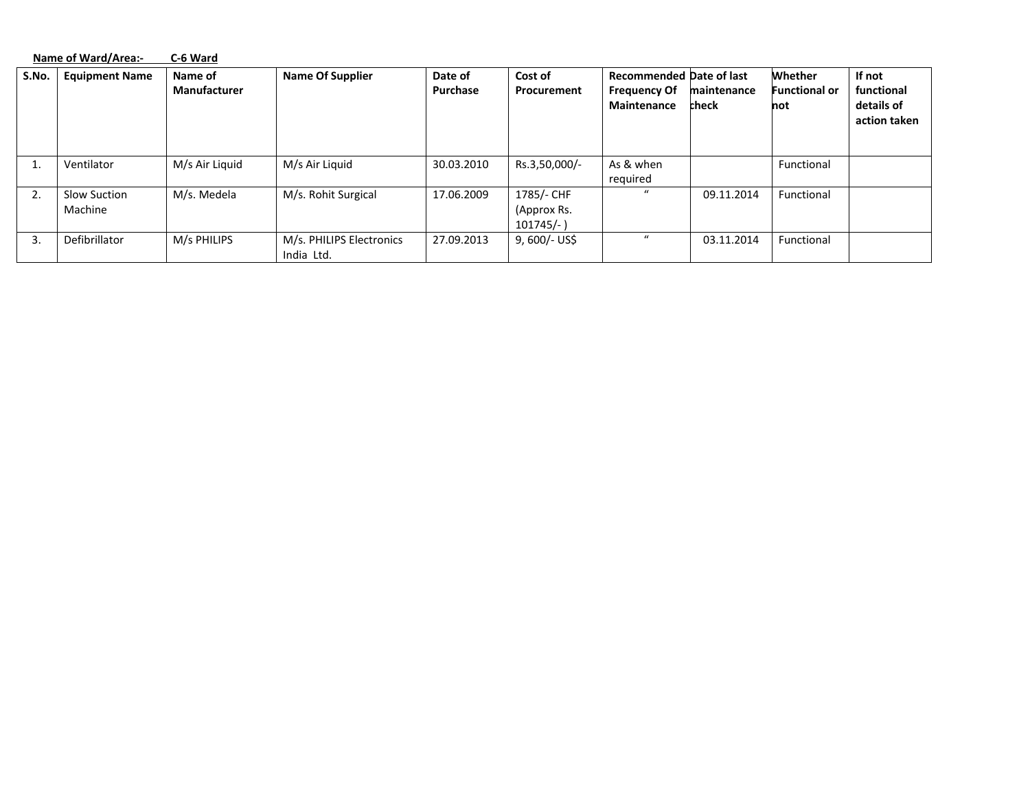**Name of Ward/Area:- C-6 Ward**

| S.No. | Equipment Name | Name of Manufacturer | Name Of Supplier | Date of Purchase | Cost of Procurement | Recommended Frequency Of Maintenance | Date of last maintenance check | Whether Functional or not | If not functional details of action taken |
|---|---|---|---|---|---|---|---|---|---|
| 1. | Ventilator | M/s Air Liquid | M/s Air Liquid | 30.03.2010 | Rs.3,50,000/- | As & when required | | Functional | |
| 2. | Slow Suction Machine | M/s. Medela | M/s. Rohit Surgical | 17.06.2009 | 1785/- CHF (Approx Rs. 101745/- ) | " | 09.11.2014 | Functional | |
| 3. | Defibrillator | M/s PHILIPS | M/s. PHILIPS Electronics India Ltd. | 27.09.2013 | 9, 600/- US$ | " | 03.11.2014 | Functional | |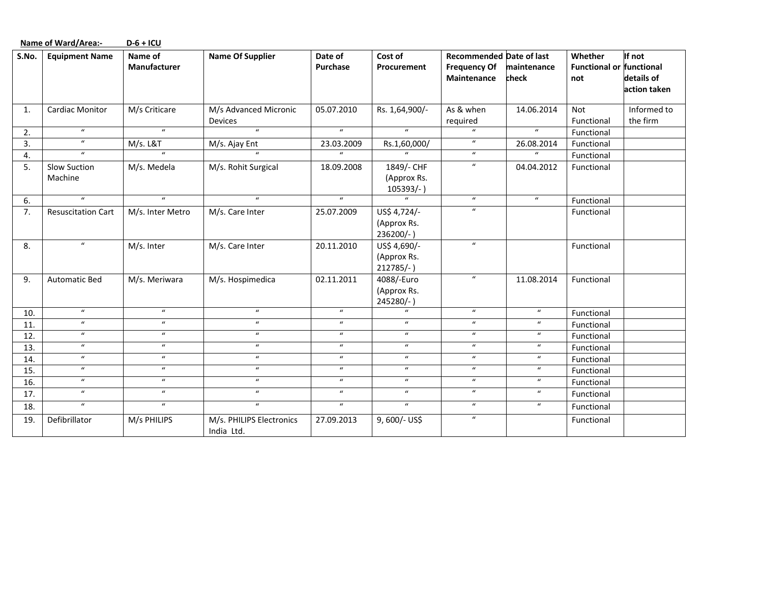**Name of Ward/Area:-      D-6 + ICU**

| S.No. | Equipment Name | Name of Manufacturer | Name Of Supplier | Date of Purchase | Cost of Procurement | Recommended Frequency Of Maintenance | Date of last maintenance check | Whether Functional or not | If not functional details of action taken |
|---|---|---|---|---|---|---|---|---|---|
| 1. | Cardiac Monitor | M/s Criticare | M/s Advanced Micronic Devices | 05.07.2010 | Rs. 1,64,900/- | As & when required | 14.06.2014 | Not Functional | Informed to the firm |
| 2. | " | " | " | " | " | " | " | Functional | |
| 3. | " | M/s. L&T | M/s. Ajay Ent | 23.03.2009 | Rs.1,60,000/ | " | 26.08.2014 | Functional | |
| 4. | " | " | " | " | " | " | " | Functional | |
| 5. | Slow Suction Machine | M/s. Medela | M/s. Rohit Surgical | 18.09.2008 | 1849/- CHF (Approx Rs. 105393/- ) | " | 04.04.2012 | Functional | |
| 6. | " | " | " | " | " | " | " | Functional | |
| 7. | Resuscitation Cart | M/s. Inter Metro | M/s. Care Inter | 25.07.2009 | US$ 4,724/- (Approx Rs. 236200/- ) | " | | Functional | |
| 8. | " | M/s. Inter | M/s. Care Inter | 20.11.2010 | US$ 4,690/- (Approx Rs. 212785/- ) | " | | Functional | |
| 9. | Automatic Bed | M/s. Meriwara | M/s. Hospimedica | 02.11.2011 | 4088/-Euro (Approx Rs. 245280/- ) | " | 11.08.2014 | Functional | |
| 10. | " | " | " | " | " | " | " | Functional | |
| 11. | " | " | " | " | " | " | " | Functional | |
| 12. | " | " | " | " | " | " | " | Functional | |
| 13. | " | " | " | " | " | " | " | Functional | |
| 14. | " | " | " | " | " | " | " | Functional | |
| 15. | " | " | " | " | " | " | " | Functional | |
| 16. | " | " | " | " | " | " | " | Functional | |
| 17. | " | " | " | " | " | " | " | Functional | |
| 18. | " | " | " | " | " | " | " | Functional | |
| 19. | Defibrillator | M/s PHILIPS | M/s. PHILIPS Electronics India Ltd. | 27.09.2013 | 9, 600/- US$ | " | | Functional | |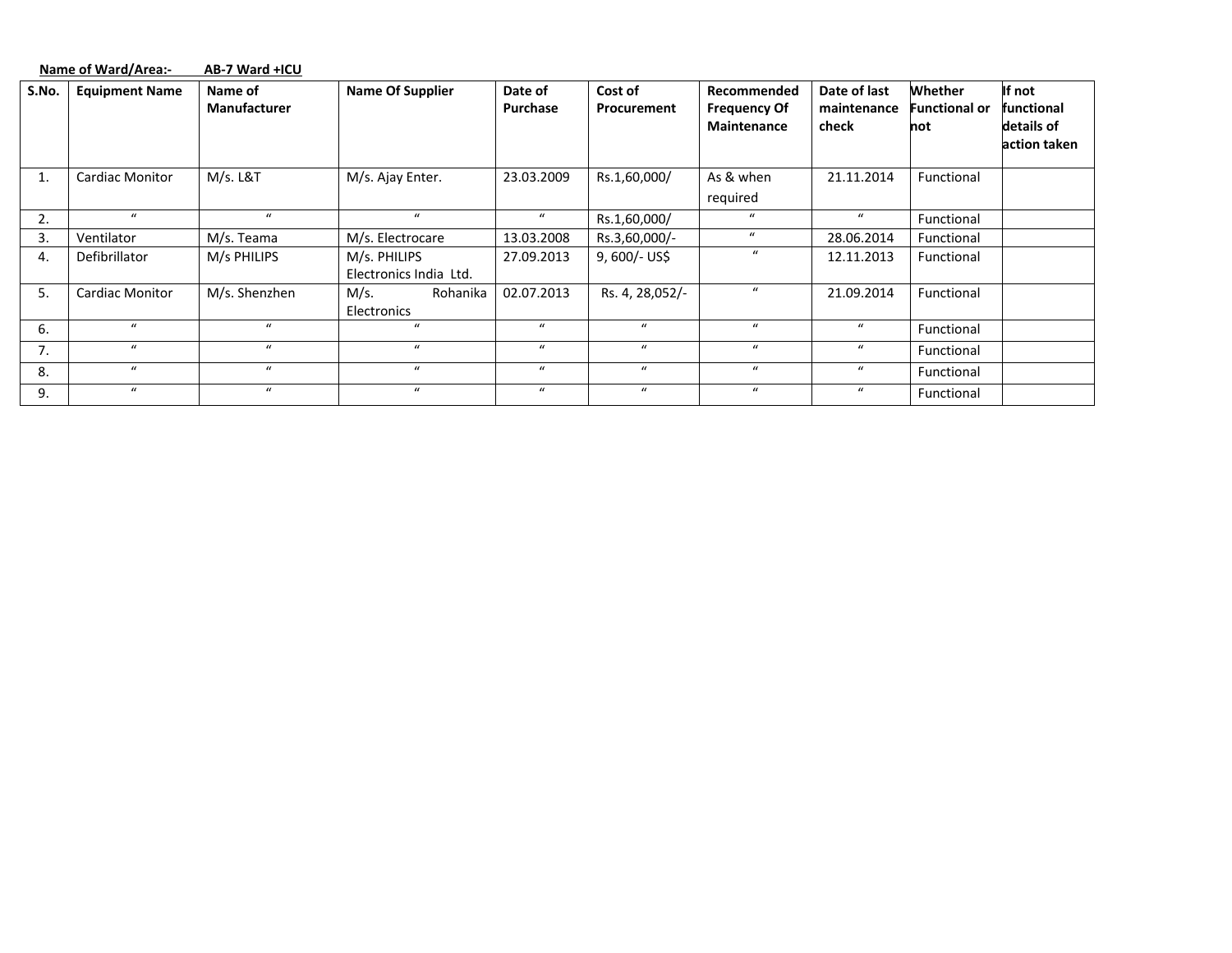**Name of Ward/Area:-        AB-7 Ward +ICU**

| S.No. | Equipment Name | Name of Manufacturer | Name Of Supplier | Date of Purchase | Cost of Procurement | Recommended Frequency Of Maintenance | Date of last maintenance check | Whether Functional or not | If not functional details of action taken |
|---|---|---|---|---|---|---|---|---|---|
| 1. | Cardiac Monitor | M/s. L&T | M/s. Ajay Enter. | 23.03.2009 | Rs.1,60,000/ | As & when required | 21.11.2014 | Functional | |
| 2. | " | " | " | " | Rs.1,60,000/ | " | " | Functional | |
| 3. | Ventilator | M/s. Teama | M/s. Electrocare | 13.03.2008 | Rs.3,60,000/- | " | 28.06.2014 | Functional | |
| 4. | Defibrillator | M/s PHILIPS | M/s. PHILIPS Electronics India Ltd. | 27.09.2013 | 9, 600/- US$ | " | 12.11.2013 | Functional | |
| 5. | Cardiac Monitor | M/s. Shenzhen | M/s. Rohanika Electronics | 02.07.2013 | Rs. 4, 28,052/- | " | 21.09.2014 | Functional | |
| 6. | " | " | " | " | " | " | " | Functional | |
| 7. | " | " | " | " | " | " | " | Functional | |
| 8. | " | " | " | " | " | " | " | Functional | |
| 9. | " | " | " | " | " | " | " | Functional | |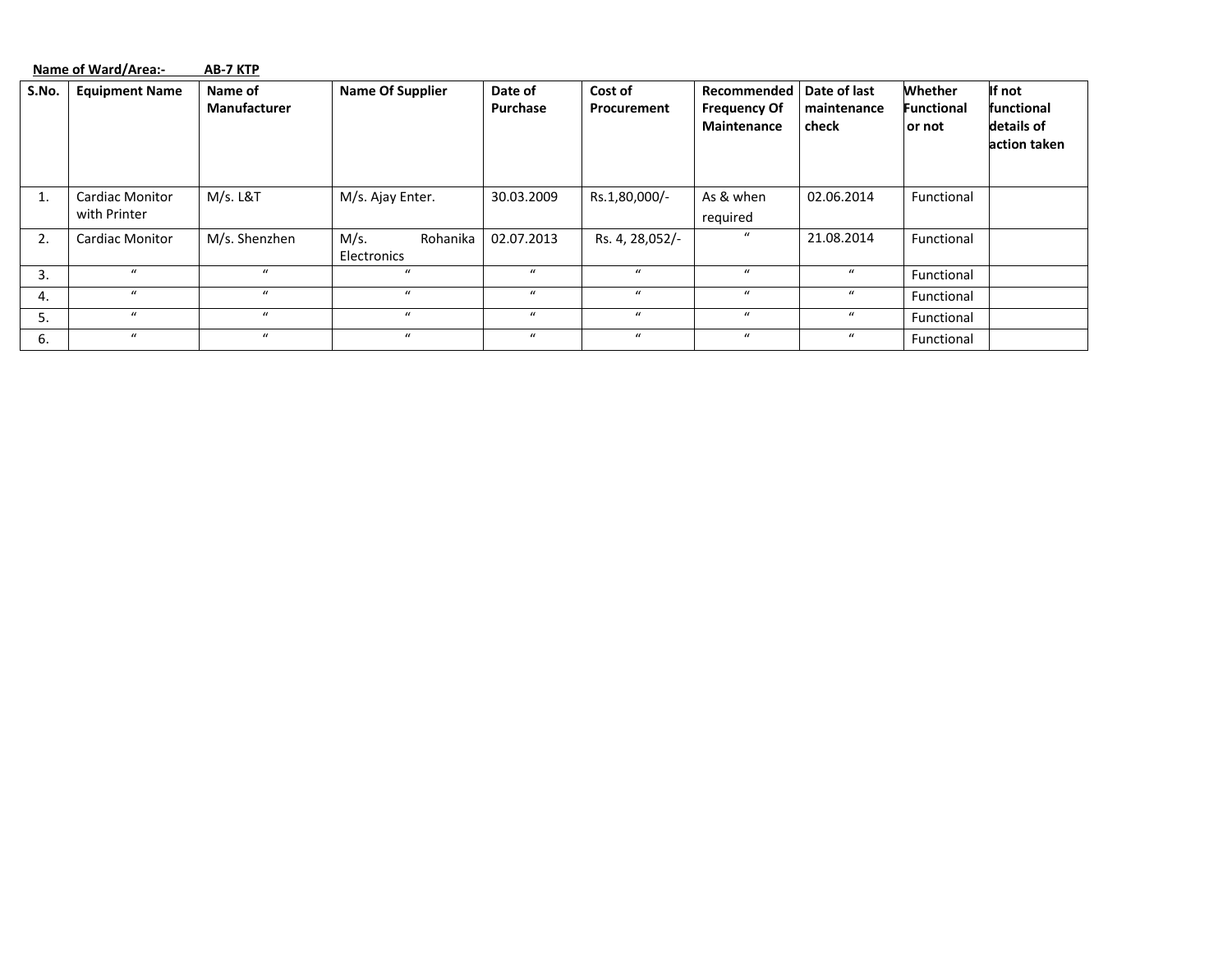**Name of Ward/Area:-          AB-7 KTP**

| S.No. | Equipment Name | Name of Manufacturer | Name Of Supplier | Date of Purchase | Cost of Procurement | Recommended Frequency Of Maintenance | Date of last maintenance check | Whether Functional or not | If not functional details of action taken |
|---|---|---|---|---|---|---|---|---|---|
| 1. | Cardiac Monitor with Printer | M/s. L&T | M/s. Ajay Enter. | 30.03.2009 | Rs.1,80,000/- | As & when required | 02.06.2014 | Functional | |
| 2. | Cardiac Monitor | M/s. Shenzhen | M/s. Rohanika Electronics | 02.07.2013 | Rs. 4, 28,052/- | " | 21.08.2014 | Functional | |
| 3. | " | " | " | " | " | " | " | Functional | |
| 4. | " | " | " | " | " | " | " | Functional | |
| 5. | " | " | " | " | " | " | " | Functional | |
| 6. | " | " | " | " | " | " | " | Functional | |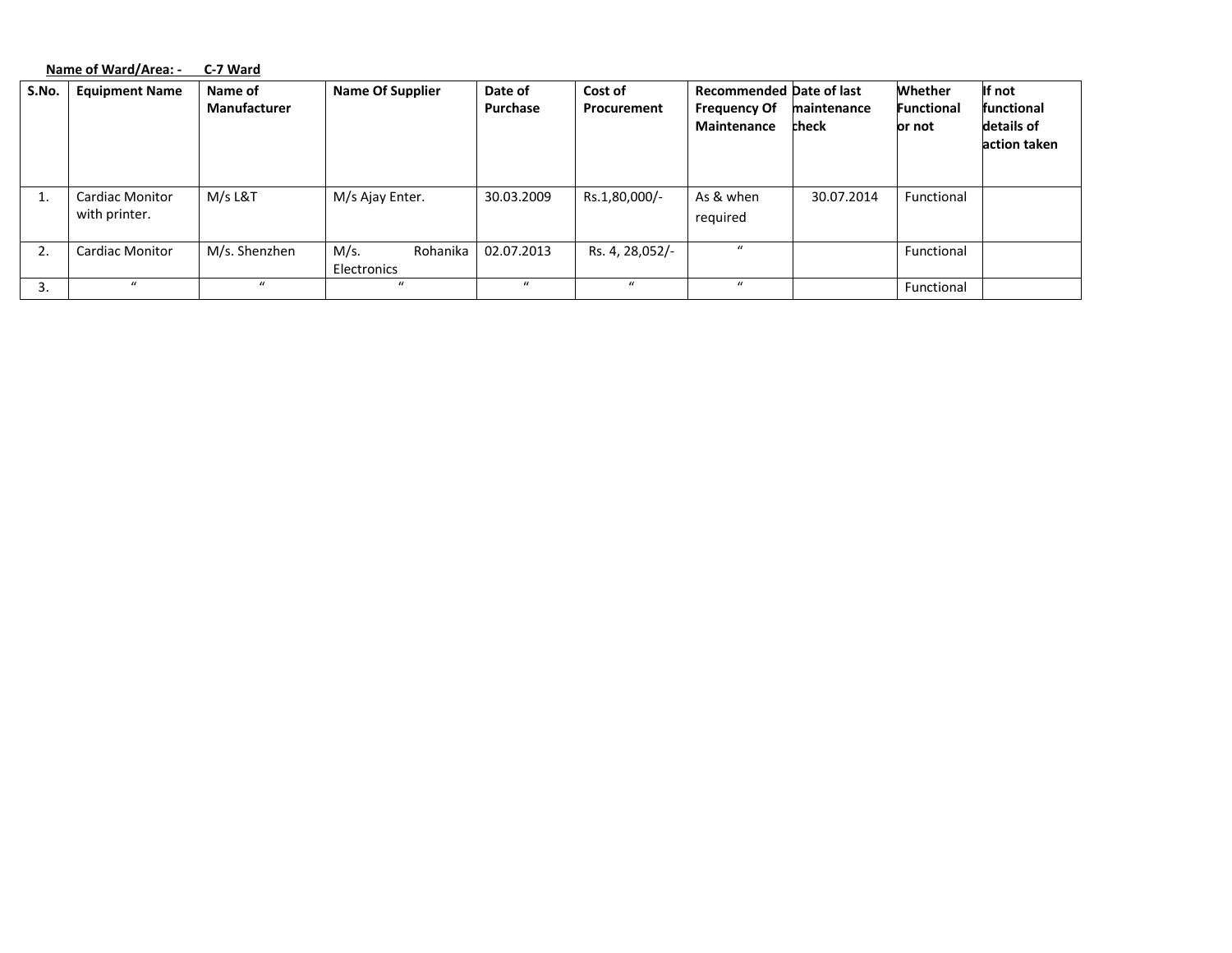**Name of Ward/Area: - C-7 Ward**

| S.No. | Equipment Name | Name of Manufacturer | Name Of Supplier | Date of Purchase | Cost of Procurement | Recommended Frequency Of Maintenance | Date of last maintenance check | Whether Functional or not | If not functional details of action taken |
|---|---|---|---|---|---|---|---|---|---|
| 1. | Cardiac Monitor with printer. | M/s L&T | M/s Ajay Enter. | 30.03.2009 | Rs.1,80,000/- | As & when required | 30.07.2014 | Functional | |
| 2. | Cardiac Monitor | M/s. Shenzhen | M/s. Rohanika Electronics | 02.07.2013 | Rs. 4, 28,052/- | " | | Functional | |
| 3. | " | " | " | " | " | " | | Functional | |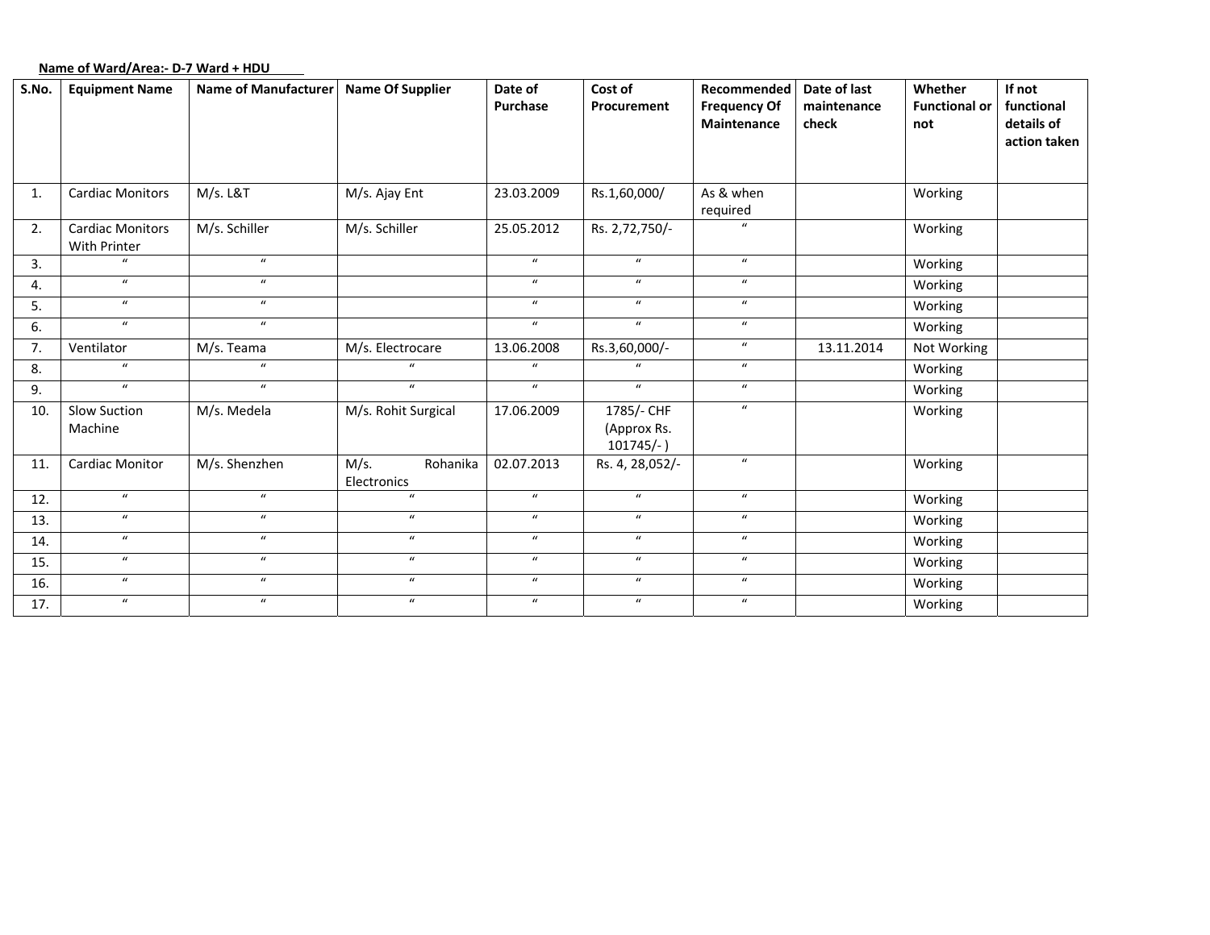**Name of Ward/Area:- D-7 Ward + HDU**

| S.No. | Equipment Name | Name of Manufacturer | Name Of Supplier | Date of Purchase | Cost of Procurement | Recommended Frequency Of Maintenance | Date of last maintenance check | Whether Functional or not | If not functional details of action taken |
|---|---|---|---|---|---|---|---|---|---|
| 1. | Cardiac Monitors | M/s. L&T | M/s. Ajay Ent | 23.03.2009 | Rs.1,60,000/ | As & when required | | Working | |
| 2. | Cardiac Monitors With Printer | M/s. Schiller | M/s. Schiller | 25.05.2012 | Rs. 2,72,750/- | " | | Working | |
| 3. | " | " | | " | " | " | | Working | |
| 4. | " | " | | " | " | " | | Working | |
| 5. | " | " | | " | " | " | | Working | |
| 6. | " | " | | " | " | " | | Working | |
| 7. | Ventilator | M/s. Teama | M/s. Electrocare | 13.06.2008 | Rs.3,60,000/- | " | 13.11.2014 | Not Working | |
| 8. | " | " | " | " | " | " | | Working | |
| 9. | " | " | " | " | " | " | | Working | |
| 10. | Slow Suction Machine | M/s. Medela | M/s. Rohit Surgical | 17.06.2009 | 1785/- CHF (Approx Rs. 101745/- ) | " | | Working | |
| 11. | Cardiac Monitor | M/s. Shenzhen | M/s. Rohanika Electronics | 02.07.2013 | Rs. 4, 28,052/- | " | | Working | |
| 12. | " | " | " | " | " | " | | Working | |
| 13. | " | " | " | " | " | " | | Working | |
| 14. | " | " | " | " | " | " | | Working | |
| 15. | " | " | " | " | " | " | | Working | |
| 16. | " | " | " | " | " | " | | Working | |
| 17. | " | " | " | " | " | " | | Working | |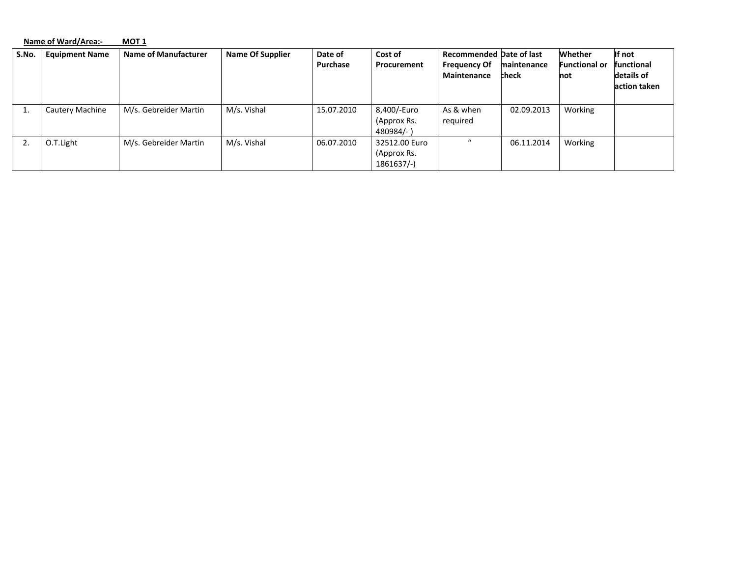**Name of Ward/Area:- MOT 1**

| S.No. | Equipment Name | Name of Manufacturer | Name Of Supplier | Date of Purchase | Cost of Procurement | Recommended Frequency Of Maintenance | Date of last maintenance check | Whether Functional or not | If not functional details of action taken |
|---|---|---|---|---|---|---|---|---|---|
| 1. | Cautery Machine | M/s. Gebreider Martin | M/s. Vishal | 15.07.2010 | 8,400/-Euro (Approx Rs. 480984/- ) | As & when required | 02.09.2013 | Working | |
| 2. | O.T.Light | M/s. Gebreider Martin | M/s. Vishal | 06.07.2010 | 32512.00 Euro (Approx Rs. 1861637/-) | " | 06.11.2014 | Working | |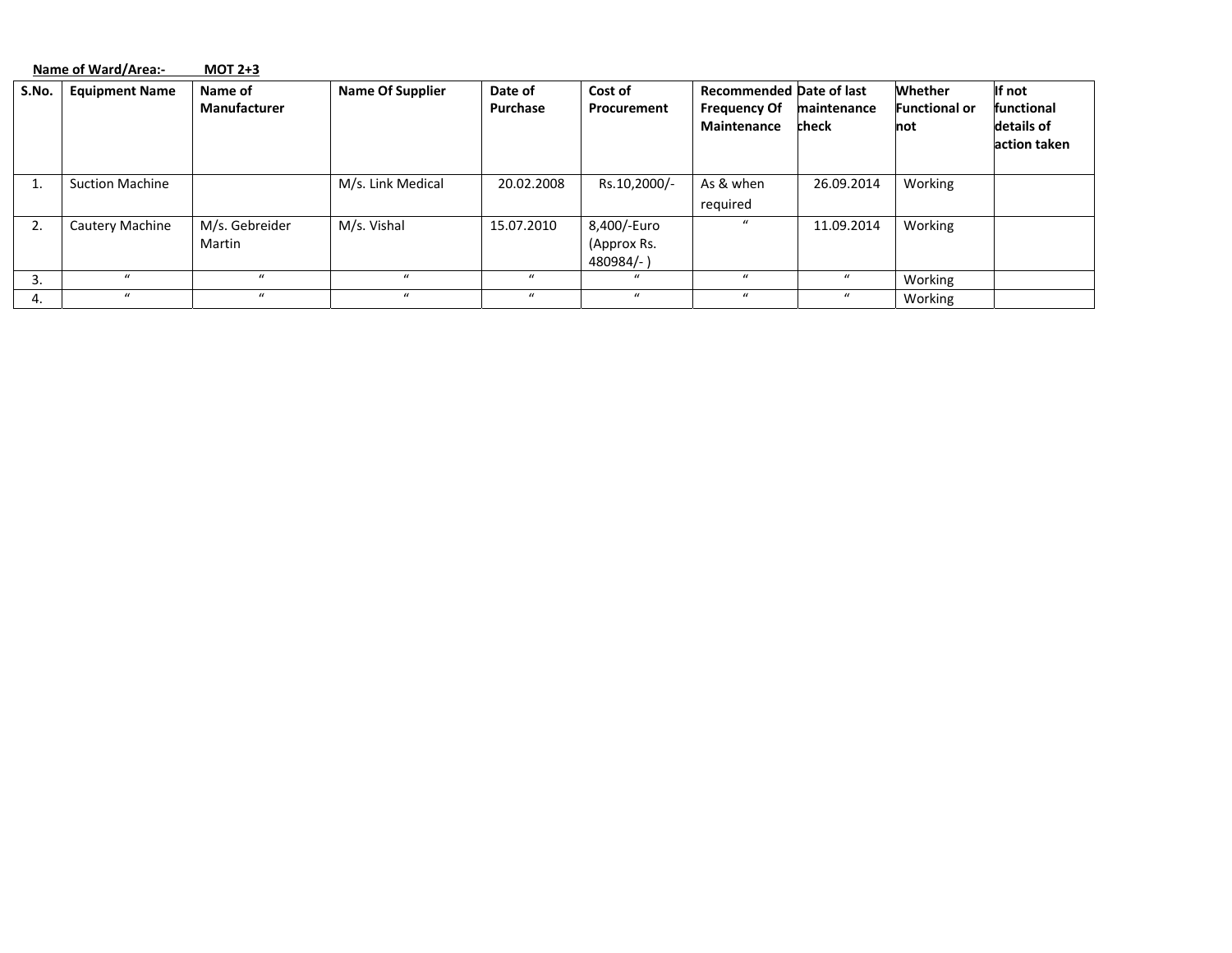**Name of Ward/Area:- MOT 2+3**

| S.No. | Equipment Name | Name of Manufacturer | Name Of Supplier | Date of Purchase | Cost of Procurement | Recommended Frequency Of Maintenance | Date of last maintenance check | Whether Functional or not | If not functional details of action taken |
|---|---|---|---|---|---|---|---|---|---|
| 1. | Suction Machine | | M/s. Link Medical | 20.02.2008 | Rs.10,2000/- | As & when required | 26.09.2014 | Working | |
| 2. | Cautery Machine | M/s. Gebreider Martin | M/s. Vishal | 15.07.2010 | 8,400/-Euro (Approx Rs. 480984/- ) | “ | 11.09.2014 | Working | |
| 3. | “ | “ | “ | “ | “ | “ | “ | Working | |
| 4. | “ | “ | “ | “ | “ | “ | “ | Working | |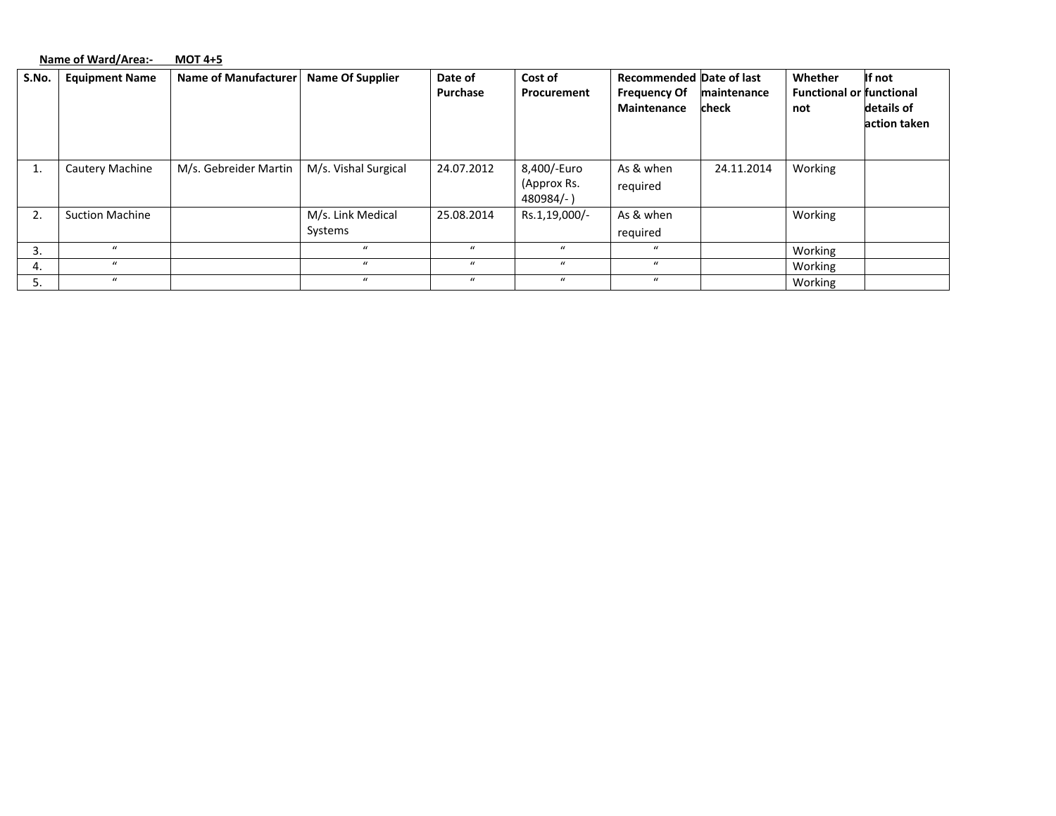**Name of Ward/Area:- MOT 4+5**

| S.No. | Equipment Name | Name of Manufacturer | Name Of Supplier | Date of Purchase | Cost of Procurement | Recommended Frequency Of Maintenance | Date of last maintenance check | Whether Functional or not | If not functional details of action taken |
|---|---|---|---|---|---|---|---|---|---|
| 1. | Cautery Machine | M/s. Gebreider Martin | M/s. Vishal Surgical | 24.07.2012 | 8,400/-Euro (Approx Rs. 480984/- ) | As & when required | 24.11.2014 | Working | |
| 2. | Suction Machine | | M/s. Link Medical Systems | 25.08.2014 | Rs.1,19,000/- | As & when required | | Working | |
| 3. | " | | " | " | " | " | | Working | |
| 4. | " | | " | " | " | " | | Working | |
| 5. | " | | " | " | " | " | | Working | |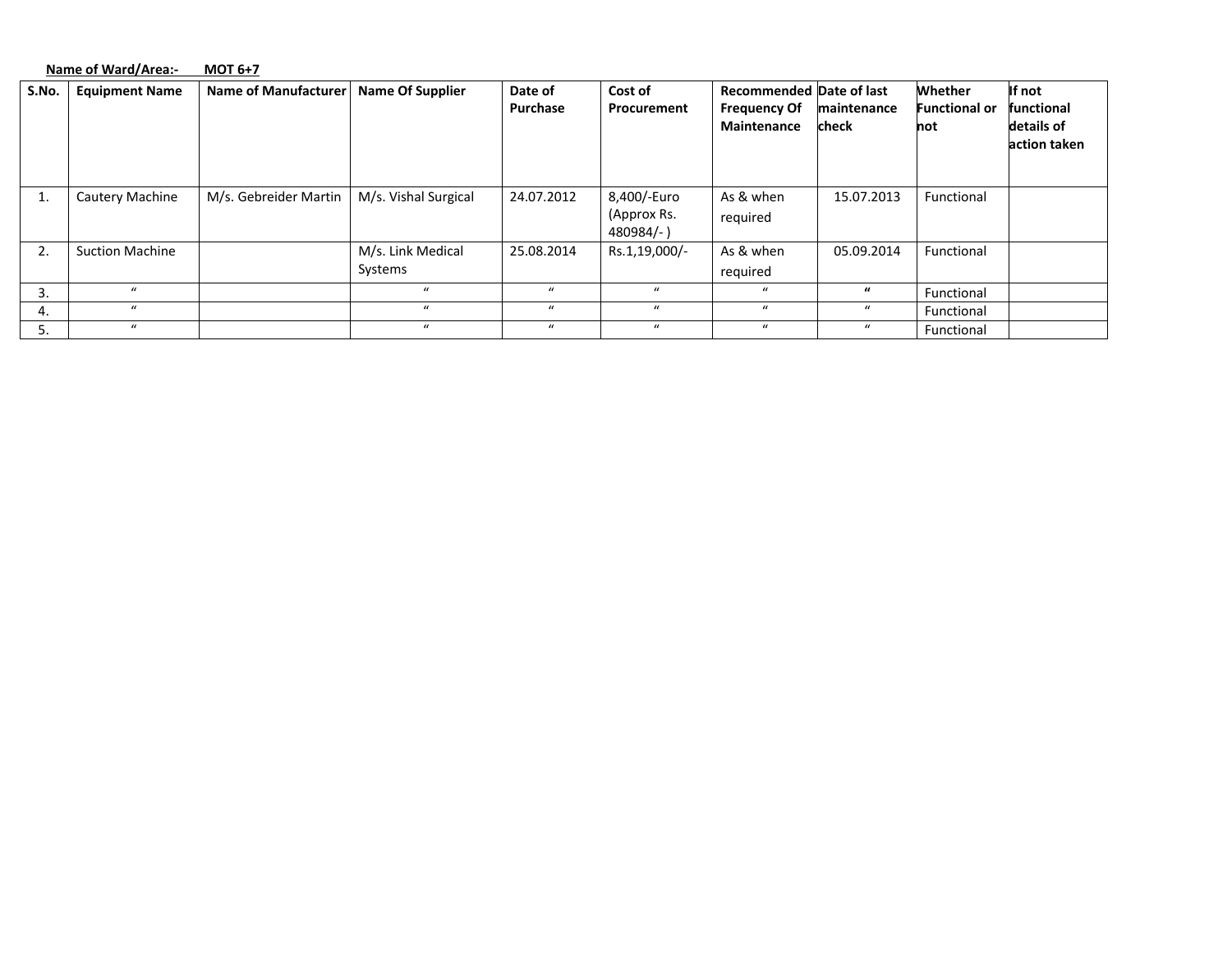**Name of Ward/Area:- MOT 6+7**

| S.No. | Equipment Name | Name of Manufacturer | Name Of Supplier | Date of Purchase | Cost of Procurement | Recommended Frequency Of Maintenance | Date of last maintenance check | Whether Functional or not | If not functional details of action taken |
|---|---|---|---|---|---|---|---|---|---|
| 1. | Cautery Machine | M/s. Gebreider Martin | M/s. Vishal Surgical | 24.07.2012 | 8,400/-Euro (Approx Rs. 480984/- ) | As & when required | 15.07.2013 | Functional | |
| 2. | Suction Machine | | M/s. Link Medical Systems | 25.08.2014 | Rs.1,19,000/- | As & when required | 05.09.2014 | Functional | |
| 3. | " | | " | " | " | " | " | Functional | |
| 4. | " | | " | " | " | " | " | Functional | |
| 5. | " | | " | " | " | " | " | Functional | |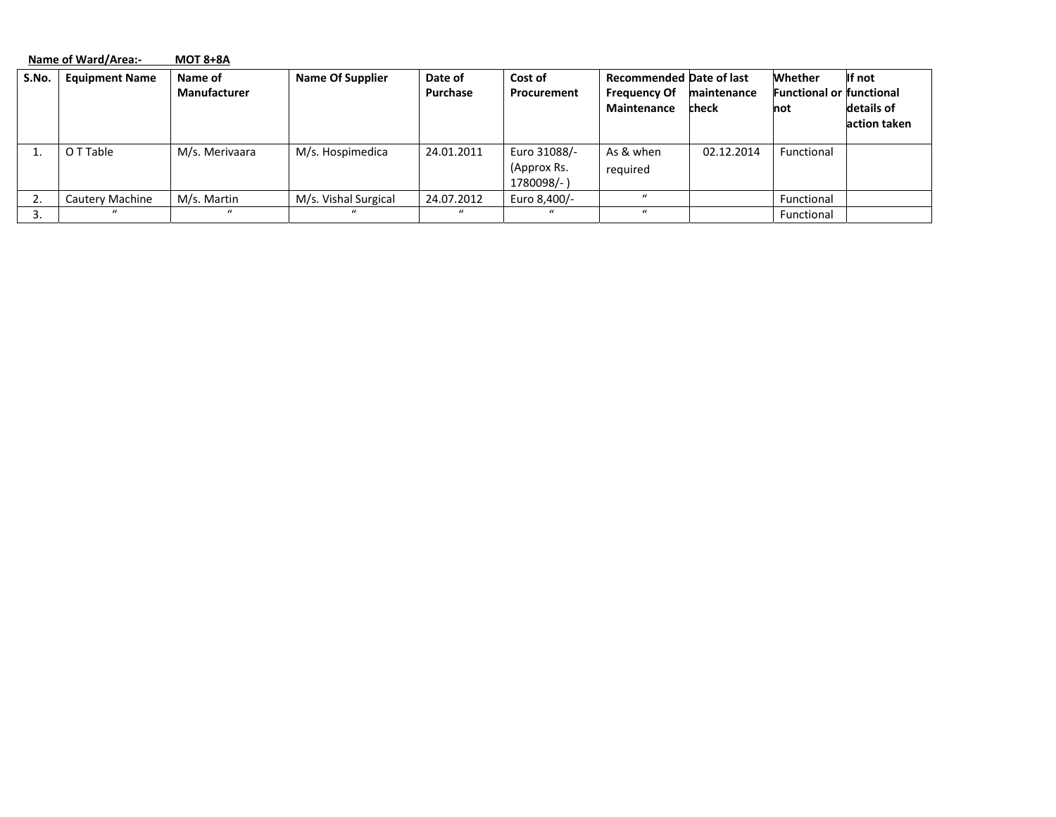**Name of Ward/Area:- MOT 8+8A**

| S.No. | Equipment Name | Name of Manufacturer | Name Of Supplier | Date of Purchase | Cost of Procurement | Recommended Frequency Of Maintenance | Date of last maintenance check | Whether Functional or not | If not functional details of action taken |
|---|---|---|---|---|---|---|---|---|---|
| 1. | O T Table | M/s. Merivaara | M/s. Hospimedica | 24.01.2011 | Euro 31088/- (Approx Rs. 1780098/- ) | As & when required | 02.12.2014 | Functional | |
| 2. | Cautery Machine | M/s. Martin | M/s. Vishal Surgical | 24.07.2012 | Euro 8,400/- | " | | Functional | |
| 3. | " | " | " | " | " | " | | Functional | |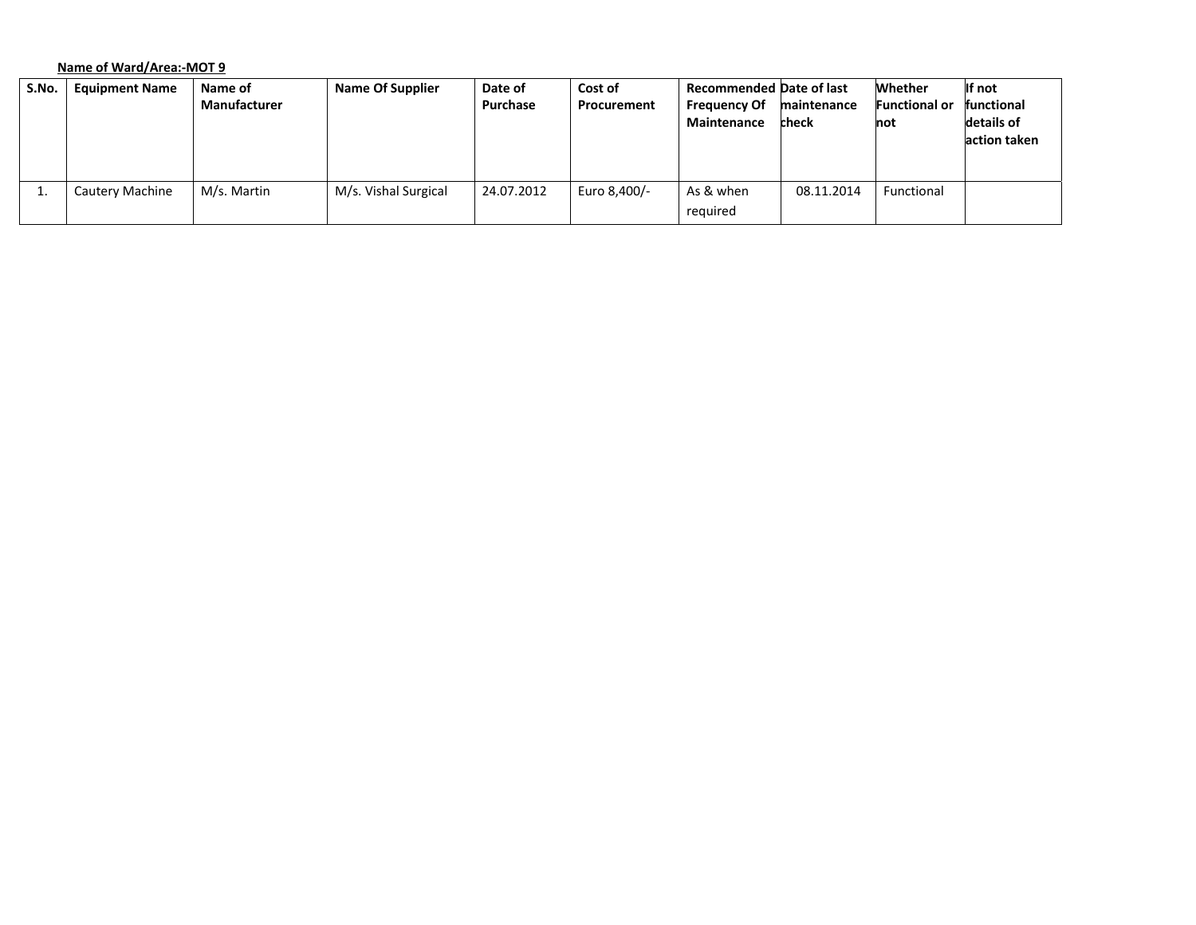**Name of Ward/Area:-MOT 9**

| S.No. | Equipment Name | Name of Manufacturer | Name Of Supplier | Date of Purchase | Cost of Procurement | Recommended Frequency Of Maintenance | Date of last maintenance check | Whether Functional or not | If not functional details of action taken |
|---|---|---|---|---|---|---|---|---|---|
| 1. | Cautery Machine | M/s. Martin | M/s. Vishal Surgical | 24.07.2012 | Euro 8,400/- | As & when required | 08.11.2014 | Functional | |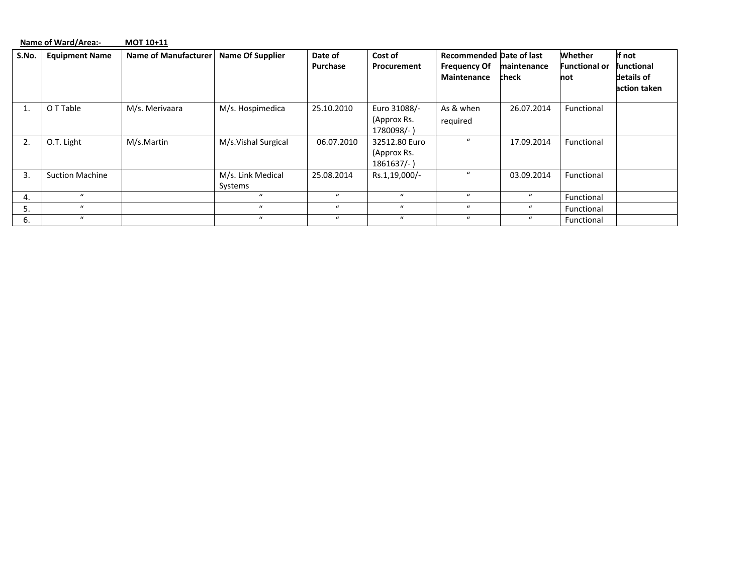**Name of Ward/Area:- MOT 10+11**

| S.No. | Equipment Name | Name of Manufacturer | Name Of Supplier | Date of Purchase | Cost of Procurement | Recommended Frequency Of Maintenance | Date of last maintenance check | Whether Functional or not | If not functional details of action taken |
|---|---|---|---|---|---|---|---|---|---|
| 1. | O T Table | M/s. Merivaara | M/s. Hospimedica | 25.10.2010 | Euro 31088/- (Approx Rs. 1780098/- ) | As & when required | 26.07.2014 | Functional | |
| 2. | O.T. Light | M/s.Martin | M/s.Vishal Surgical | 06.07.2010 | 32512.80 Euro (Approx Rs. 1861637/- ) | " | 17.09.2014 | Functional | |
| 3. | Suction Machine | | M/s. Link Medical Systems | 25.08.2014 | Rs.1,19,000/- | " | 03.09.2014 | Functional | |
| 4. | " | | " | " | " | " | " | Functional | |
| 5. | " | | " | " | " | " | " | Functional | |
| 6. | " | | " | " | " | " | " | Functional | |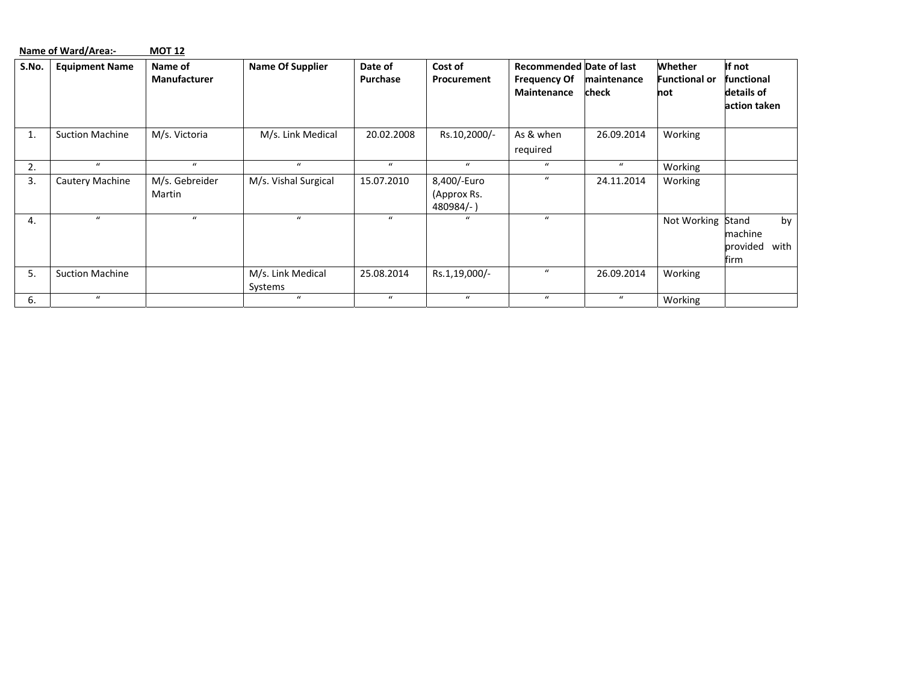**Name of Ward/Area:-** **MOT 12**

| S.No. | Equipment Name | Name of Manufacturer | Name Of Supplier | Date of Purchase | Cost of Procurement | Recommended Frequency Of Maintenance | Date of last maintenance check | Whether Functional or not | If not functional details of action taken |
|---|---|---|---|---|---|---|---|---|---|
| 1. | Suction Machine | M/s. Victoria | M/s. Link Medical | 20.02.2008 | Rs.10,2000/- | As & when required | 26.09.2014 | Working | |
| 2. | " | " | " | " | " | " | " | Working | |
| 3. | Cautery Machine | M/s. Gebreider Martin | M/s. Vishal Surgical | 15.07.2010 | 8,400/-Euro (Approx Rs. 480984/- ) | " | 24.11.2014 | Working | |
| 4. | " | " | " | " | " | " | | Not Working | Stand by machine provided with firm |
| 5. | Suction Machine | | M/s. Link Medical Systems | 25.08.2014 | Rs.1,19,000/- | " | 26.09.2014 | Working | |
| 6. | " | | " | " | " | " | " | Working | |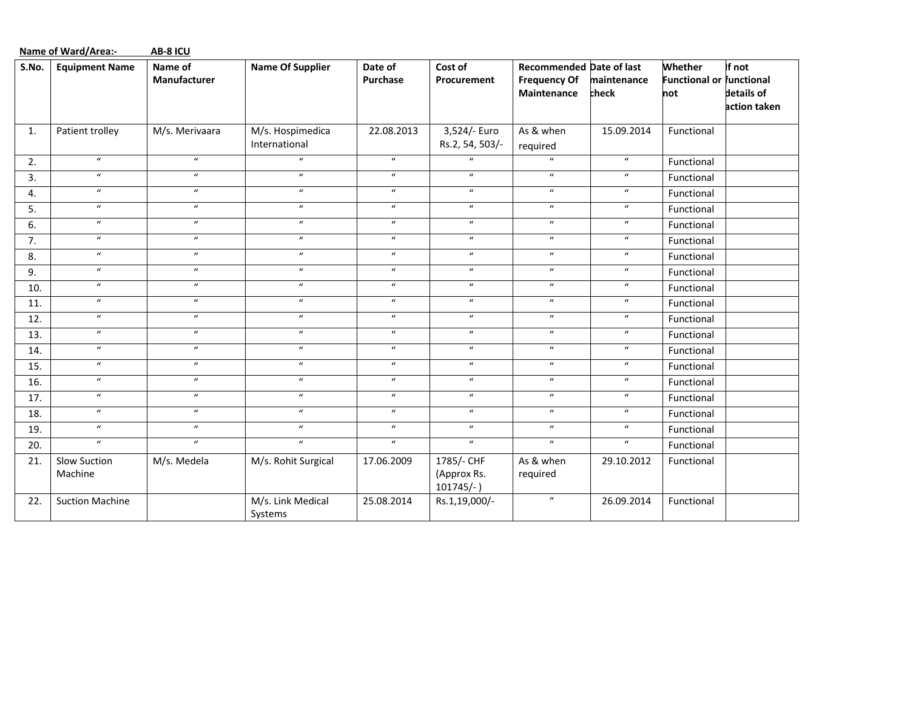**Name of Ward/Area:- AB-8 ICU**

| S.No. | Equipment Name | Name of Manufacturer | Name Of Supplier | Date of Purchase | Cost of Procurement | Recommended Frequency Of Maintenance | Date of last maintenance check | Whether Functional or not | If not functional details of action taken |
|---|---|---|---|---|---|---|---|---|---|
| 1. | Patient trolley | M/s. Merivaara | M/s. Hospimedica International | 22.08.2013 | 3,524/- Euro Rs.2, 54, 503/- | As & when required | 15.09.2014 | Functional | |
| 2. | " | " | " | " | " | " | " | Functional | |
| 3. | " | " | " | " | " | " | " | Functional | |
| 4. | " | " | " | " | " | " | " | Functional | |
| 5. | " | " | " | " | " | " | " | Functional | |
| 6. | " | " | " | " | " | " | " | Functional | |
| 7. | " | " | " | " | " | " | " | Functional | |
| 8. | " | " | " | " | " | " | " | Functional | |
| 9. | " | " | " | " | " | " | " | Functional | |
| 10. | " | " | " | " | " | " | " | Functional | |
| 11. | " | " | " | " | " | " | " | Functional | |
| 12. | " | " | " | " | " | " | " | Functional | |
| 13. | " | " | " | " | " | " | " | Functional | |
| 14. | " | " | " | " | " | " | " | Functional | |
| 15. | " | " | " | " | " | " | " | Functional | |
| 16. | " | " | " | " | " | " | " | Functional | |
| 17. | " | " | " | " | " | " | " | Functional | |
| 18. | " | " | " | " | " | " | " | Functional | |
| 19. | " | " | " | " | " | " | " | Functional | |
| 20. | " | " | " | " | " | " | " | Functional | |
| 21. | Slow Suction Machine | M/s. Medela | M/s. Rohit Surgical | 17.06.2009 | 1785/- CHF (Approx Rs. 101745/- ) | As & when required | 29.10.2012 | Functional | |
| 22. | Suction Machine | | M/s. Link Medical Systems | 25.08.2014 | Rs.1,19,000/- | " | 26.09.2014 | Functional | |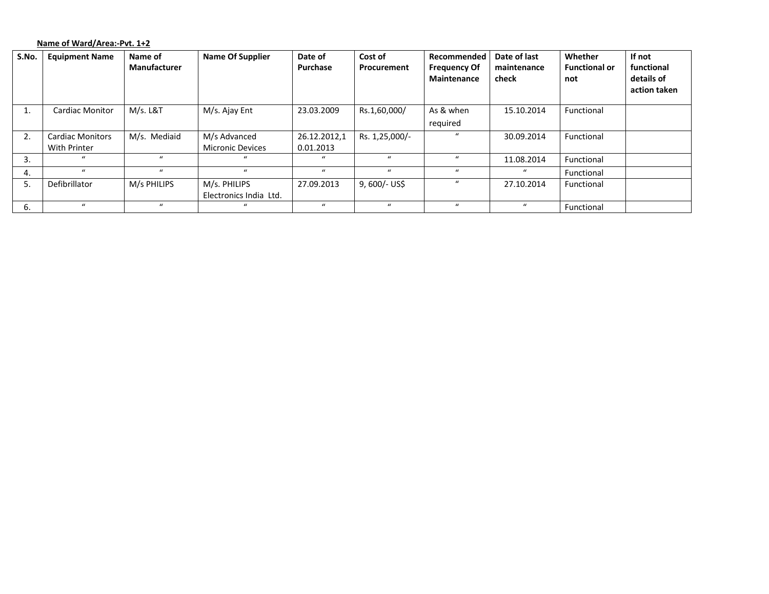**Name of Ward/Area:-Pvt. 1+2**

| S.No. | Equipment Name | Name of Manufacturer | Name Of Supplier | Date of Purchase | Cost of Procurement | Recommended Frequency Of Maintenance | Date of last maintenance check | Whether Functional or not | If not functional details of action taken |
|---|---|---|---|---|---|---|---|---|---|
| 1. | Cardiac Monitor | M/s. L&T | M/s. Ajay Ent | 23.03.2009 | Rs.1,60,000/ | As & when required | 15.10.2014 | Functional | |
| 2. | Cardiac Monitors With Printer | M/s. Mediaid | M/s Advanced Micronic Devices | 26.12.2012,10.01.2013 | Rs. 1,25,000/- | " | 30.09.2014 | Functional | |
| 3. | " | " | " | " | " | " | 11.08.2014 | Functional | |
| 4. | " | " | " | " | " | " | " | Functional | |
| 5. | Defibrillator | M/s PHILIPS | M/s. PHILIPS Electronics India Ltd. | 27.09.2013 | 9, 600/- US$ | " | 27.10.2014 | Functional | |
| 6. | " | " | " | " | " | " | " | Functional | |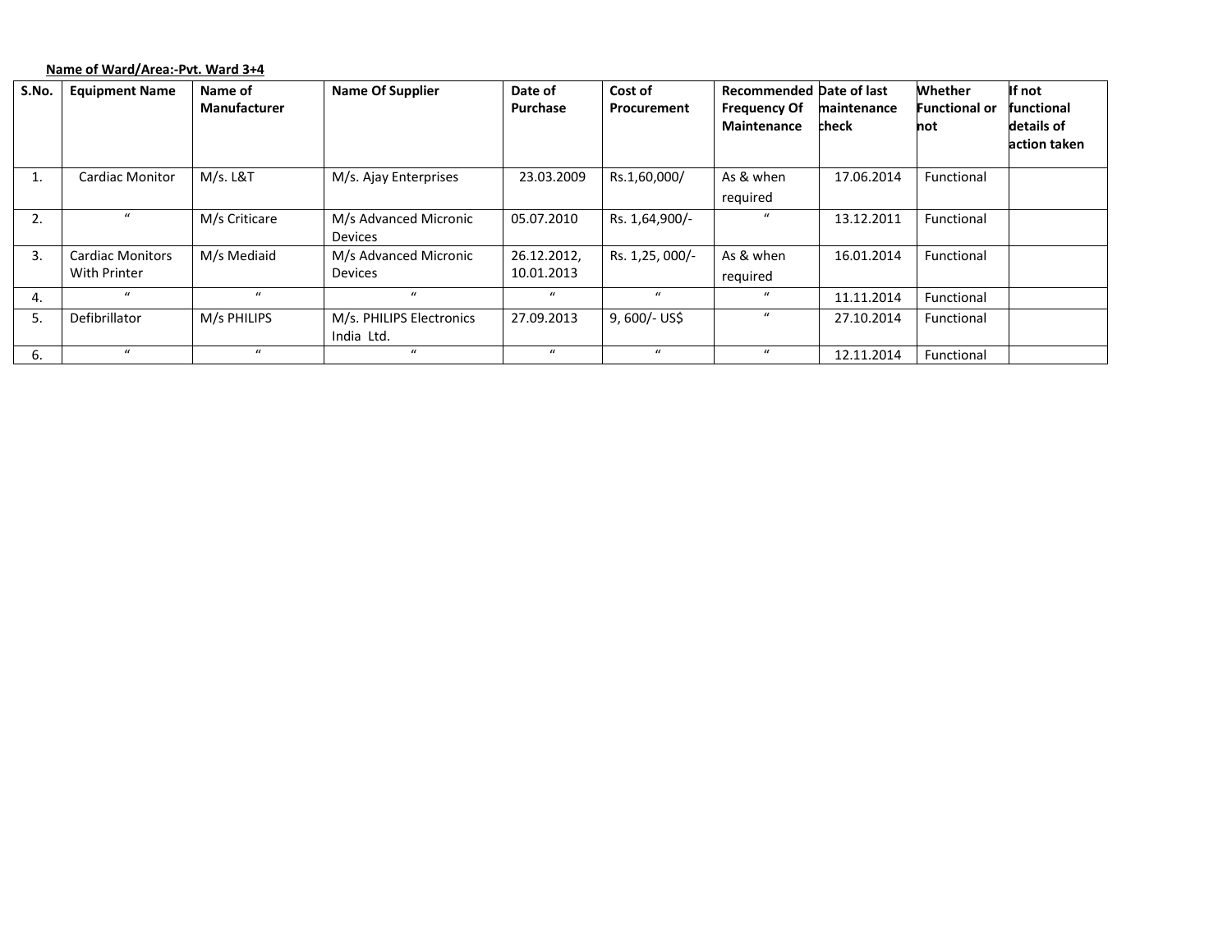**Name of Ward/Area:-Pvt. Ward 3+4**

| S.No. | Equipment Name | Name of Manufacturer | Name Of Supplier | Date of Purchase | Cost of Procurement | Recommended Frequency Of Maintenance | Date of last maintenance check | Whether Functional or not | If not functional details of action taken |
|---|---|---|---|---|---|---|---|---|---|
| 1. | Cardiac Monitor | M/s. L&T | M/s. Ajay Enterprises | 23.03.2009 | Rs.1,60,000/ | As & when required | 17.06.2014 | Functional | |
| 2. | " | M/s Criticare | M/s Advanced Micronic Devices | 05.07.2010 | Rs. 1,64,900/- | " | 13.12.2011 | Functional | |
| 3. | Cardiac Monitors With Printer | M/s Mediaid | M/s Advanced Micronic Devices | 26.12.2012, 10.01.2013 | Rs. 1,25, 000/- | As & when required | 16.01.2014 | Functional | |
| 4. | " | " | " | " | " | " | 11.11.2014 | Functional | |
| 5. | Defibrillator | M/s PHILIPS | M/s. PHILIPS Electronics India Ltd. | 27.09.2013 | 9, 600/- US$ | " | 27.10.2014 | Functional | |
| 6. | " | " | " | " | " | " | 12.11.2014 | Functional | |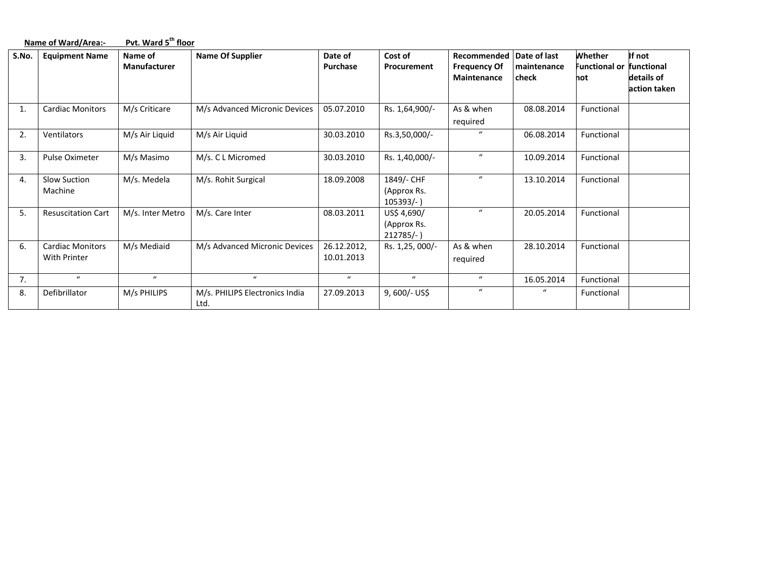**Name of Ward/Area:-** **Pvt. Ward 5th floor**

| S.No. | Equipment Name | Name of Manufacturer | Name Of Supplier | Date of Purchase | Cost of Procurement | Recommended Frequency Of Maintenance | Date of last maintenance check | Whether Functional or not | If not functional details of action taken |
|---|---|---|---|---|---|---|---|---|---|
| 1. | Cardiac Monitors | M/s Criticare | M/s Advanced Micronic Devices | 05.07.2010 | Rs. 1,64,900/- | As & when required | 08.08.2014 | Functional | |
| 2. | Ventilators | M/s Air Liquid | M/s Air Liquid | 30.03.2010 | Rs.3,50,000/- | " | 06.08.2014 | Functional | |
| 3. | Pulse Oximeter | M/s Masimo | M/s. C L Micromed | 30.03.2010 | Rs. 1,40,000/- | " | 10.09.2014 | Functional | |
| 4. | Slow Suction Machine | M/s. Medela | M/s. Rohit Surgical | 18.09.2008 | 1849/- CHF (Approx Rs. 105393/- ) | " | 13.10.2014 | Functional | |
| 5. | Resuscitation Cart | M/s. Inter Metro | M/s. Care Inter | 08.03.2011 | US$ 4,690/ (Approx Rs. 212785/- ) | " | 20.05.2014 | Functional | |
| 6. | Cardiac Monitors With Printer | M/s Mediaid | M/s Advanced Micronic Devices | 26.12.2012, 10.01.2013 | Rs. 1,25, 000/- | As & when required | 28.10.2014 | Functional | |
| 7. | " | " | " | " | " | " | 16.05.2014 | Functional | |
| 8. | Defibrillator | M/s PHILIPS | M/s. PHILIPS Electronics India Ltd. | 27.09.2013 | 9, 600/- US$ | " | " | Functional | |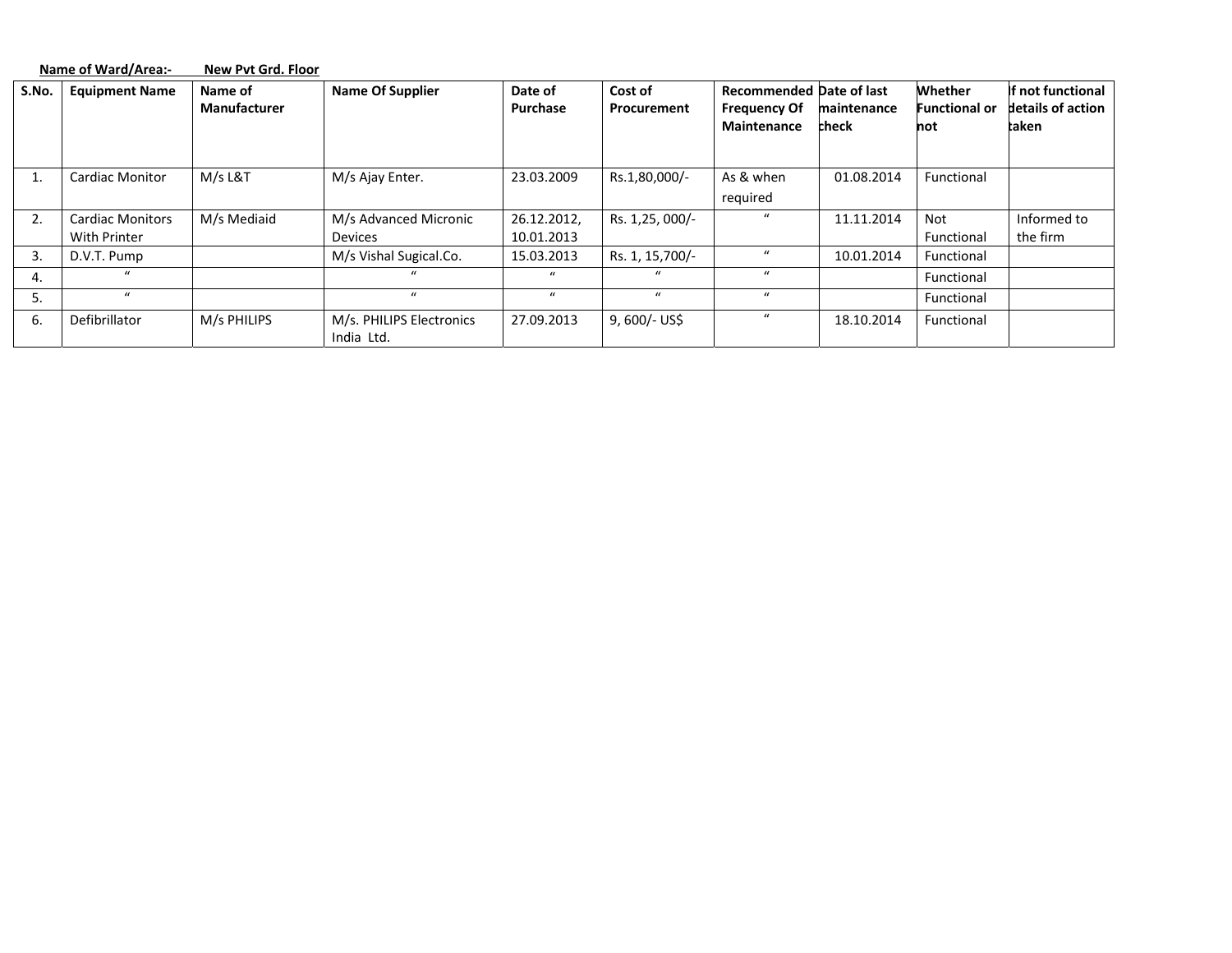**Name of Ward/Area:-** **New Pvt Grd. Floor**

| S.No. | Equipment Name | Name of Manufacturer | Name Of Supplier | Date of Purchase | Cost of Procurement | Recommended Frequency Of Maintenance | Date of last maintenance check | Whether Functional or not | If not functional details of action taken |
|---|---|---|---|---|---|---|---|---|---|
| 1. | Cardiac Monitor | M/s L&T | M/s Ajay Enter. | 23.03.2009 | Rs.1,80,000/- | As & when required | 01.08.2014 | Functional | |
| 2. | Cardiac Monitors With Printer | M/s Mediaid | M/s Advanced Micronic Devices | 26.12.2012, 10.01.2013 | Rs. 1,25, 000/- | “ | 11.11.2014 | Not Functional | Informed to the firm |
| 3. | D.V.T. Pump | | M/s Vishal Sugical.Co. | 15.03.2013 | Rs. 1, 15,700/- | “ | 10.01.2014 | Functional | |
| 4. | “ | | “ | “ | “ | “ | | Functional | |
| 5. | “ | | “ | “ | “ | “ | | Functional | |
| 6. | Defibrillator | M/s PHILIPS | M/s. PHILIPS Electronics India Ltd. | 27.09.2013 | 9, 600/- US$ | “ | 18.10.2014 | Functional | |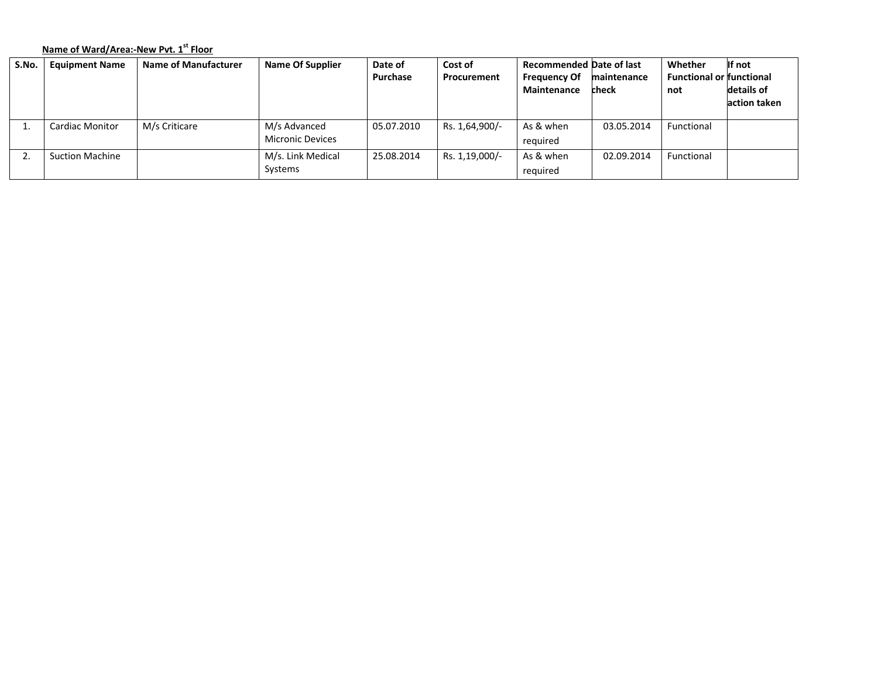**Name of Ward/Area:-New Pvt. 1st Floor**

| S.No. | Equipment Name | Name of Manufacturer | Name Of Supplier | Date of Purchase | Cost of Procurement | Recommended Frequency Of Maintenance | Date of last maintenance check | Whether Functional or not | If not functional details of action taken |
|---|---|---|---|---|---|---|---|---|---|
| 1. | Cardiac Monitor | M/s Criticare | M/s Advanced Micronic Devices | 05.07.2010 | Rs. 1,64,900/- | As & when required | 03.05.2014 | Functional | |
| 2. | Suction Machine | | M/s. Link Medical Systems | 25.08.2014 | Rs. 1,19,000/- | As & when required | 02.09.2014 | Functional | |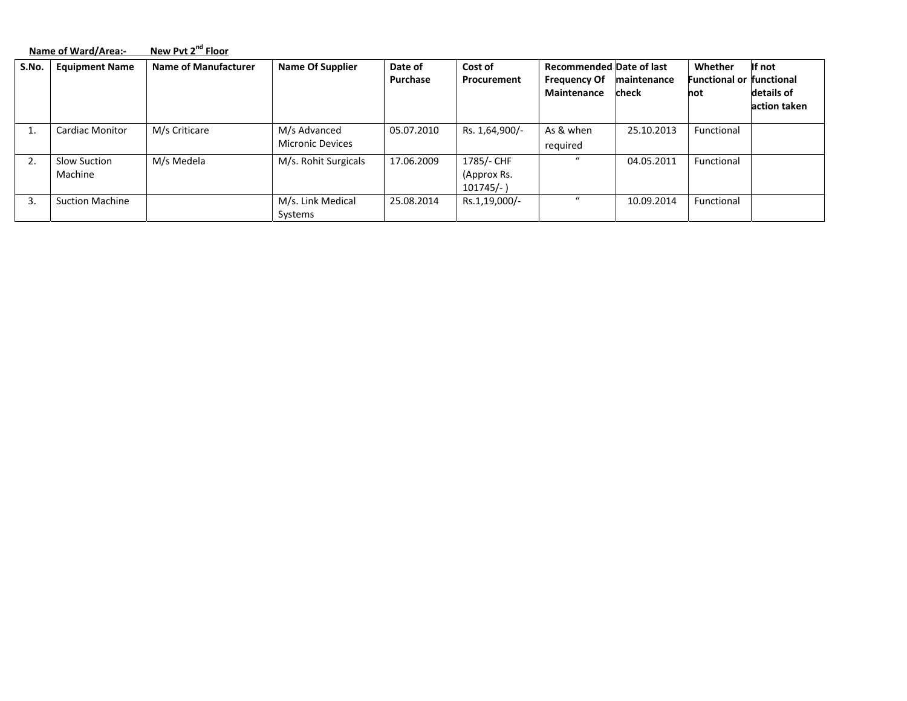**Name of Ward/Area:- New Pvt 2nd Floor**

| S.No. | Equipment Name | Name of Manufacturer | Name Of Supplier | Date of Purchase | Cost of Procurement | Recommended Frequency Of Maintenance | Date of last maintenance check | Whether Functional or not | If not functional details of action taken |
|---|---|---|---|---|---|---|---|---|---|
| 1. | Cardiac Monitor | M/s Criticare | M/s Advanced Micronic Devices | 05.07.2010 | Rs. 1,64,900/- | As & when required | 25.10.2013 | Functional | |
| 2. | Slow Suction Machine | M/s Medela | M/s. Rohit Surgicals | 17.06.2009 | 1785/- CHF (Approx Rs. 101745/- ) | " | 04.05.2011 | Functional | |
| 3. | Suction Machine | | M/s. Link Medical Systems | 25.08.2014 | Rs.1,19,000/- | " | 10.09.2014 | Functional | |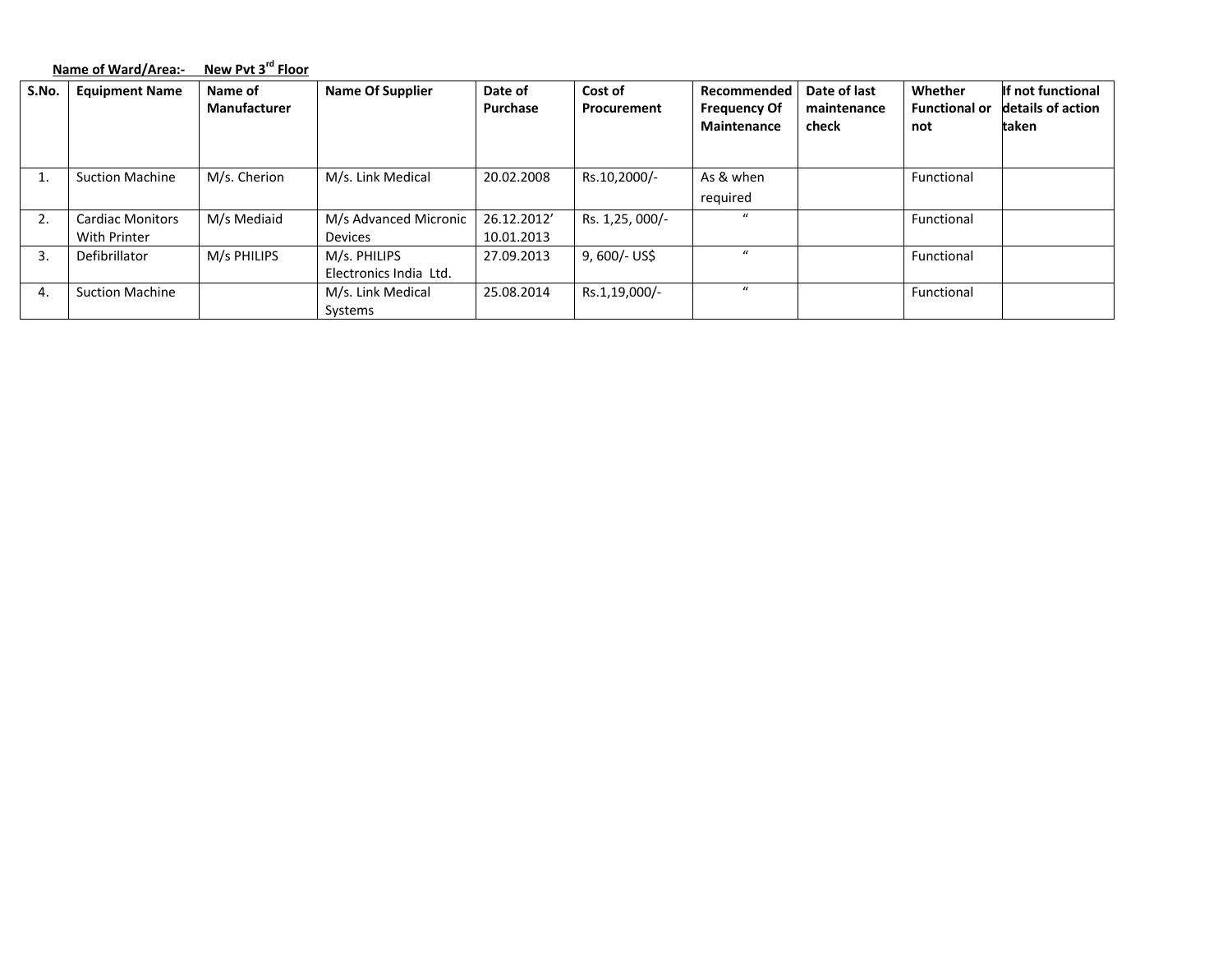**Name of Ward/Area:-  New Pvt 3rd Floor**

| S.No. | Equipment Name | Name of Manufacturer | Name Of Supplier | Date of Purchase | Cost of Procurement | Recommended Frequency Of Maintenance | Date of last maintenance check | Whether Functional or not | If not functional details of action taken |
|---|---|---|---|---|---|---|---|---|---|
| 1. | Suction Machine | M/s. Cherion | M/s. Link Medical | 20.02.2008 | Rs.10,2000/- | As & when required | | Functional | |
| 2. | Cardiac Monitors With Printer | M/s Mediaid | M/s Advanced Micronic Devices | 26.12.2012' 10.01.2013 | Rs. 1,25, 000/- | " | | Functional | |
| 3. | Defibrillator | M/s PHILIPS | M/s. PHILIPS Electronics India Ltd. | 27.09.2013 | 9, 600/- US$ | " | | Functional | |
| 4. | Suction Machine | | M/s. Link Medical Systems | 25.08.2014 | Rs.1,19,000/- | " | | Functional | |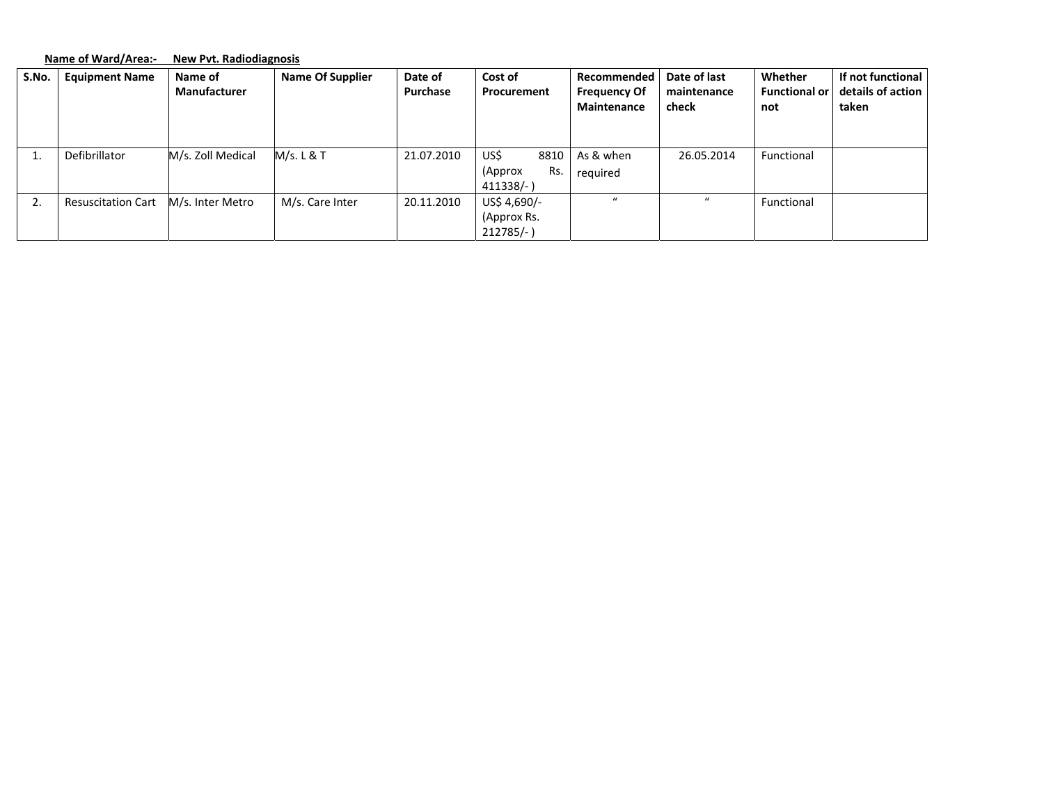**Name of Ward/Area:- New Pvt. Radiodiagnosis**

| S.No. | Equipment Name | Name of Manufacturer | Name Of Supplier | Date of Purchase | Cost of Procurement | Recommended Frequency Of Maintenance | Date of last maintenance check | Whether Functional or not | If not functional details of action taken |
|---|---|---|---|---|---|---|---|---|---|
| 1. | Defibrillator | M/s. Zoll Medical | M/s. L & T | 21.07.2010 | US$ 8810 (Approx Rs. 411338/- ) | As & when required | 26.05.2014 | Functional | |
| 2. | Resuscitation Cart | M/s. Inter Metro | M/s. Care Inter | 20.11.2010 | US$ 4,690/- (Approx Rs. 212785/- ) | " | " | Functional | |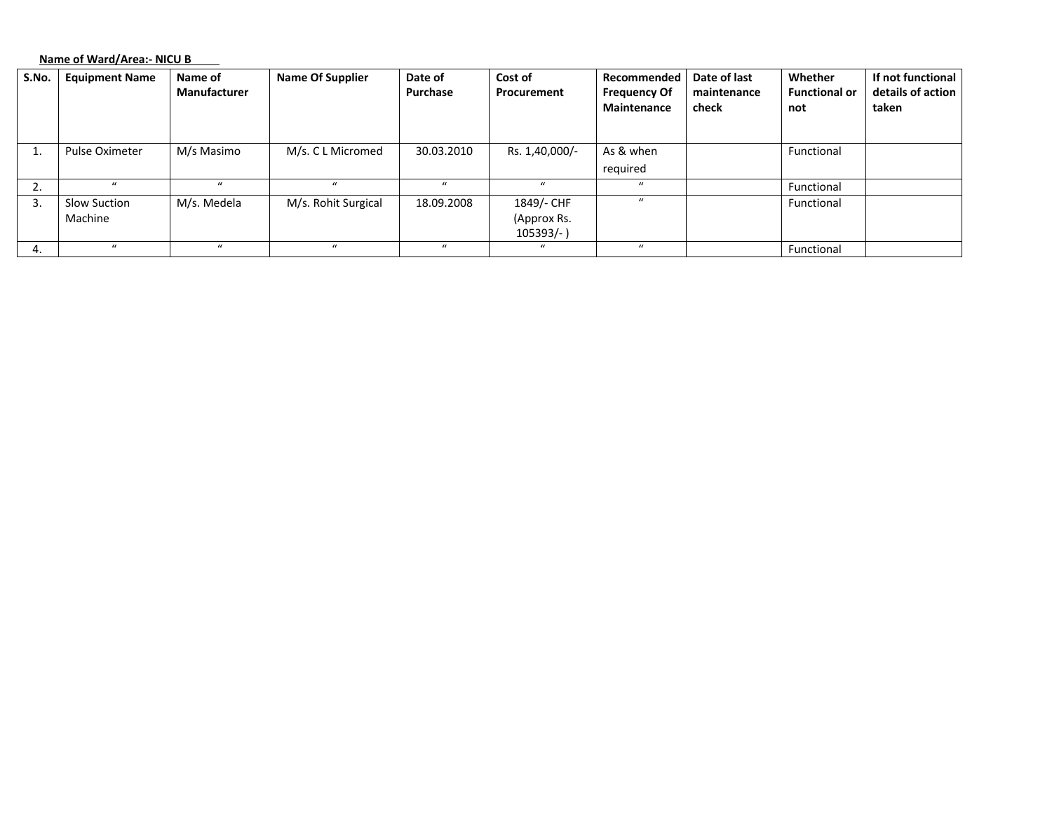**Name of Ward/Area:- NICU B**

| S.No. | Equipment Name | Name of Manufacturer | Name Of Supplier | Date of Purchase | Cost of Procurement | Recommended Frequency Of Maintenance | Date of last maintenance check | Whether Functional or not | If not functional details of action taken |
|---|---|---|---|---|---|---|---|---|---|
| 1. | Pulse Oximeter | M/s Masimo | M/s. C L Micromed | 30.03.2010 | Rs. 1,40,000/- | As & when required | | Functional | |
| 2. | " | " | " | " | " | " | | Functional | |
| 3. | Slow Suction Machine | M/s. Medela | M/s. Rohit Surgical | 18.09.2008 | 1849/- CHF (Approx Rs. 105393/- ) | " | | Functional | |
| 4. | " | " | " | " | " | " | | Functional | |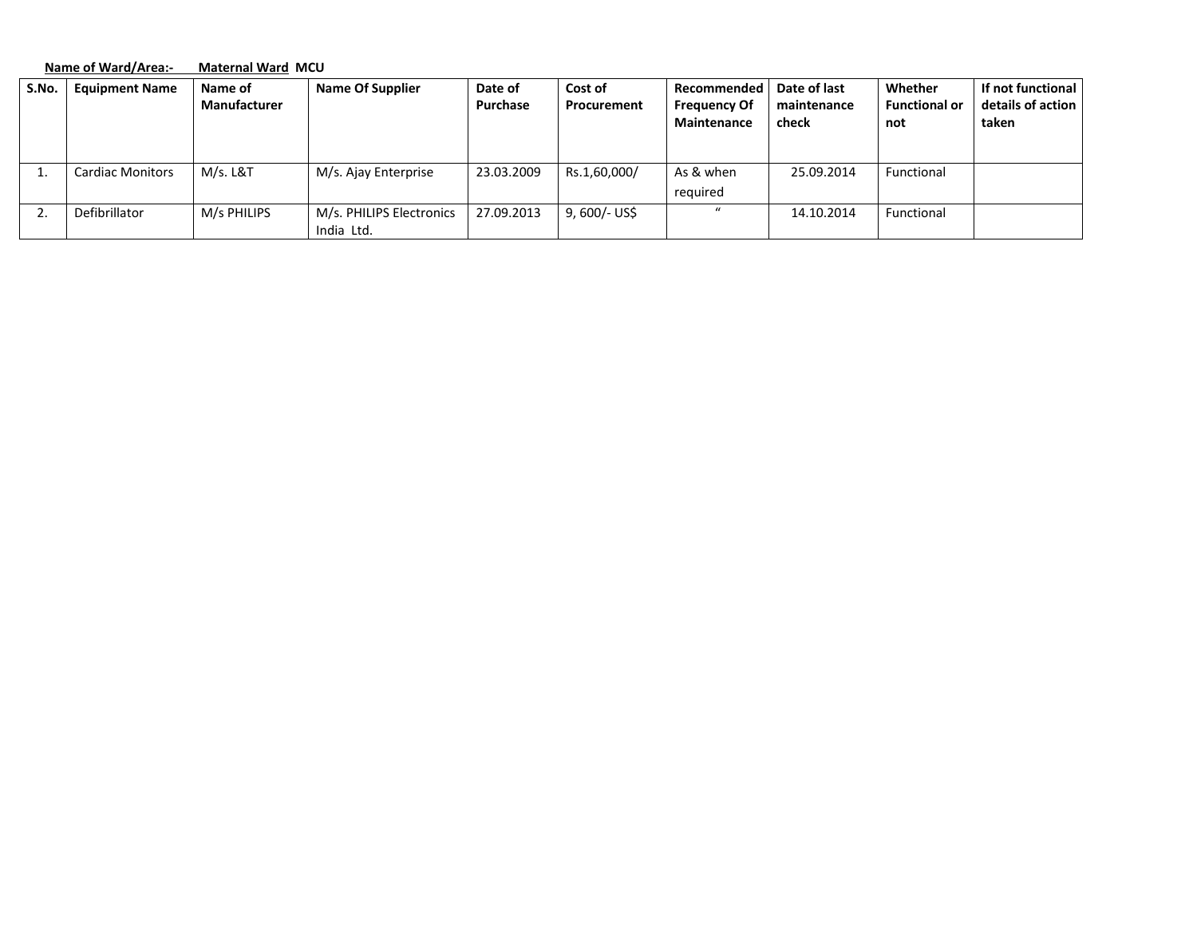**Name of Ward/Area:-     Maternal Ward MCU**

| S.No. | Equipment Name | Name of Manufacturer | Name Of Supplier | Date of Purchase | Cost of Procurement | Recommended Frequency Of Maintenance | Date of last maintenance check | Whether Functional or not | If not functional details of action taken |
|---|---|---|---|---|---|---|---|---|---|
| 1. | Cardiac Monitors | M/s. L&T | M/s. Ajay Enterprise | 23.03.2009 | Rs.1,60,000/ | As & when required | 25.09.2014 | Functional | |
| 2. | Defibrillator | M/s PHILIPS | M/s. PHILIPS Electronics India Ltd. | 27.09.2013 | 9, 600/- US$ | " | 14.10.2014 | Functional | |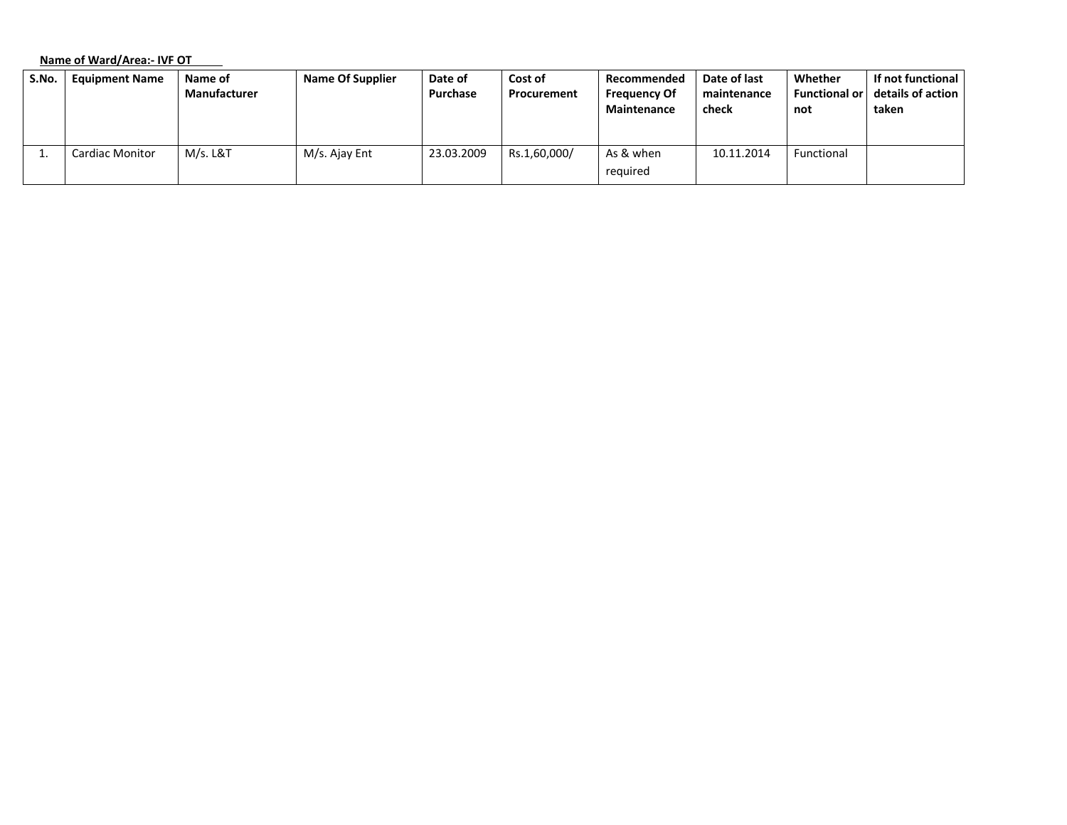**Name of Ward/Area:- IVF OT**

| S.No. | Equipment Name | Name of Manufacturer | Name Of Supplier | Date of Purchase | Cost of Procurement | Recommended Frequency Of Maintenance | Date of last maintenance check | Whether Functional or not | If not functional details of action taken |
|---|---|---|---|---|---|---|---|---|---|
| 1. | Cardiac Monitor | M/s. L&T | M/s. Ajay Ent | 23.03.2009 | Rs.1,60,000/ | As & when required | 10.11.2014 | Functional | |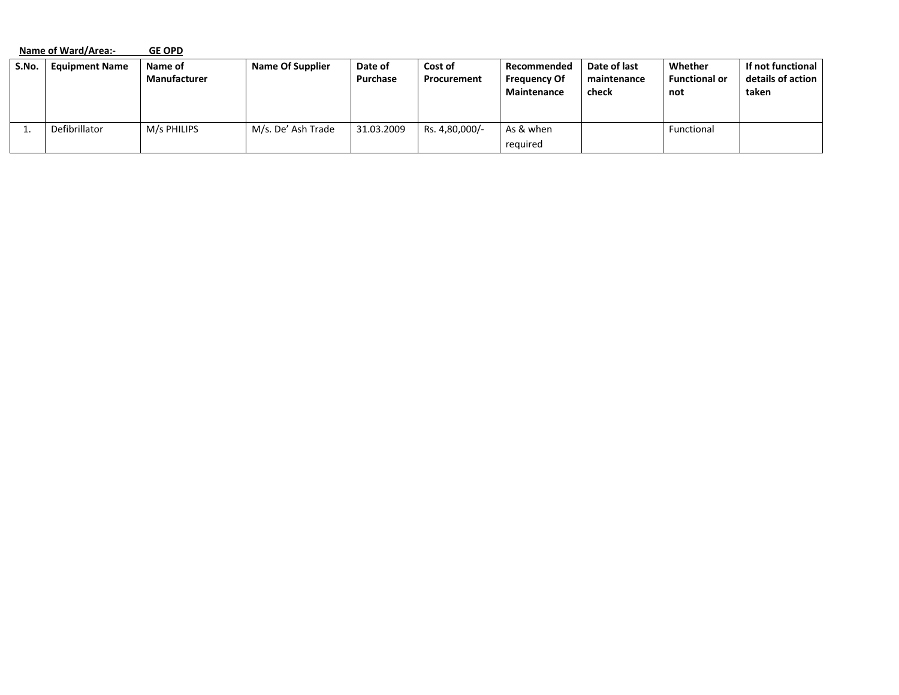**Name of Ward/Area:- GE OPD**

| S.No. | Equipment Name | Name of Manufacturer | Name Of Supplier | Date of Purchase | Cost of Procurement | Recommended Frequency Of Maintenance | Date of last maintenance check | Whether Functional or not | If not functional details of action taken |
|---|---|---|---|---|---|---|---|---|---|
| 1. | Defibrillator | M/s PHILIPS | M/s. De' Ash Trade | 31.03.2009 | Rs. 4,80,000/- | As & when required | | Functional | |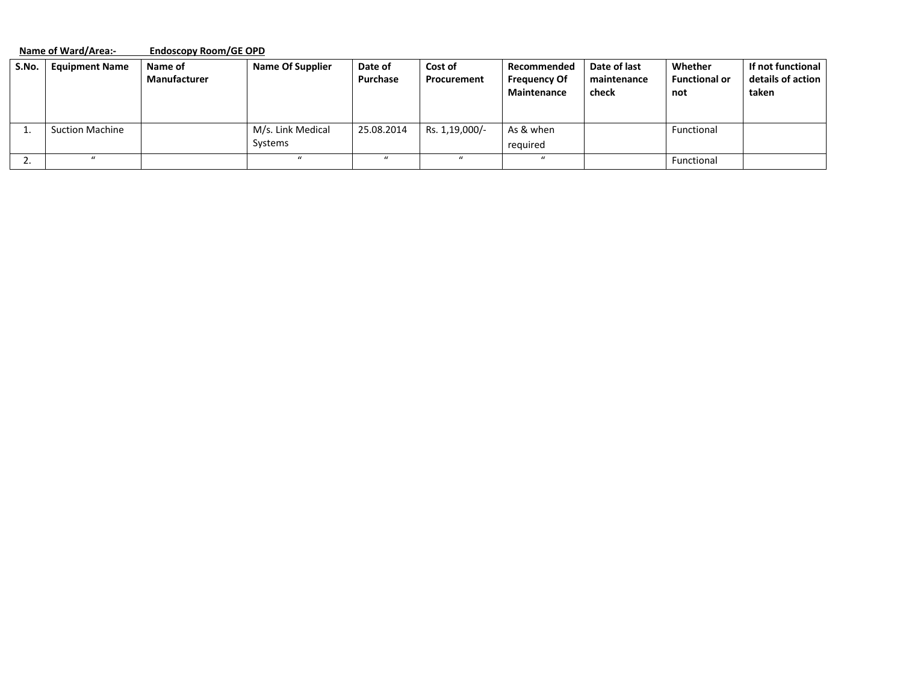**Name of Ward/Area:-** **Endoscopy Room/GE OPD**

| S.No. | Equipment Name | Name of Manufacturer | Name Of Supplier | Date of Purchase | Cost of Procurement | Recommended Frequency Of Maintenance | Date of last maintenance check | Whether Functional or not | If not functional details of action taken |
|---|---|---|---|---|---|---|---|---|---|
| 1. | Suction Machine | | M/s. Link Medical Systems | 25.08.2014 | Rs. 1,19,000/- | As & when required | | Functional | |
| 2. | " | | " | " | " | " | | Functional | |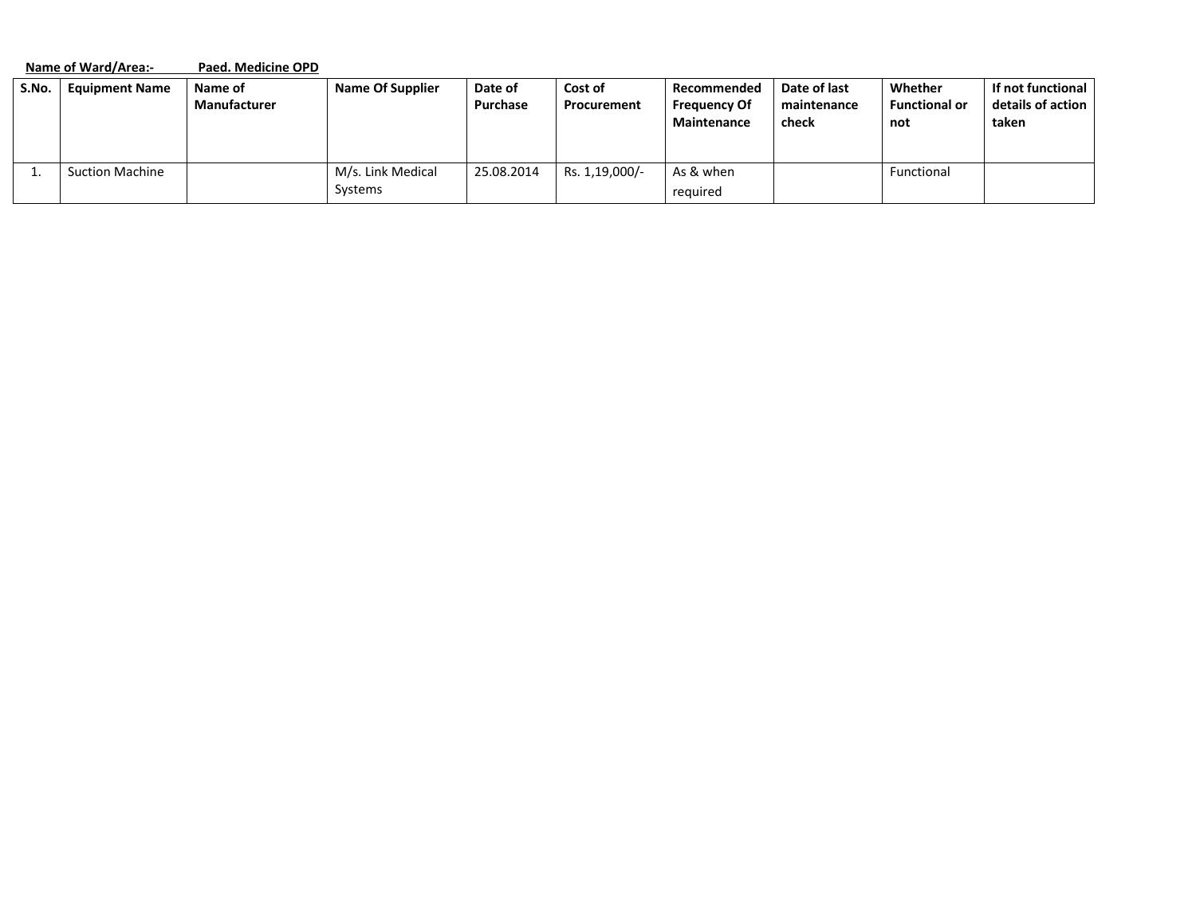**Name of Ward/Area:-** **Paed. Medicine OPD**

| S.No. | Equipment Name | Name of Manufacturer | Name Of Supplier | Date of Purchase | Cost of Procurement | Recommended Frequency Of Maintenance | Date of last maintenance check | Whether Functional or not | If not functional details of action taken |
|---|---|---|---|---|---|---|---|---|---|
| 1. | Suction Machine | | M/s. Link Medical Systems | 25.08.2014 | Rs. 1,19,000/- | As & when required | | Functional | |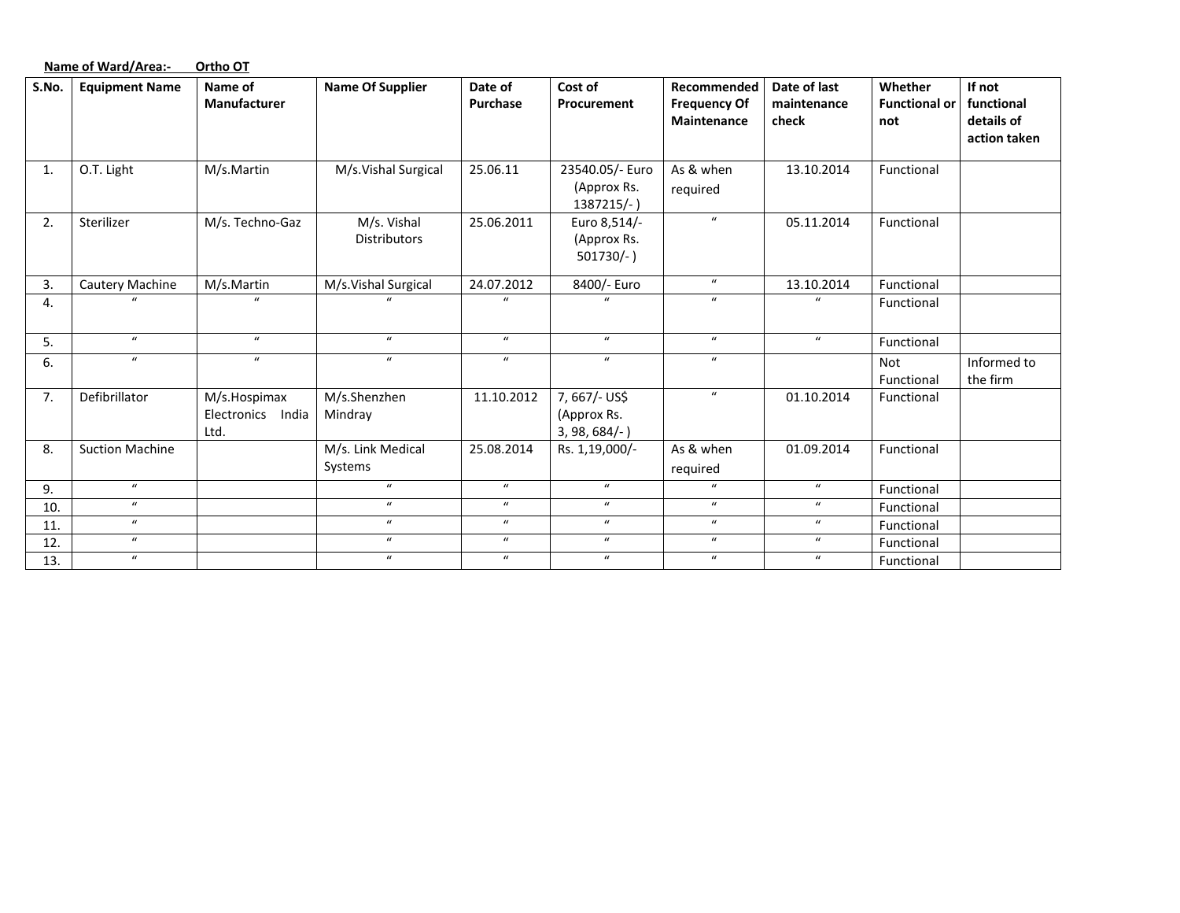**Name of Ward/Area:- Ortho OT**

| S.No. | Equipment Name | Name of Manufacturer | Name Of Supplier | Date of Purchase | Cost of Procurement | Recommended Frequency Of Maintenance | Date of last maintenance check | Whether Functional or not | If not functional details of action taken |
|---|---|---|---|---|---|---|---|---|---|
| 1. | O.T. Light | M/s.Martin | M/s.Vishal Surgical | 25.06.11 | 23540.05/- Euro (Approx Rs. 1387215/- ) | As & when required | 13.10.2014 | Functional | |
| 2. | Sterilizer | M/s. Techno-Gaz | M/s. Vishal Distributors | 25.06.2011 | Euro 8,514/- (Approx Rs. 501730/- ) | " | 05.11.2014 | Functional | |
| 3. | Cautery Machine | M/s.Martin | M/s.Vishal Surgical | 24.07.2012 | 8400/- Euro | " | 13.10.2014 | Functional | |
| 4. | " | " | " | " | " | " | " | Functional | |
| 5. | " | " | " | " | " | " | " | Functional | |
| 6. | " | " | " | " | " | " | | Not Functional | Informed to the firm |
| 7. | Defibrillator | M/s.Hospimax Electronics India Ltd. | M/s.Shenzhen Mindray | 11.10.2012 | 7, 667/- US$ (Approx Rs. 3, 98, 684/- ) | " | 01.10.2014 | Functional | |
| 8. | Suction Machine | | M/s. Link Medical Systems | 25.08.2014 | Rs. 1,19,000/- | As & when required | 01.09.2014 | Functional | |
| 9. | " | | " | " | " | " | " | Functional | |
| 10. | " | | " | " | " | " | " | Functional | |
| 11. | " | | " | " | " | " | " | Functional | |
| 12. | " | | " | " | " | " | " | Functional | |
| 13. | " | | " | " | " | " | " | Functional | |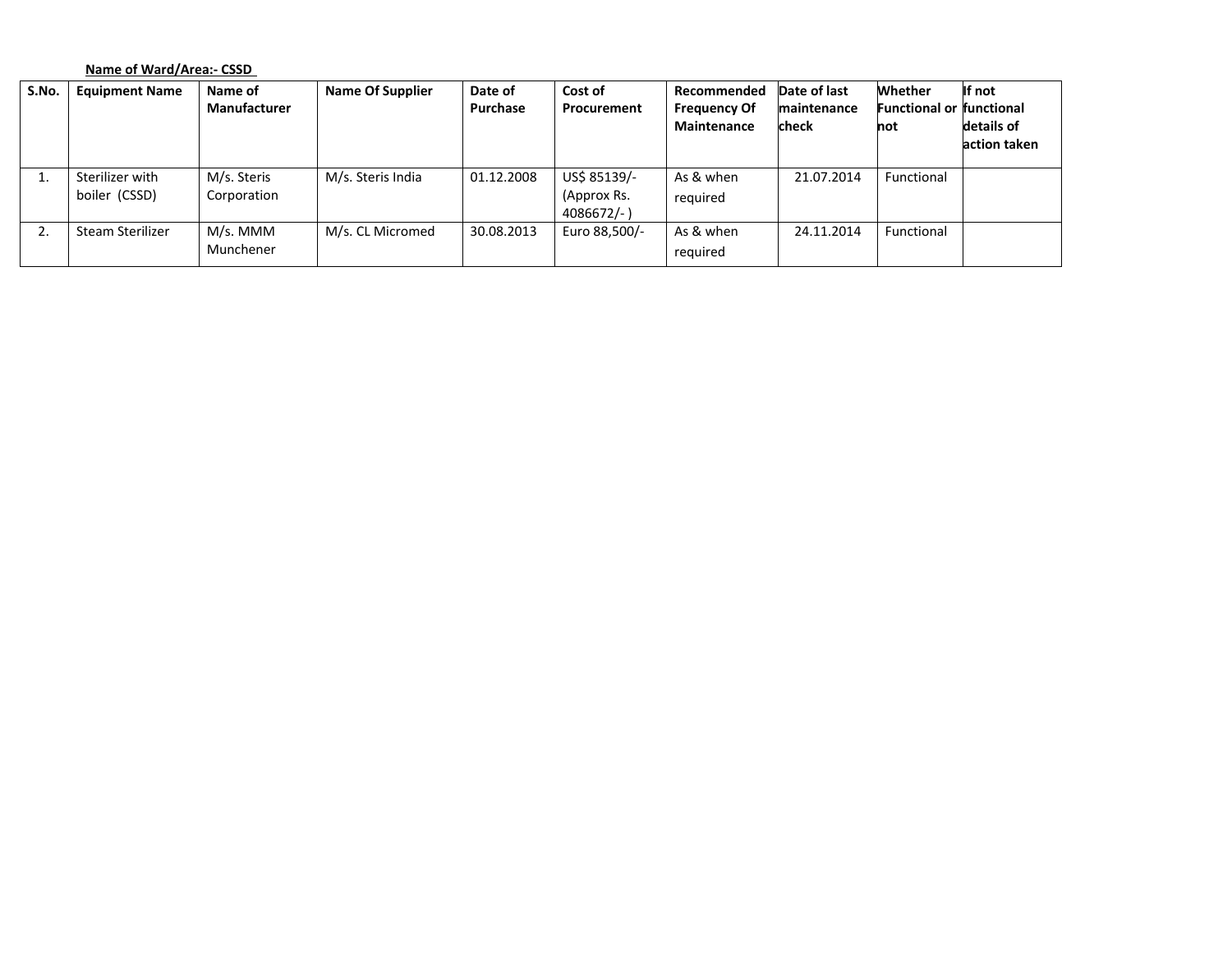**Name of Ward/Area:- CSSD**

| S.No. | Equipment Name | Name of Manufacturer | Name Of Supplier | Date of Purchase | Cost of Procurement | Recommended Frequency Of Maintenance | Date of last maintenance check | Whether Functional or not | If not functional details of action taken |
|---|---|---|---|---|---|---|---|---|---|
| 1. | Sterilizer with boiler (CSSD) | M/s. Steris Corporation | M/s. Steris India | 01.12.2008 | US$ 85139/- (Approx Rs. 4086672/- ) | As & when required | 21.07.2014 | Functional | |
| 2. | Steam Sterilizer | M/s. MMM Munchener | M/s. CL Micromed | 30.08.2013 | Euro 88,500/- | As & when required | 24.11.2014 | Functional | |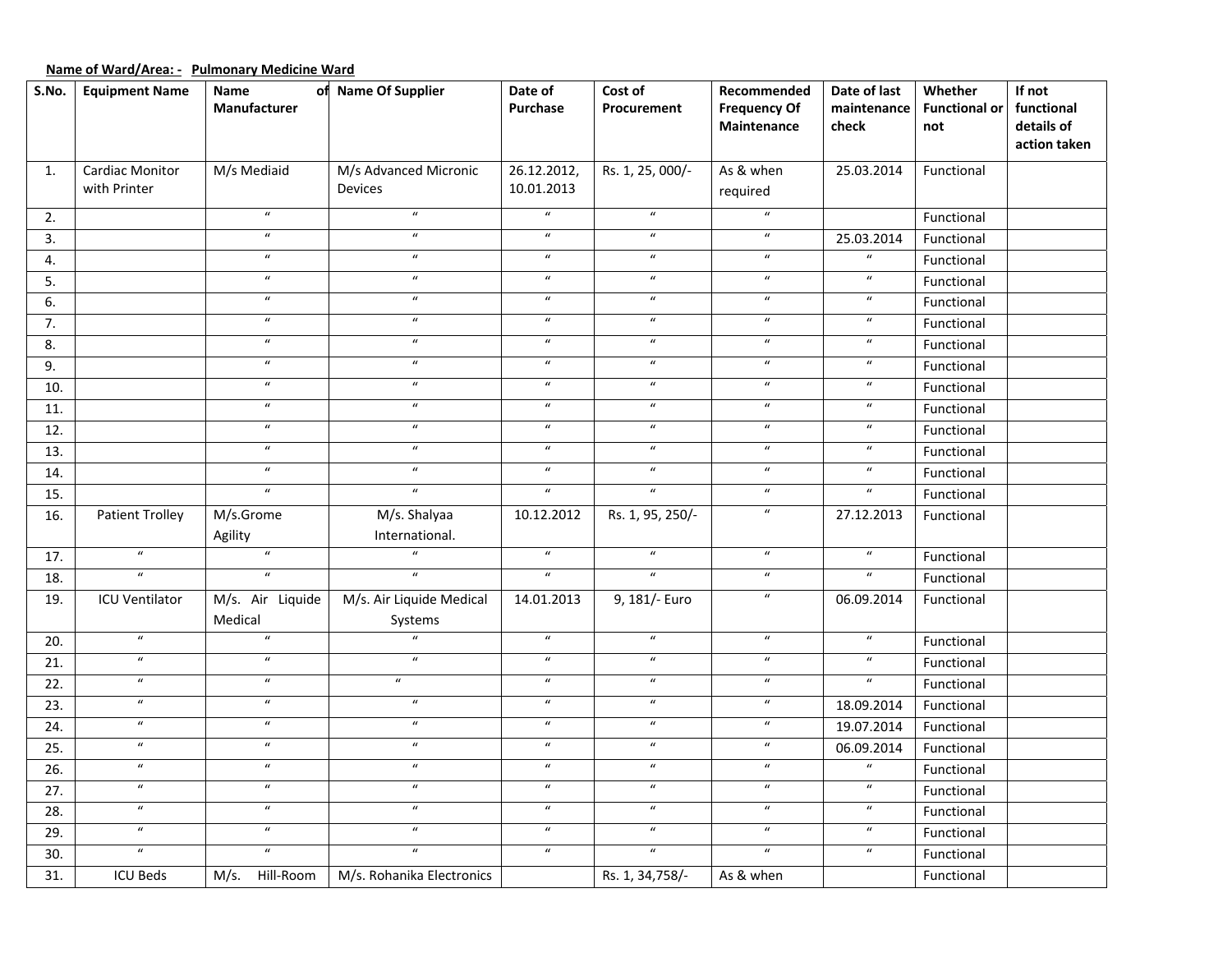**Name of Ward/Area: - Pulmonary Medicine Ward**

| S.No. | Equipment Name | Name of Manufacturer | Name Of Supplier | Date of Purchase | Cost of Procurement | Recommended Frequency Of Maintenance | Date of last maintenance check | Whether Functional or not | If not functional details of action taken |
|---|---|---|---|---|---|---|---|---|---|
| 1. | Cardiac Monitor with Printer | M/s Mediaid | M/s Advanced Micronic Devices | 26.12.2012, 10.01.2013 | Rs. 1, 25, 000/- | As & when required | 25.03.2014 | Functional | |
| 2. | | " | " | " | " | " | | Functional | |
| 3. | | " | " | " | " | " | 25.03.2014 | Functional | |
| 4. | | " | " | " | " | " | " | Functional | |
| 5. | | " | " | " | " | " | " | Functional | |
| 6. | | " | " | " | " | " | " | Functional | |
| 7. | | " | " | " | " | " | " | Functional | |
| 8. | | " | " | " | " | " | " | Functional | |
| 9. | | " | " | " | " | " | " | Functional | |
| 10. | | " | " | " | " | " | " | Functional | |
| 11. | | " | " | " | " | " | " | Functional | |
| 12. | | " | " | " | " | " | " | Functional | |
| 13. | | " | " | " | " | " | " | Functional | |
| 14. | | " | " | " | " | " | " | Functional | |
| 15. | | " | " | " | " | " | " | Functional | |
| 16. | Patient Trolley | M/s.Grome Agility | M/s. Shalyaa International. | 10.12.2012 | Rs. 1, 95, 250/- | " | 27.12.2013 | Functional | |
| 17. | " | " | " | " | " | " | " | Functional | |
| 18. | " | " | " | " | " | " | " | Functional | |
| 19. | ICU Ventilator | M/s. Air Liquide Medical | M/s. Air Liquide Medical Systems | 14.01.2013 | 9, 181/- Euro | " | 06.09.2014 | Functional | |
| 20. | " | " | " | " | " | " | " | Functional | |
| 21. | " | " | " | " | " | " | " | Functional | |
| 22. | " | " | " | " | " | " | " | Functional | |
| 23. | " | " | " | " | " | " | 18.09.2014 | Functional | |
| 24. | " | " | " | " | " | " | 19.07.2014 | Functional | |
| 25. | " | " | " | " | " | " | 06.09.2014 | Functional | |
| 26. | " | " | " | " | " | " | " | Functional | |
| 27. | " | " | " | " | " | " | " | Functional | |
| 28. | " | " | " | " | " | " | " | Functional | |
| 29. | " | " | " | " | " | " | " | Functional | |
| 30. | " | " | " | " | " | " | " | Functional | |
| 31. | ICU Beds | M/s. Hill-Room | M/s. Rohanika Electronics | | Rs. 1, 34,758/- | As & when | | Functional | |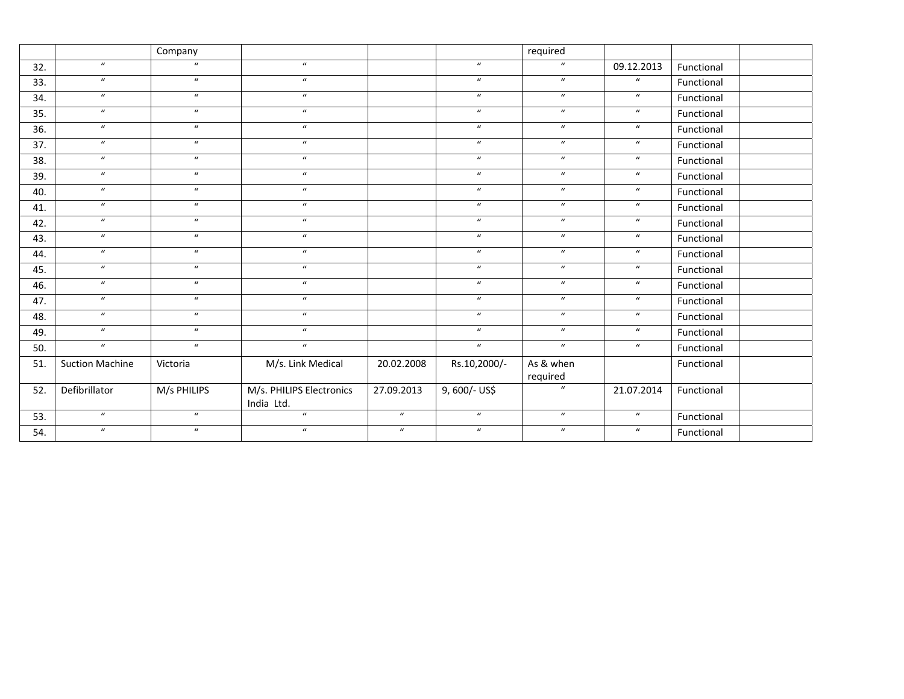| | | Company | | | | required | | | |
|---|---|---|---|---|---|---|---|---|---|
| 32. | " | " | " | | " | " | 09.12.2013 | Functional | |
| 33. | " | " | " | | " | " | " | Functional | |
| 34. | " | " | " | | " | " | " | Functional | |
| 35. | " | " | " | | " | " | " | Functional | |
| 36. | " | " | " | | " | " | " | Functional | |
| 37. | " | " | " | | " | " | " | Functional | |
| 38. | " | " | " | | " | " | " | Functional | |
| 39. | " | " | " | | " | " | " | Functional | |
| 40. | " | " | " | | " | " | " | Functional | |
| 41. | " | " | " | | " | " | " | Functional | |
| 42. | " | " | " | | " | " | " | Functional | |
| 43. | " | " | " | | " | " | " | Functional | |
| 44. | " | " | " | | " | " | " | Functional | |
| 45. | " | " | " | | " | " | " | Functional | |
| 46. | " | " | " | | " | " | " | Functional | |
| 47. | " | " | " | | " | " | " | Functional | |
| 48. | " | " | " | | " | " | " | Functional | |
| 49. | " | " | " | | " | " | " | Functional | |
| 50. | " | " | " | | " | " | " | Functional | |
| 51. | Suction Machine | Victoria | M/s. Link Medical | 20.02.2008 | Rs.10,2000/- | As & when required | | Functional | |
| 52. | Defibrillator | M/s PHILIPS | M/s. PHILIPS Electronics India Ltd. | 27.09.2013 | 9, 600/- US$ | " | 21.07.2014 | Functional | |
| 53. | " | " | " | " | " | " | " | Functional | |
| 54. | " | " | " | " | " | " | " | Functional | |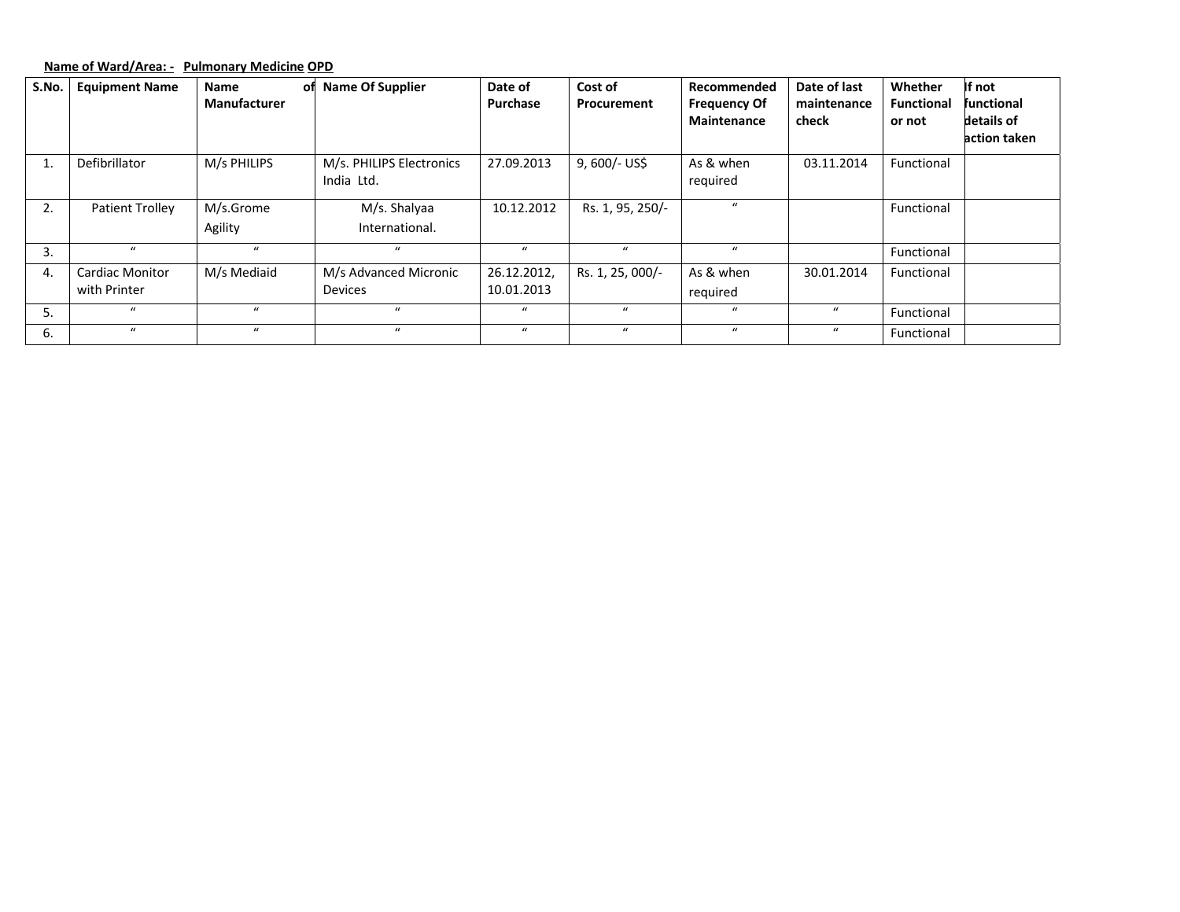**Name of Ward/Area: - Pulmonary Medicine OPD**

| S.No. | Equipment Name | Name of Manufacturer | Name Of Supplier | Date of Purchase | Cost of Procurement | Recommended Frequency Of Maintenance | Date of last maintenance check | Whether Functional or not | If not functional details of action taken |
|---|---|---|---|---|---|---|---|---|---|
| 1. | Defibrillator | M/s PHILIPS | M/s. PHILIPS Electronics India Ltd. | 27.09.2013 | 9, 600/- US$ | As & when required | 03.11.2014 | Functional | |
| 2. | Patient Trolley | M/s.Grome Agility | M/s. Shalyaa International. | 10.12.2012 | Rs. 1, 95, 250/- | " | | Functional | |
| 3. | " | " | " | " | " | " | | Functional | |
| 4. | Cardiac Monitor with Printer | M/s Mediaid | M/s Advanced Micronic Devices | 26.12.2012, 10.01.2013 | Rs. 1, 25, 000/- | As & when required | 30.01.2014 | Functional | |
| 5. | " | " | " | " | " | " | " | Functional | |
| 6. | " | " | " | " | " | " | " | Functional | |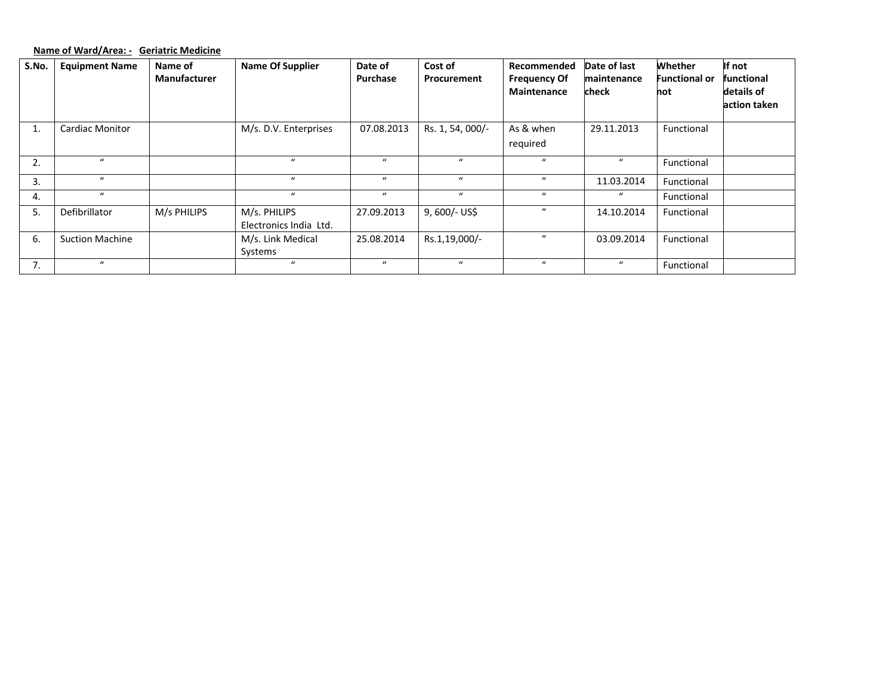**Name of Ward/Area: - Geriatric Medicine**

| S.No. | Equipment Name | Name of Manufacturer | Name Of Supplier | Date of Purchase | Cost of Procurement | Recommended Frequency Of Maintenance | Date of last maintenance check | Whether Functional or not | If not functional details of action taken |
|---|---|---|---|---|---|---|---|---|---|
| 1. | Cardiac Monitor | | M/s. D.V. Enterprises | 07.08.2013 | Rs. 1, 54, 000/- | As & when required | 29.11.2013 | Functional | |
| 2. | " | | " | " | " | " | " | Functional | |
| 3. | " | | " | " | " | " | 11.03.2014 | Functional | |
| 4. | " | | " | " | " | " | " | Functional | |
| 5. | Defibrillator | M/s PHILIPS | M/s. PHILIPS Electronics India Ltd. | 27.09.2013 | 9, 600/- US$ | " | 14.10.2014 | Functional | |
| 6. | Suction Machine | | M/s. Link Medical Systems | 25.08.2014 | Rs.1,19,000/- | " | 03.09.2014 | Functional | |
| 7. | " | | " | " | " | " | " | Functional | |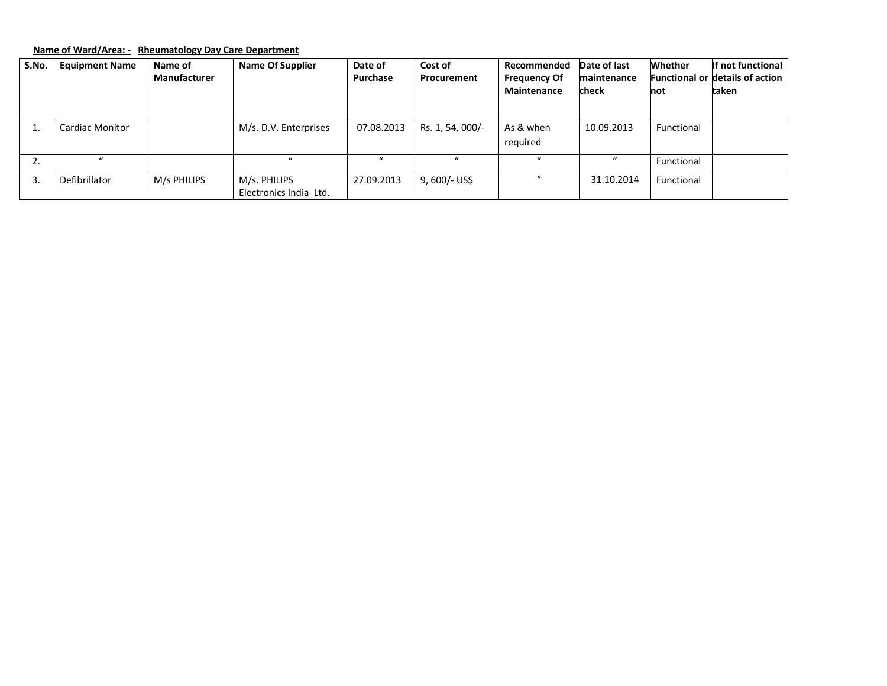**Name of Ward/Area: - Rheumatology Day Care Department**

| S.No. | Equipment Name | Name of Manufacturer | Name Of Supplier | Date of Purchase | Cost of Procurement | Recommended Frequency Of Maintenance | Date of last maintenance check | Whether Functional or not | If not functional details of action taken |
|---|---|---|---|---|---|---|---|---|---|
| 1. | Cardiac Monitor | | M/s. D.V. Enterprises | 07.08.2013 | Rs. 1, 54, 000/- | As & when required | 10.09.2013 | Functional | |
| 2. | " | | " | " | " | " | " | Functional | |
| 3. | Defibrillator | M/s PHILIPS | M/s. PHILIPS Electronics India Ltd. | 27.09.2013 | 9, 600/- US$ | " | 31.10.2014 | Functional | |